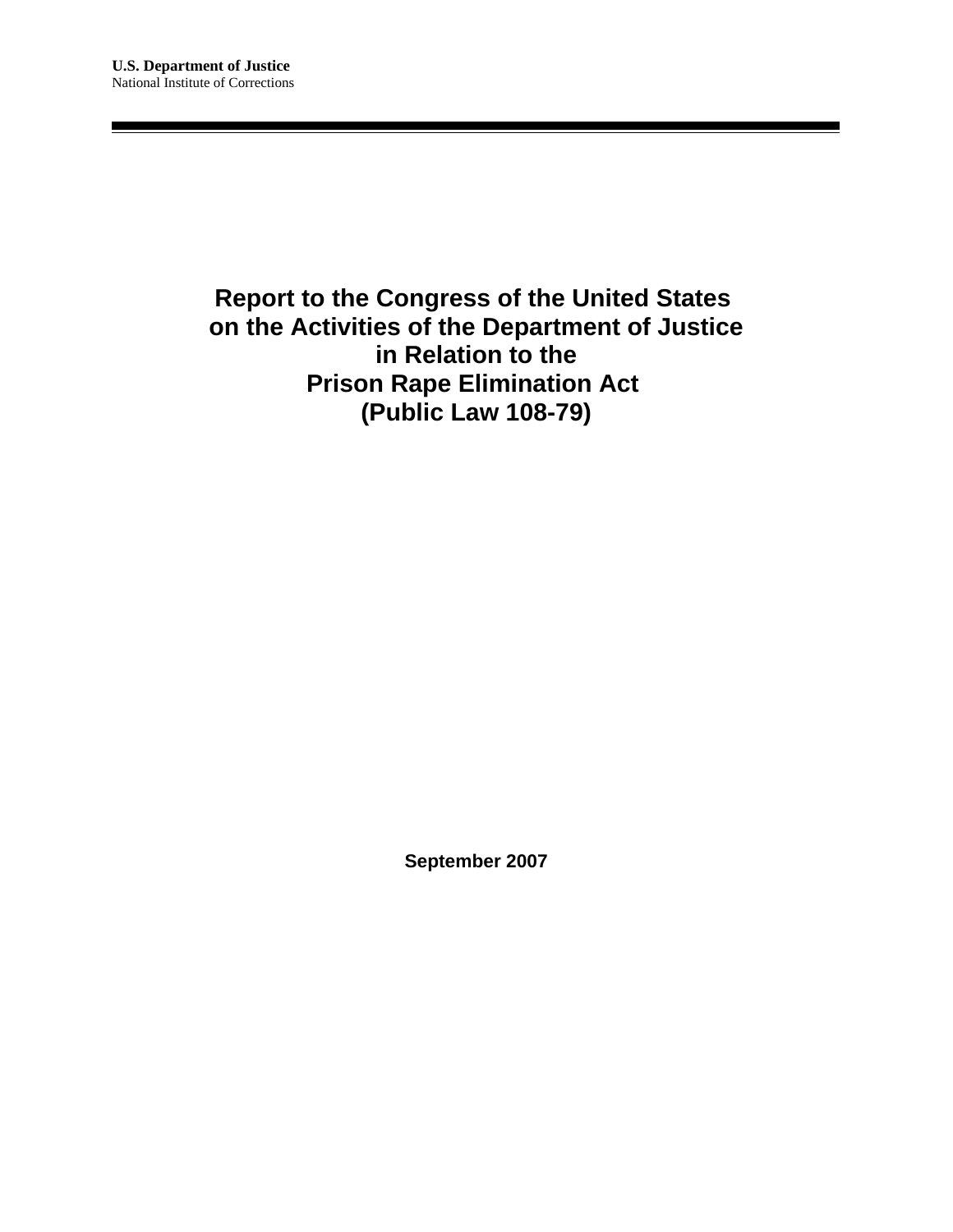**U.S. Department of Justice**
National Institute of Corrections

---

# Report to the Congress of the United States on the Activities of the Department of Justice in Relation to the Prison Rape Elimination Act (Public Law 108-79)

**September 2007**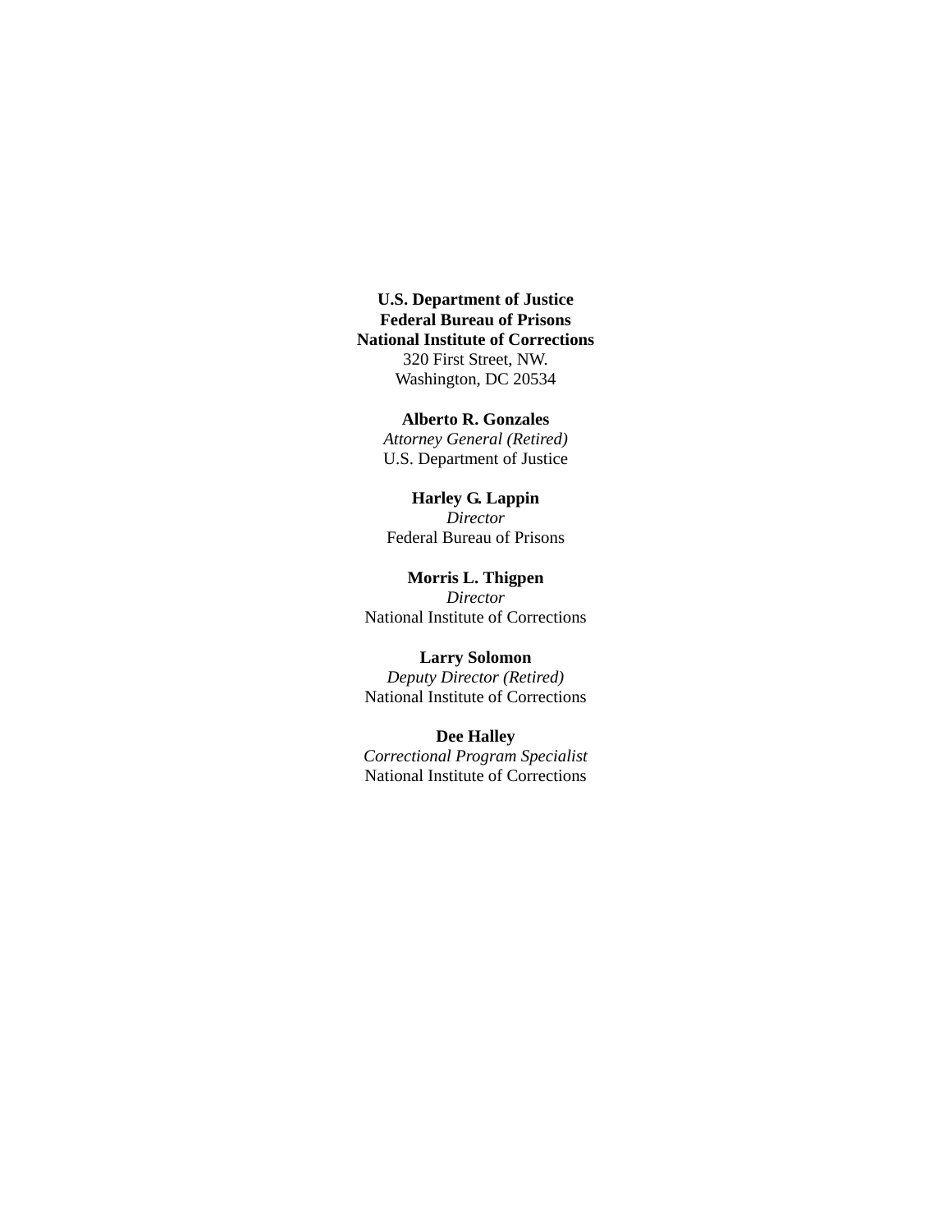**U.S. Department of Justice**
**Federal Bureau of Prisons**
**National Institute of Corrections**
320 First Street, NW.
Washington, DC 20534

**Alberto R. Gonzales**
*Attorney General (Retired)*
U.S. Department of Justice

**Harley G. Lappin**
*Director*
Federal Bureau of Prisons

**Morris L. Thigpen**
*Director*
National Institute of Corrections

**Larry Solomon**
*Deputy Director (Retired)*
National Institute of Corrections

**Dee Halley**
*Correctional Program Specialist*
National Institute of Corrections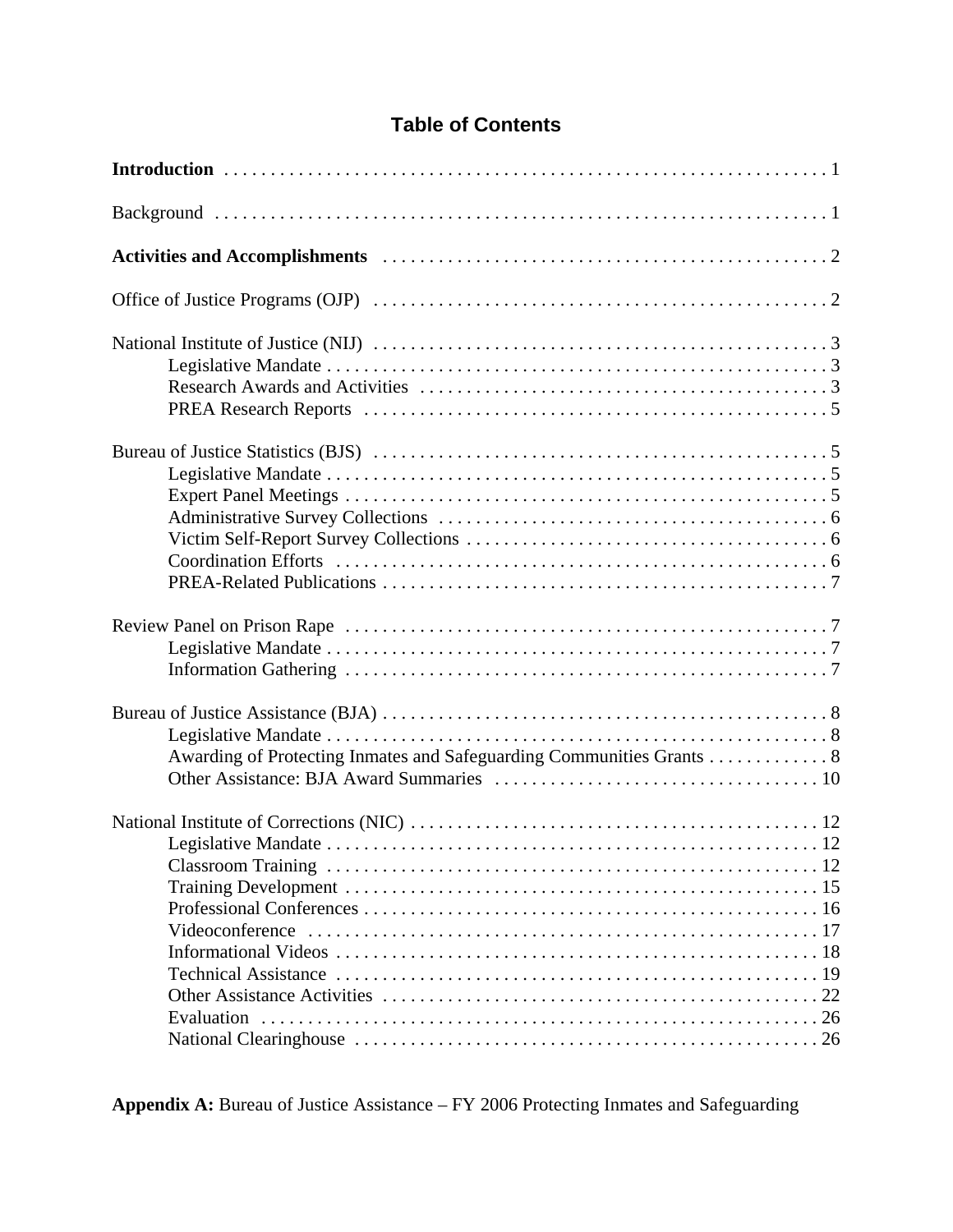## Table of Contents

**Introduction** . . . . . . . . . . . . . . . . . . . . . . . . . . . . . . . . . . . . . . . . . . . . . . . . . . . . . . . . . . . . . . . . 1

Background . . . . . . . . . . . . . . . . . . . . . . . . . . . . . . . . . . . . . . . . . . . . . . . . . . . . . . . . . . . . . . . . 1

**Activities and Accomplishments** . . . . . . . . . . . . . . . . . . . . . . . . . . . . . . . . . . . . . . . . . . . . . . . 2

Office of Justice Programs (OJP) . . . . . . . . . . . . . . . . . . . . . . . . . . . . . . . . . . . . . . . . . . . . . . . . . 2

National Institute of Justice (NIJ) . . . . . . . . . . . . . . . . . . . . . . . . . . . . . . . . . . . . . . . . . . . . . . . . . 3
- Legislative Mandate . . . . . . . . . . . . . . . . . . . . . . . . . . . . . . . . . . . . . . . . . . . . . . . . . . . . . 3
- Research Awards and Activities . . . . . . . . . . . . . . . . . . . . . . . . . . . . . . . . . . . . . . . . . . . . 3
- PREA Research Reports . . . . . . . . . . . . . . . . . . . . . . . . . . . . . . . . . . . . . . . . . . . . . . . . . . 5

Bureau of Justice Statistics (BJS) . . . . . . . . . . . . . . . . . . . . . . . . . . . . . . . . . . . . . . . . . . . . . . . . 5
- Legislative Mandate . . . . . . . . . . . . . . . . . . . . . . . . . . . . . . . . . . . . . . . . . . . . . . . . . . . . . 5
- Expert Panel Meetings . . . . . . . . . . . . . . . . . . . . . . . . . . . . . . . . . . . . . . . . . . . . . . . . . . . 5
- Administrative Survey Collections . . . . . . . . . . . . . . . . . . . . . . . . . . . . . . . . . . . . . . . . . . 6
- Victim Self-Report Survey Collections . . . . . . . . . . . . . . . . . . . . . . . . . . . . . . . . . . . . . . . 6
- Coordination Efforts . . . . . . . . . . . . . . . . . . . . . . . . . . . . . . . . . . . . . . . . . . . . . . . . . . . . . 6
- PREA-Related Publications . . . . . . . . . . . . . . . . . . . . . . . . . . . . . . . . . . . . . . . . . . . . . . . . 7

Review Panel on Prison Rape . . . . . . . . . . . . . . . . . . . . . . . . . . . . . . . . . . . . . . . . . . . . . . . . . . . . 7
- Legislative Mandate . . . . . . . . . . . . . . . . . . . . . . . . . . . . . . . . . . . . . . . . . . . . . . . . . . . . . 7
- Information Gathering . . . . . . . . . . . . . . . . . . . . . . . . . . . . . . . . . . . . . . . . . . . . . . . . . . . . 7

Bureau of Justice Assistance (BJA) . . . . . . . . . . . . . . . . . . . . . . . . . . . . . . . . . . . . . . . . . . . . . . . . 8
- Legislative Mandate . . . . . . . . . . . . . . . . . . . . . . . . . . . . . . . . . . . . . . . . . . . . . . . . . . . . . 8
- Awarding of Protecting Inmates and Safeguarding Communities Grants . . . . . . . . . . . . . 8
- Other Assistance: BJA Award Summaries . . . . . . . . . . . . . . . . . . . . . . . . . . . . . . . . . . . 10

National Institute of Corrections (NIC) . . . . . . . . . . . . . . . . . . . . . . . . . . . . . . . . . . . . . . . . . . . . 12
- Legislative Mandate . . . . . . . . . . . . . . . . . . . . . . . . . . . . . . . . . . . . . . . . . . . . . . . . . . . . . 12
- Classroom Training . . . . . . . . . . . . . . . . . . . . . . . . . . . . . . . . . . . . . . . . . . . . . . . . . . . . . 12
- Training Development . . . . . . . . . . . . . . . . . . . . . . . . . . . . . . . . . . . . . . . . . . . . . . . . . . . 15
- Professional Conferences . . . . . . . . . . . . . . . . . . . . . . . . . . . . . . . . . . . . . . . . . . . . . . . . . 16
- Videoconference . . . . . . . . . . . . . . . . . . . . . . . . . . . . . . . . . . . . . . . . . . . . . . . . . . . . . . . 17
- Informational Videos . . . . . . . . . . . . . . . . . . . . . . . . . . . . . . . . . . . . . . . . . . . . . . . . . . . . 18
- Technical Assistance . . . . . . . . . . . . . . . . . . . . . . . . . . . . . . . . . . . . . . . . . . . . . . . . . . . . 19
- Other Assistance Activities . . . . . . . . . . . . . . . . . . . . . . . . . . . . . . . . . . . . . . . . . . . . . . . 22
- Evaluation . . . . . . . . . . . . . . . . . . . . . . . . . . . . . . . . . . . . . . . . . . . . . . . . . . . . . . . . . . . . 26
- National Clearinghouse . . . . . . . . . . . . . . . . . . . . . . . . . . . . . . . . . . . . . . . . . . . . . . . . . . 26

**Appendix A:** Bureau of Justice Assistance – FY 2006 Protecting Inmates and Safeguarding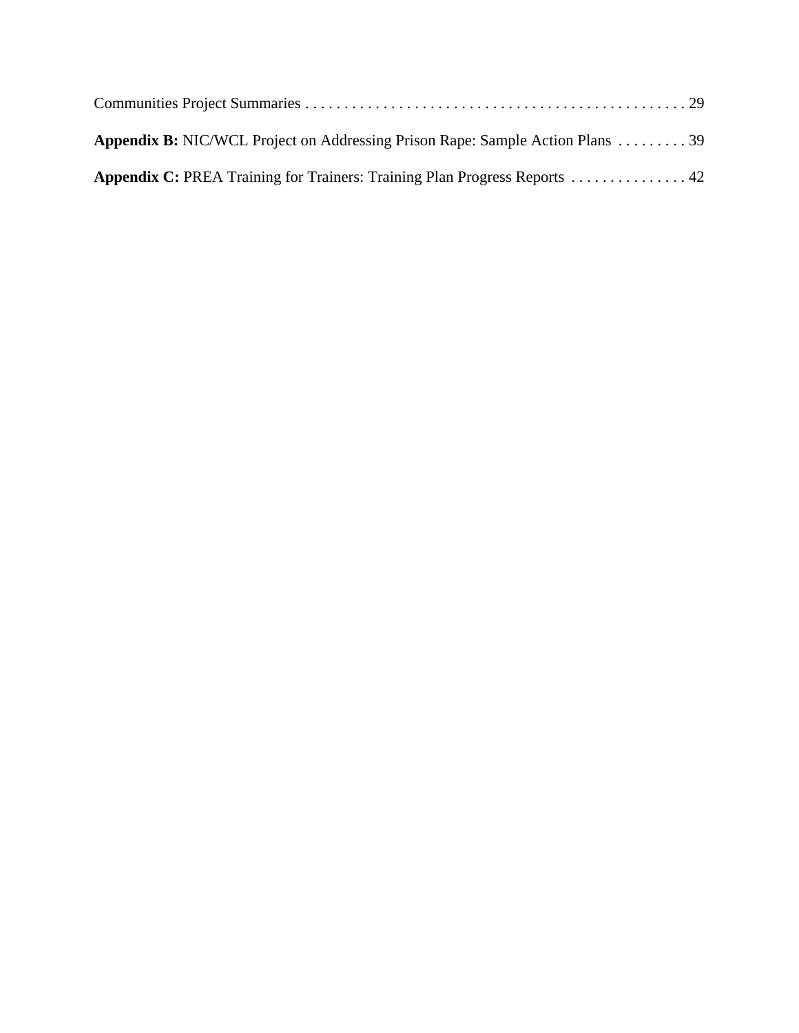Communities Project Summaries . . . . . . . . . . . . . . . . . . . . . . . . . . . . . . . . . . . . . . . . . . . . . . . . 29

**Appendix B:** NIC/WCL Project on Addressing Prison Rape: Sample Action Plans . . . . . . . . . 39

**Appendix C:** PREA Training for Trainers: Training Plan Progress Reports . . . . . . . . . . . . . . . 42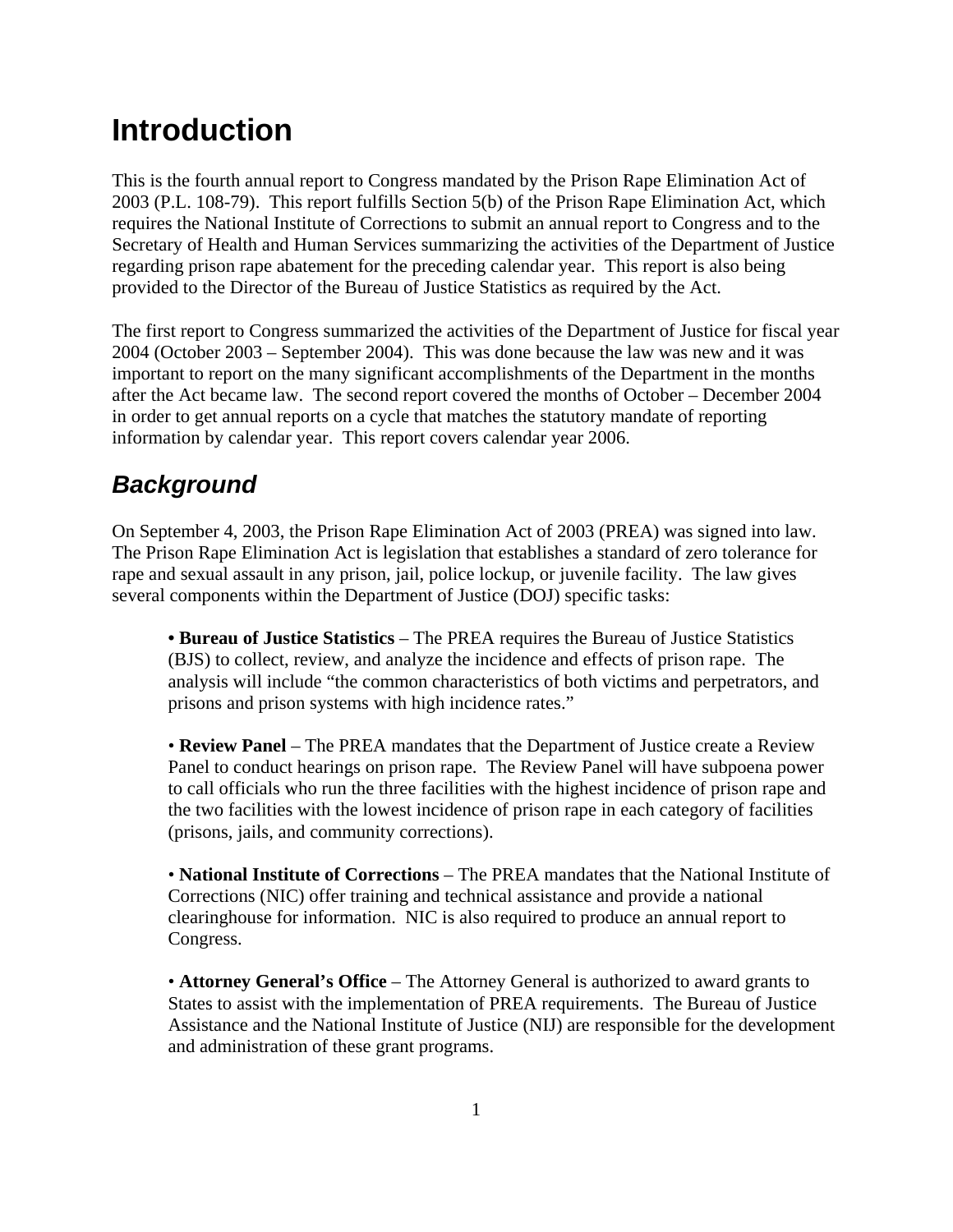# Introduction

This is the fourth annual report to Congress mandated by the Prison Rape Elimination Act of 2003 (P.L. 108-79). This report fulfills Section 5(b) of the Prison Rape Elimination Act, which requires the National Institute of Corrections to submit an annual report to Congress and to the Secretary of Health and Human Services summarizing the activities of the Department of Justice regarding prison rape abatement for the preceding calendar year. This report is also being provided to the Director of the Bureau of Justice Statistics as required by the Act.

The first report to Congress summarized the activities of the Department of Justice for fiscal year 2004 (October 2003 – September 2004). This was done because the law was new and it was important to report on the many significant accomplishments of the Department in the months after the Act became law. The second report covered the months of October – December 2004 in order to get annual reports on a cycle that matches the statutory mandate of reporting information by calendar year. This report covers calendar year 2006.

## *Background*

On September 4, 2003, the Prison Rape Elimination Act of 2003 (PREA) was signed into law. The Prison Rape Elimination Act is legislation that establishes a standard of zero tolerance for rape and sexual assault in any prison, jail, police lockup, or juvenile facility. The law gives several components within the Department of Justice (DOJ) specific tasks:

- **Bureau of Justice Statistics** – The PREA requires the Bureau of Justice Statistics (BJS) to collect, review, and analyze the incidence and effects of prison rape. The analysis will include "the common characteristics of both victims and perpetrators, and prisons and prison systems with high incidence rates."

- **Review Panel** – The PREA mandates that the Department of Justice create a Review Panel to conduct hearings on prison rape. The Review Panel will have subpoena power to call officials who run the three facilities with the highest incidence of prison rape and the two facilities with the lowest incidence of prison rape in each category of facilities (prisons, jails, and community corrections).

- **National Institute of Corrections** – The PREA mandates that the National Institute of Corrections (NIC) offer training and technical assistance and provide a national clearinghouse for information. NIC is also required to produce an annual report to Congress.

- **Attorney General's Office** – The Attorney General is authorized to award grants to States to assist with the implementation of PREA requirements. The Bureau of Justice Assistance and the National Institute of Justice (NIJ) are responsible for the development and administration of these grant programs.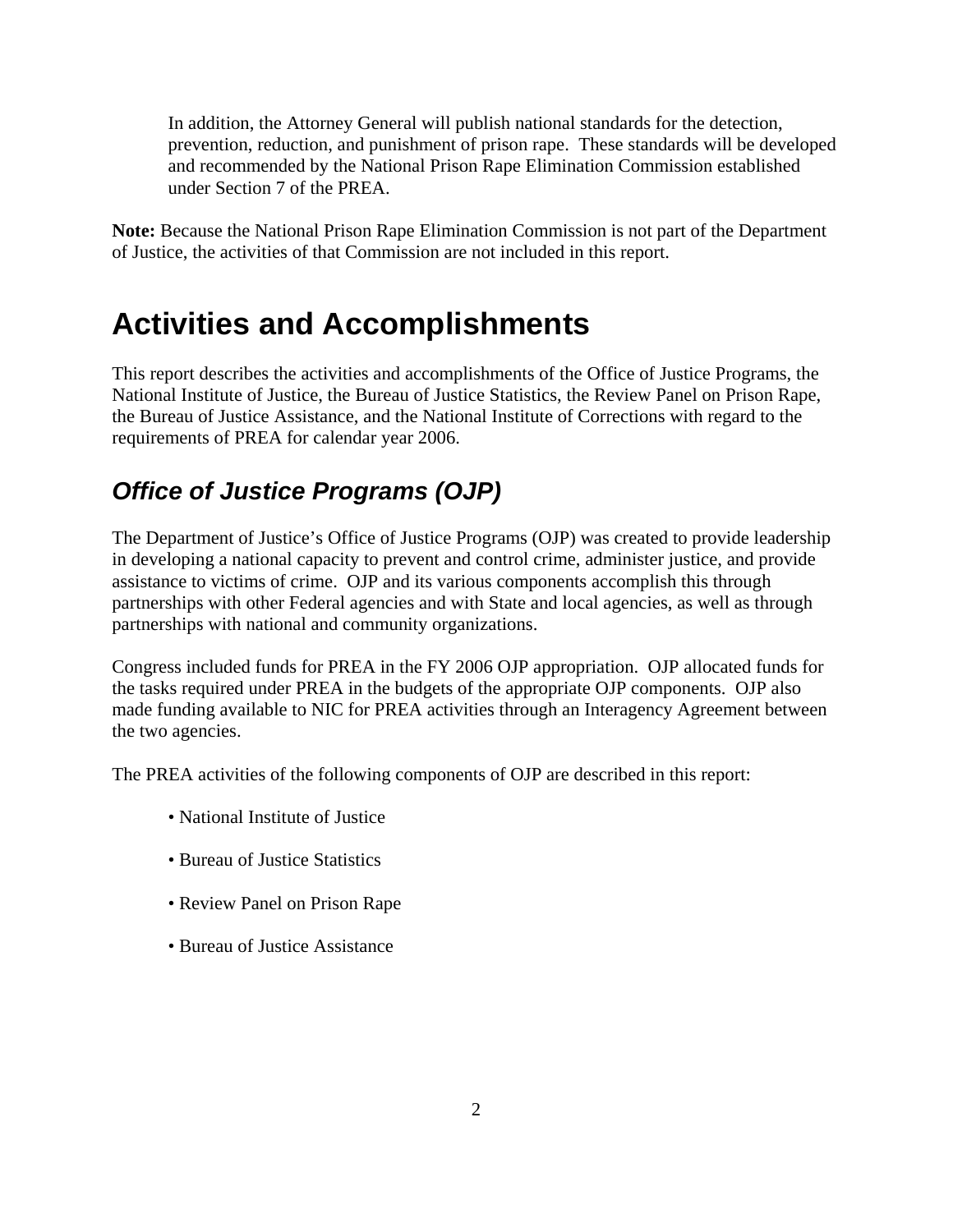In addition, the Attorney General will publish national standards for the detection, prevention, reduction, and punishment of prison rape. These standards will be developed and recommended by the National Prison Rape Elimination Commission established under Section 7 of the PREA.

**Note:** Because the National Prison Rape Elimination Commission is not part of the Department of Justice, the activities of that Commission are not included in this report.

# Activities and Accomplishments

This report describes the activities and accomplishments of the Office of Justice Programs, the National Institute of Justice, the Bureau of Justice Statistics, the Review Panel on Prison Rape, the Bureau of Justice Assistance, and the National Institute of Corrections with regard to the requirements of PREA for calendar year 2006.

## *Office of Justice Programs (OJP)*

The Department of Justice's Office of Justice Programs (OJP) was created to provide leadership in developing a national capacity to prevent and control crime, administer justice, and provide assistance to victims of crime. OJP and its various components accomplish this through partnerships with other Federal agencies and with State and local agencies, as well as through partnerships with national and community organizations.

Congress included funds for PREA in the FY 2006 OJP appropriation. OJP allocated funds for the tasks required under PREA in the budgets of the appropriate OJP components. OJP also made funding available to NIC for PREA activities through an Interagency Agreement between the two agencies.

The PREA activities of the following components of OJP are described in this report:

- National Institute of Justice
- Bureau of Justice Statistics
- Review Panel on Prison Rape
- Bureau of Justice Assistance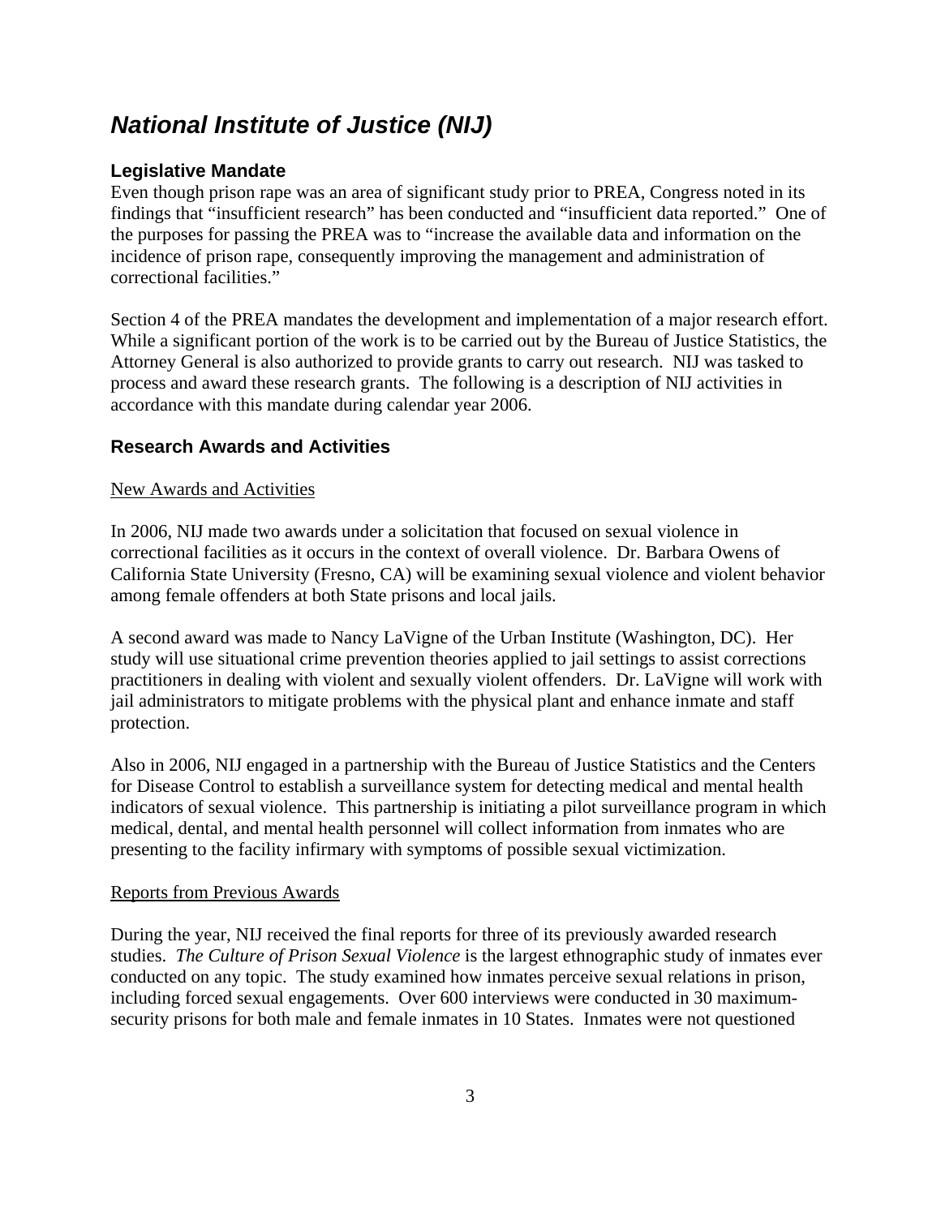## *National Institute of Justice (NIJ)*

### Legislative Mandate

Even though prison rape was an area of significant study prior to PREA, Congress noted in its findings that "insufficient research" has been conducted and "insufficient data reported." One of the purposes for passing the PREA was to "increase the available data and information on the incidence of prison rape, consequently improving the management and administration of correctional facilities."

Section 4 of the PREA mandates the development and implementation of a major research effort. While a significant portion of the work is to be carried out by the Bureau of Justice Statistics, the Attorney General is also authorized to provide grants to carry out research. NIJ was tasked to process and award these research grants. The following is a description of NIJ activities in accordance with this mandate during calendar year 2006.

### Research Awards and Activities

New Awards and Activities

In 2006, NIJ made two awards under a solicitation that focused on sexual violence in correctional facilities as it occurs in the context of overall violence. Dr. Barbara Owens of California State University (Fresno, CA) will be examining sexual violence and violent behavior among female offenders at both State prisons and local jails.

A second award was made to Nancy LaVigne of the Urban Institute (Washington, DC). Her study will use situational crime prevention theories applied to jail settings to assist corrections practitioners in dealing with violent and sexually violent offenders. Dr. LaVigne will work with jail administrators to mitigate problems with the physical plant and enhance inmate and staff protection.

Also in 2006, NIJ engaged in a partnership with the Bureau of Justice Statistics and the Centers for Disease Control to establish a surveillance system for detecting medical and mental health indicators of sexual violence. This partnership is initiating a pilot surveillance program in which medical, dental, and mental health personnel will collect information from inmates who are presenting to the facility infirmary with symptoms of possible sexual victimization.

Reports from Previous Awards

During the year, NIJ received the final reports for three of its previously awarded research studies. *The Culture of Prison Sexual Violence* is the largest ethnographic study of inmates ever conducted on any topic. The study examined how inmates perceive sexual relations in prison, including forced sexual engagements. Over 600 interviews were conducted in 30 maximum-security prisons for both male and female inmates in 10 States. Inmates were not questioned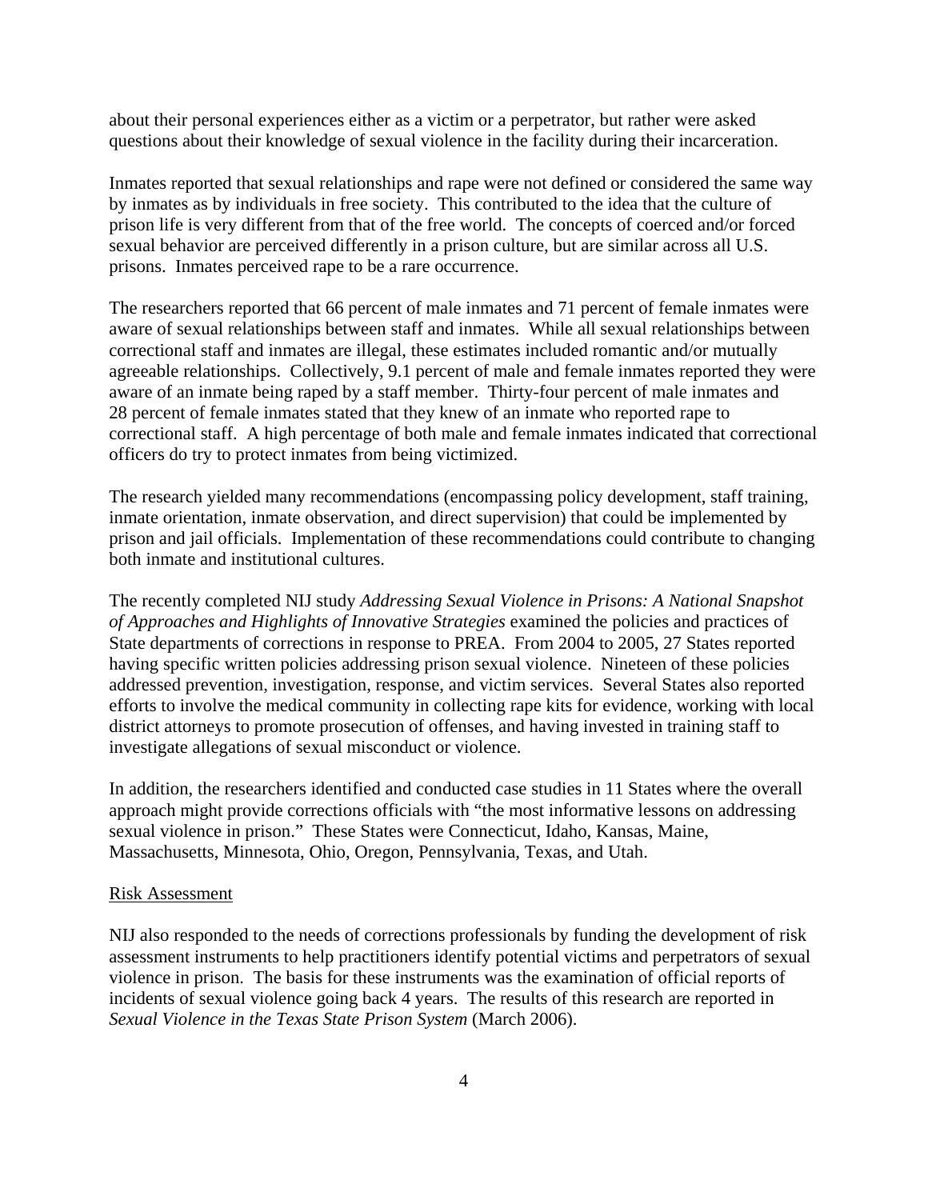about their personal experiences either as a victim or a perpetrator, but rather were asked questions about their knowledge of sexual violence in the facility during their incarceration.

Inmates reported that sexual relationships and rape were not defined or considered the same way by inmates as by individuals in free society. This contributed to the idea that the culture of prison life is very different from that of the free world. The concepts of coerced and/or forced sexual behavior are perceived differently in a prison culture, but are similar across all U.S. prisons. Inmates perceived rape to be a rare occurrence.

The researchers reported that 66 percent of male inmates and 71 percent of female inmates were aware of sexual relationships between staff and inmates. While all sexual relationships between correctional staff and inmates are illegal, these estimates included romantic and/or mutually agreeable relationships. Collectively, 9.1 percent of male and female inmates reported they were aware of an inmate being raped by a staff member. Thirty-four percent of male inmates and 28 percent of female inmates stated that they knew of an inmate who reported rape to correctional staff. A high percentage of both male and female inmates indicated that correctional officers do try to protect inmates from being victimized.

The research yielded many recommendations (encompassing policy development, staff training, inmate orientation, inmate observation, and direct supervision) that could be implemented by prison and jail officials. Implementation of these recommendations could contribute to changing both inmate and institutional cultures.

The recently completed NIJ study *Addressing Sexual Violence in Prisons: A National Snapshot of Approaches and Highlights of Innovative Strategies* examined the policies and practices of State departments of corrections in response to PREA. From 2004 to 2005, 27 States reported having specific written policies addressing prison sexual violence. Nineteen of these policies addressed prevention, investigation, response, and victim services. Several States also reported efforts to involve the medical community in collecting rape kits for evidence, working with local district attorneys to promote prosecution of offenses, and having invested in training staff to investigate allegations of sexual misconduct or violence.

In addition, the researchers identified and conducted case studies in 11 States where the overall approach might provide corrections officials with "the most informative lessons on addressing sexual violence in prison." These States were Connecticut, Idaho, Kansas, Maine, Massachusetts, Minnesota, Ohio, Oregon, Pennsylvania, Texas, and Utah.

<u>Risk Assessment</u>

NIJ also responded to the needs of corrections professionals by funding the development of risk assessment instruments to help practitioners identify potential victims and perpetrators of sexual violence in prison. The basis for these instruments was the examination of official reports of incidents of sexual violence going back 4 years. The results of this research are reported in *Sexual Violence in the Texas State Prison System* (March 2006).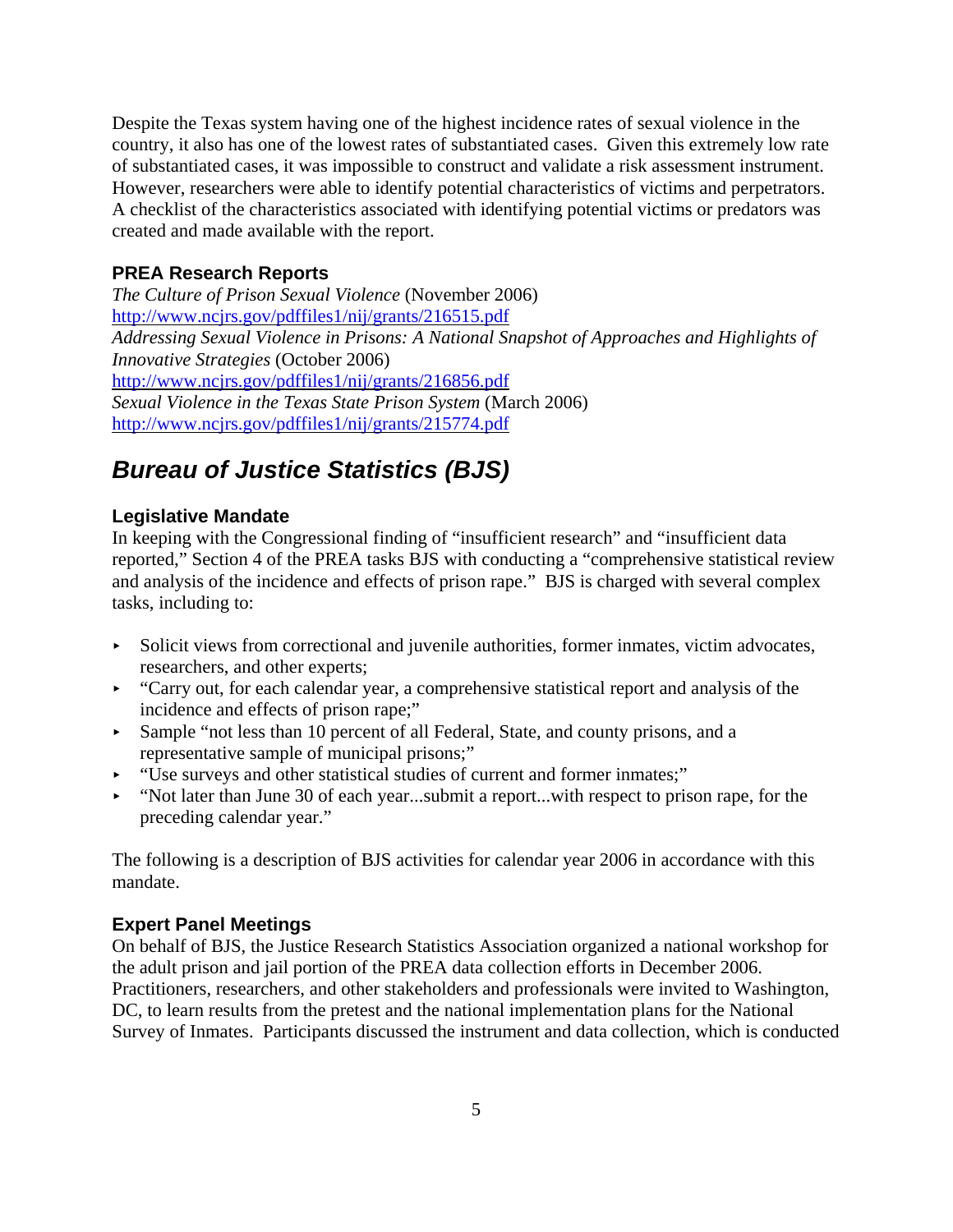Despite the Texas system having one of the highest incidence rates of sexual violence in the country, it also has one of the lowest rates of substantiated cases. Given this extremely low rate of substantiated cases, it was impossible to construct and validate a risk assessment instrument. However, researchers were able to identify potential characteristics of victims and perpetrators. A checklist of the characteristics associated with identifying potential victims or predators was created and made available with the report.

### PREA Research Reports

*The Culture of Prison Sexual Violence* (November 2006)
http://www.ncjrs.gov/pdffiles1/nij/grants/216515.pdf
*Addressing Sexual Violence in Prisons: A National Snapshot of Approaches and Highlights of Innovative Strategies* (October 2006)
http://www.ncjrs.gov/pdffiles1/nij/grants/216856.pdf
*Sexual Violence in the Texas State Prison System* (March 2006)
http://www.ncjrs.gov/pdffiles1/nij/grants/215774.pdf

## *Bureau of Justice Statistics (BJS)*

### Legislative Mandate

In keeping with the Congressional finding of "insufficient research" and "insufficient data reported," Section 4 of the PREA tasks BJS with conducting a "comprehensive statistical review and analysis of the incidence and effects of prison rape." BJS is charged with several complex tasks, including to:

- Solicit views from correctional and juvenile authorities, former inmates, victim advocates, researchers, and other experts;
- "Carry out, for each calendar year, a comprehensive statistical report and analysis of the incidence and effects of prison rape;"
- Sample "not less than 10 percent of all Federal, State, and county prisons, and a representative sample of municipal prisons;"
- "Use surveys and other statistical studies of current and former inmates;"
- "Not later than June 30 of each year...submit a report...with respect to prison rape, for the preceding calendar year."

The following is a description of BJS activities for calendar year 2006 in accordance with this mandate.

### Expert Panel Meetings

On behalf of BJS, the Justice Research Statistics Association organized a national workshop for the adult prison and jail portion of the PREA data collection efforts in December 2006. Practitioners, researchers, and other stakeholders and professionals were invited to Washington, DC, to learn results from the pretest and the national implementation plans for the National Survey of Inmates. Participants discussed the instrument and data collection, which is conducted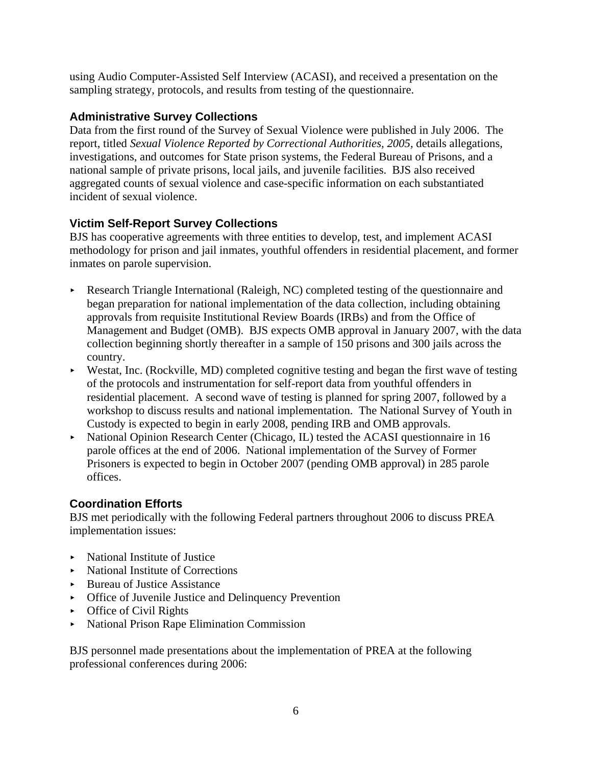using Audio Computer-Assisted Self Interview (ACASI), and received a presentation on the sampling strategy, protocols, and results from testing of the questionnaire.

### Administrative Survey Collections

Data from the first round of the Survey of Sexual Violence were published in July 2006. The report, titled *Sexual Violence Reported by Correctional Authorities, 2005,* details allegations, investigations, and outcomes for State prison systems, the Federal Bureau of Prisons, and a national sample of private prisons, local jails, and juvenile facilities. BJS also received aggregated counts of sexual violence and case-specific information on each substantiated incident of sexual violence.

### Victim Self-Report Survey Collections

BJS has cooperative agreements with three entities to develop, test, and implement ACASI methodology for prison and jail inmates, youthful offenders in residential placement, and former inmates on parole supervision.

- Research Triangle International (Raleigh, NC) completed testing of the questionnaire and began preparation for national implementation of the data collection, including obtaining approvals from requisite Institutional Review Boards (IRBs) and from the Office of Management and Budget (OMB). BJS expects OMB approval in January 2007, with the data collection beginning shortly thereafter in a sample of 150 prisons and 300 jails across the country.
- Westat, Inc. (Rockville, MD) completed cognitive testing and began the first wave of testing of the protocols and instrumentation for self-report data from youthful offenders in residential placement. A second wave of testing is planned for spring 2007, followed by a workshop to discuss results and national implementation. The National Survey of Youth in Custody is expected to begin in early 2008, pending IRB and OMB approvals.
- National Opinion Research Center (Chicago, IL) tested the ACASI questionnaire in 16 parole offices at the end of 2006. National implementation of the Survey of Former Prisoners is expected to begin in October 2007 (pending OMB approval) in 285 parole offices.

### Coordination Efforts

BJS met periodically with the following Federal partners throughout 2006 to discuss PREA implementation issues:

- National Institute of Justice
- National Institute of Corrections
- Bureau of Justice Assistance
- Office of Juvenile Justice and Delinquency Prevention
- Office of Civil Rights
- National Prison Rape Elimination Commission

BJS personnel made presentations about the implementation of PREA at the following professional conferences during 2006: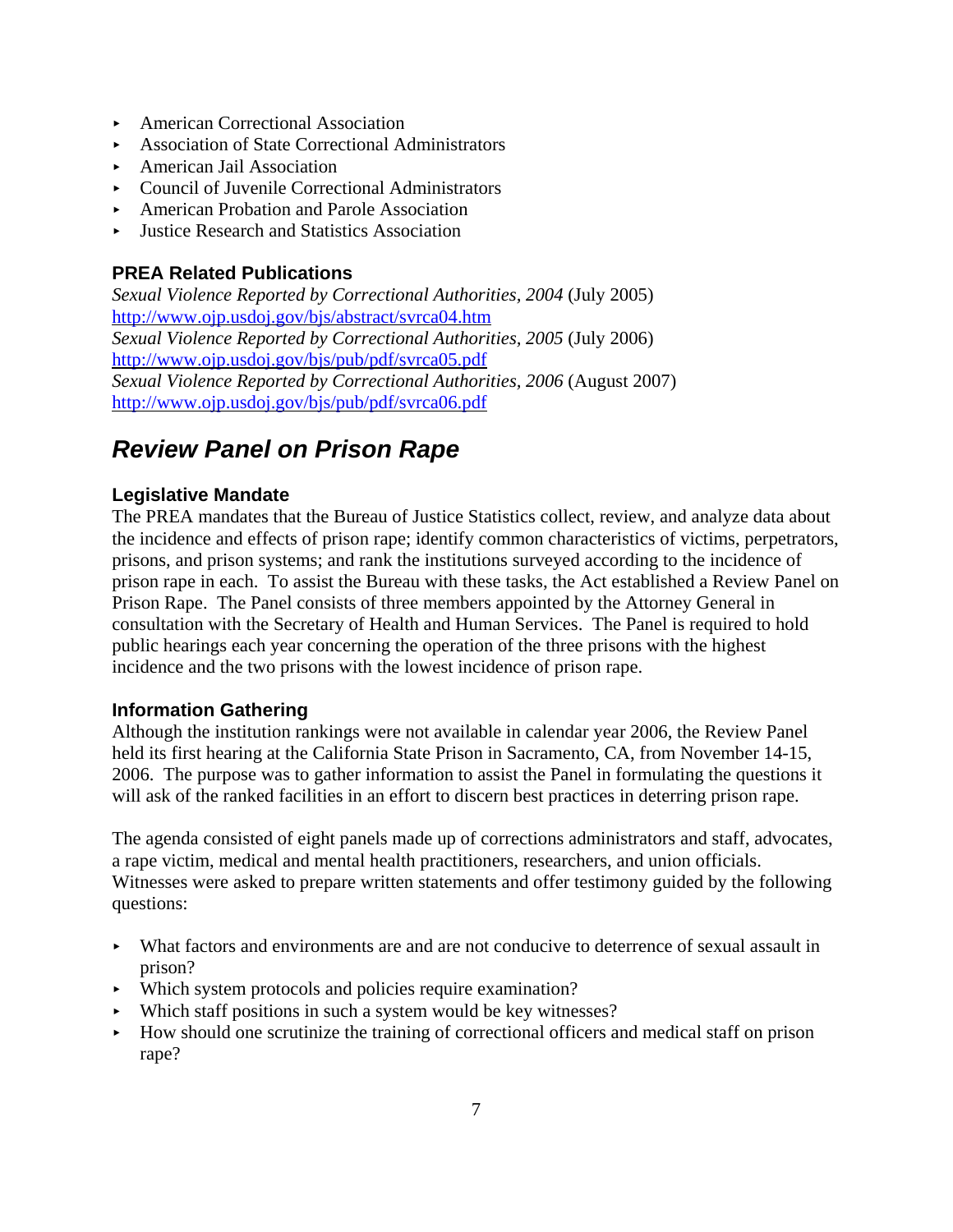- American Correctional Association
- Association of State Correctional Administrators
- American Jail Association
- Council of Juvenile Correctional Administrators
- American Probation and Parole Association
- Justice Research and Statistics Association

### PREA Related Publications

*Sexual Violence Reported by Correctional Authorities, 2004* (July 2005)
http://www.ojp.usdoj.gov/bjs/abstract/svrca04.htm
*Sexual Violence Reported by Correctional Authorities, 2005* (July 2006)
http://www.ojp.usdoj.gov/bjs/pub/pdf/svrca05.pdf
*Sexual Violence Reported by Correctional Authorities, 2006* (August 2007)
http://www.ojp.usdoj.gov/bjs/pub/pdf/svrca06.pdf

## *Review Panel on Prison Rape*

### Legislative Mandate

The PREA mandates that the Bureau of Justice Statistics collect, review, and analyze data about the incidence and effects of prison rape; identify common characteristics of victims, perpetrators, prisons, and prison systems; and rank the institutions surveyed according to the incidence of prison rape in each. To assist the Bureau with these tasks, the Act established a Review Panel on Prison Rape. The Panel consists of three members appointed by the Attorney General in consultation with the Secretary of Health and Human Services. The Panel is required to hold public hearings each year concerning the operation of the three prisons with the highest incidence and the two prisons with the lowest incidence of prison rape.

### Information Gathering

Although the institution rankings were not available in calendar year 2006, the Review Panel held its first hearing at the California State Prison in Sacramento, CA, from November 14-15, 2006. The purpose was to gather information to assist the Panel in formulating the questions it will ask of the ranked facilities in an effort to discern best practices in deterring prison rape.

The agenda consisted of eight panels made up of corrections administrators and staff, advocates, a rape victim, medical and mental health practitioners, researchers, and union officials. Witnesses were asked to prepare written statements and offer testimony guided by the following questions:

- What factors and environments are and are not conducive to deterrence of sexual assault in prison?
- Which system protocols and policies require examination?
- Which staff positions in such a system would be key witnesses?
- How should one scrutinize the training of correctional officers and medical staff on prison rape?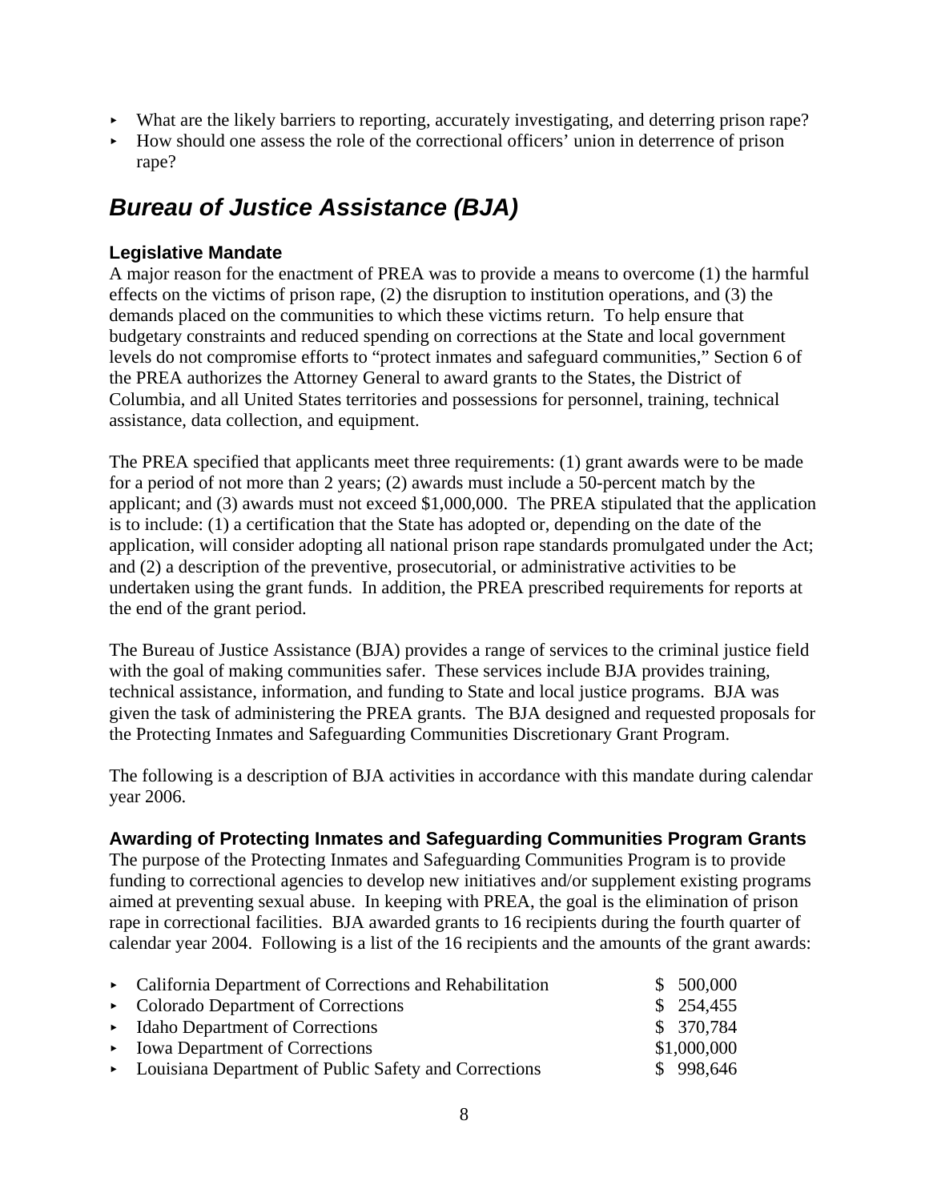- What are the likely barriers to reporting, accurately investigating, and deterring prison rape?
- How should one assess the role of the correctional officers' union in deterrence of prison rape?

## *Bureau of Justice Assistance (BJA)*

### Legislative Mandate

A major reason for the enactment of PREA was to provide a means to overcome (1) the harmful effects on the victims of prison rape, (2) the disruption to institution operations, and (3) the demands placed on the communities to which these victims return. To help ensure that budgetary constraints and reduced spending on corrections at the State and local government levels do not compromise efforts to "protect inmates and safeguard communities," Section 6 of the PREA authorizes the Attorney General to award grants to the States, the District of Columbia, and all United States territories and possessions for personnel, training, technical assistance, data collection, and equipment.

The PREA specified that applicants meet three requirements: (1) grant awards were to be made for a period of not more than 2 years; (2) awards must include a 50-percent match by the applicant; and (3) awards must not exceed $1,000,000. The PREA stipulated that the application is to include: (1) a certification that the State has adopted or, depending on the date of the application, will consider adopting all national prison rape standards promulgated under the Act; and (2) a description of the preventive, prosecutorial, or administrative activities to be undertaken using the grant funds. In addition, the PREA prescribed requirements for reports at the end of the grant period.

The Bureau of Justice Assistance (BJA) provides a range of services to the criminal justice field with the goal of making communities safer. These services include BJA provides training, technical assistance, information, and funding to State and local justice programs. BJA was given the task of administering the PREA grants. The BJA designed and requested proposals for the Protecting Inmates and Safeguarding Communities Discretionary Grant Program.

The following is a description of BJA activities in accordance with this mandate during calendar year 2006.

### Awarding of Protecting Inmates and Safeguarding Communities Program Grants

The purpose of the Protecting Inmates and Safeguarding Communities Program is to provide funding to correctional agencies to develop new initiatives and/or supplement existing programs aimed at preventing sexual abuse. In keeping with PREA, the goal is the elimination of prison rape in correctional facilities. BJA awarded grants to 16 recipients during the fourth quarter of calendar year 2004. Following is a list of the 16 recipients and the amounts of the grant awards:

- California Department of Corrections and Rehabilitation — $ 500,000
- Colorado Department of Corrections — $ 254,455
- Idaho Department of Corrections — $ 370,784
- Iowa Department of Corrections — $1,000,000
- Louisiana Department of Public Safety and Corrections — $ 998,646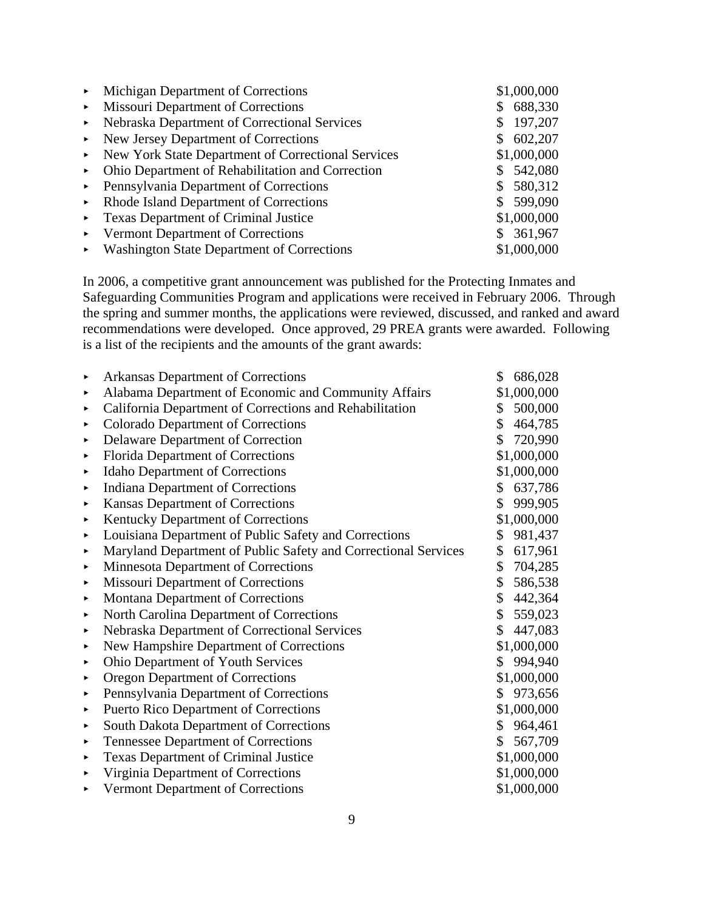- Michigan Department of Corrections $1,000,000
- Missouri Department of Corrections $ 688,330
- Nebraska Department of Correctional Services $ 197,207
- New Jersey Department of Corrections $ 602,207
- New York State Department of Correctional Services $1,000,000
- Ohio Department of Rehabilitation and Correction $ 542,080
- Pennsylvania Department of Corrections $ 580,312
- Rhode Island Department of Corrections $ 599,090
- Texas Department of Criminal Justice $1,000,000
- Vermont Department of Corrections $ 361,967
- Washington State Department of Corrections $1,000,000

In 2006, a competitive grant announcement was published for the Protecting Inmates and Safeguarding Communities Program and applications were received in February 2006. Through the spring and summer months, the applications were reviewed, discussed, and ranked and award recommendations were developed. Once approved, 29 PREA grants were awarded. Following is a list of the recipients and the amounts of the grant awards:

- Arkansas Department of Corrections $ 686,028
- Alabama Department of Economic and Community Affairs $1,000,000
- California Department of Corrections and Rehabilitation $ 500,000
- Colorado Department of Corrections $ 464,785
- Delaware Department of Correction $ 720,990
- Florida Department of Corrections $1,000,000
- Idaho Department of Corrections $1,000,000
- Indiana Department of Corrections $ 637,786
- Kansas Department of Corrections $ 999,905
- Kentucky Department of Corrections $1,000,000
- Louisiana Department of Public Safety and Corrections $ 981,437
- Maryland Department of Public Safety and Correctional Services $ 617,961
- Minnesota Department of Corrections $ 704,285
- Missouri Department of Corrections $ 586,538
- Montana Department of Corrections $ 442,364
- North Carolina Department of Corrections $ 559,023
- Nebraska Department of Correctional Services $ 447,083
- New Hampshire Department of Corrections $1,000,000
- Ohio Department of Youth Services $ 994,940
- Oregon Department of Corrections $1,000,000
- Pennsylvania Department of Corrections $ 973,656
- Puerto Rico Department of Corrections $1,000,000
- South Dakota Department of Corrections $ 964,461
- Tennessee Department of Corrections $ 567,709
- Texas Department of Criminal Justice $1,000,000
- Virginia Department of Corrections $1,000,000
- Vermont Department of Corrections $1,000,000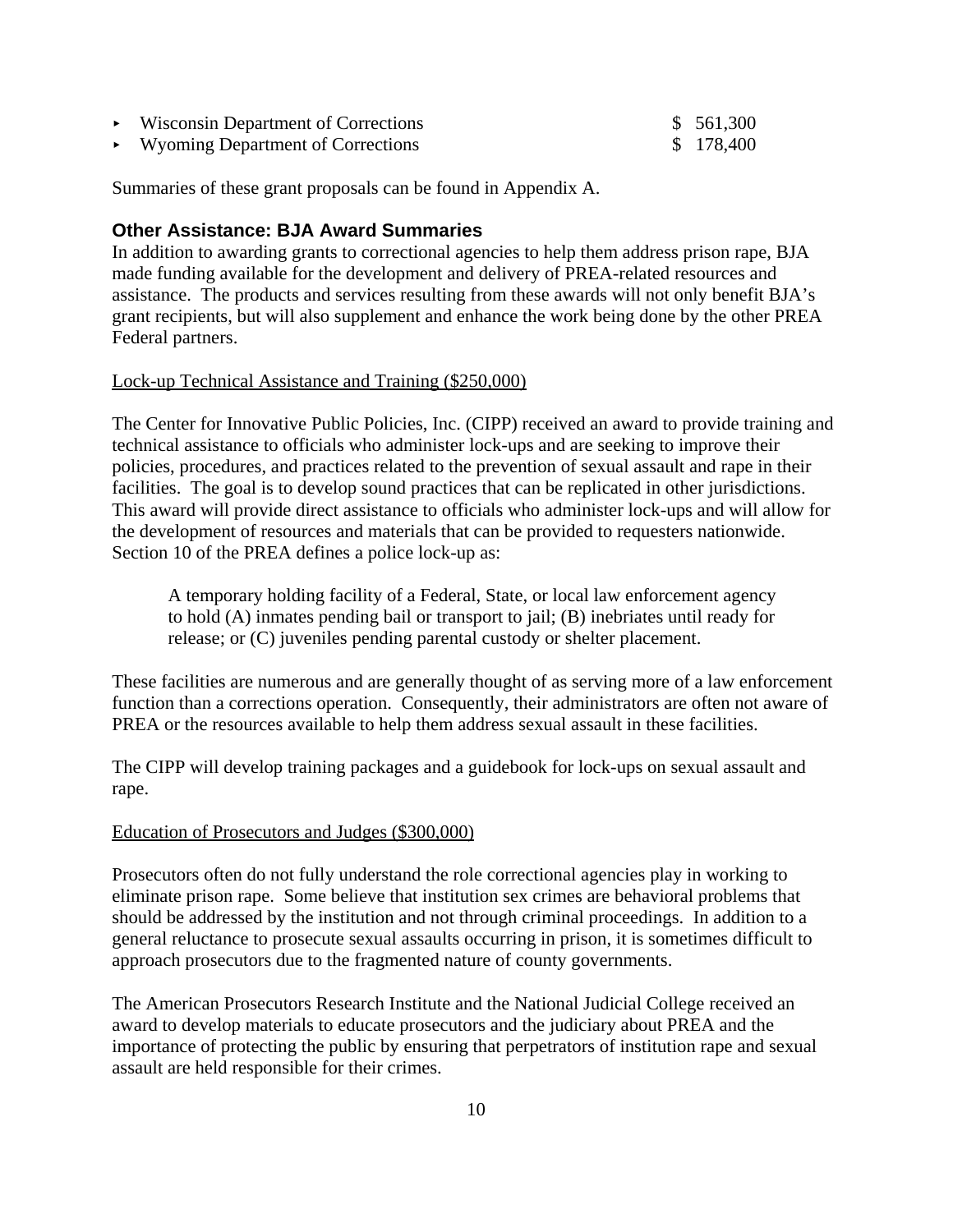- Wisconsin Department of Corrections $ 561,300
- Wyoming Department of Corrections $ 178,400

Summaries of these grant proposals can be found in Appendix A.

### Other Assistance: BJA Award Summaries

In addition to awarding grants to correctional agencies to help them address prison rape, BJA made funding available for the development and delivery of PREA-related resources and assistance. The products and services resulting from these awards will not only benefit BJA's grant recipients, but will also supplement and enhance the work being done by the other PREA Federal partners.

<u>Lock-up Technical Assistance and Training ($250,000)</u>

The Center for Innovative Public Policies, Inc. (CIPP) received an award to provide training and technical assistance to officials who administer lock-ups and are seeking to improve their policies, procedures, and practices related to the prevention of sexual assault and rape in their facilities. The goal is to develop sound practices that can be replicated in other jurisdictions. This award will provide direct assistance to officials who administer lock-ups and will allow for the development of resources and materials that can be provided to requesters nationwide. Section 10 of the PREA defines a police lock-up as:

> A temporary holding facility of a Federal, State, or local law enforcement agency to hold (A) inmates pending bail or transport to jail; (B) inebriates until ready for release; or (C) juveniles pending parental custody or shelter placement.

These facilities are numerous and are generally thought of as serving more of a law enforcement function than a corrections operation. Consequently, their administrators are often not aware of PREA or the resources available to help them address sexual assault in these facilities.

The CIPP will develop training packages and a guidebook for lock-ups on sexual assault and rape.

<u>Education of Prosecutors and Judges ($300,000)</u>

Prosecutors often do not fully understand the role correctional agencies play in working to eliminate prison rape. Some believe that institution sex crimes are behavioral problems that should be addressed by the institution and not through criminal proceedings. In addition to a general reluctance to prosecute sexual assaults occurring in prison, it is sometimes difficult to approach prosecutors due to the fragmented nature of county governments.

The American Prosecutors Research Institute and the National Judicial College received an award to develop materials to educate prosecutors and the judiciary about PREA and the importance of protecting the public by ensuring that perpetrators of institution rape and sexual assault are held responsible for their crimes.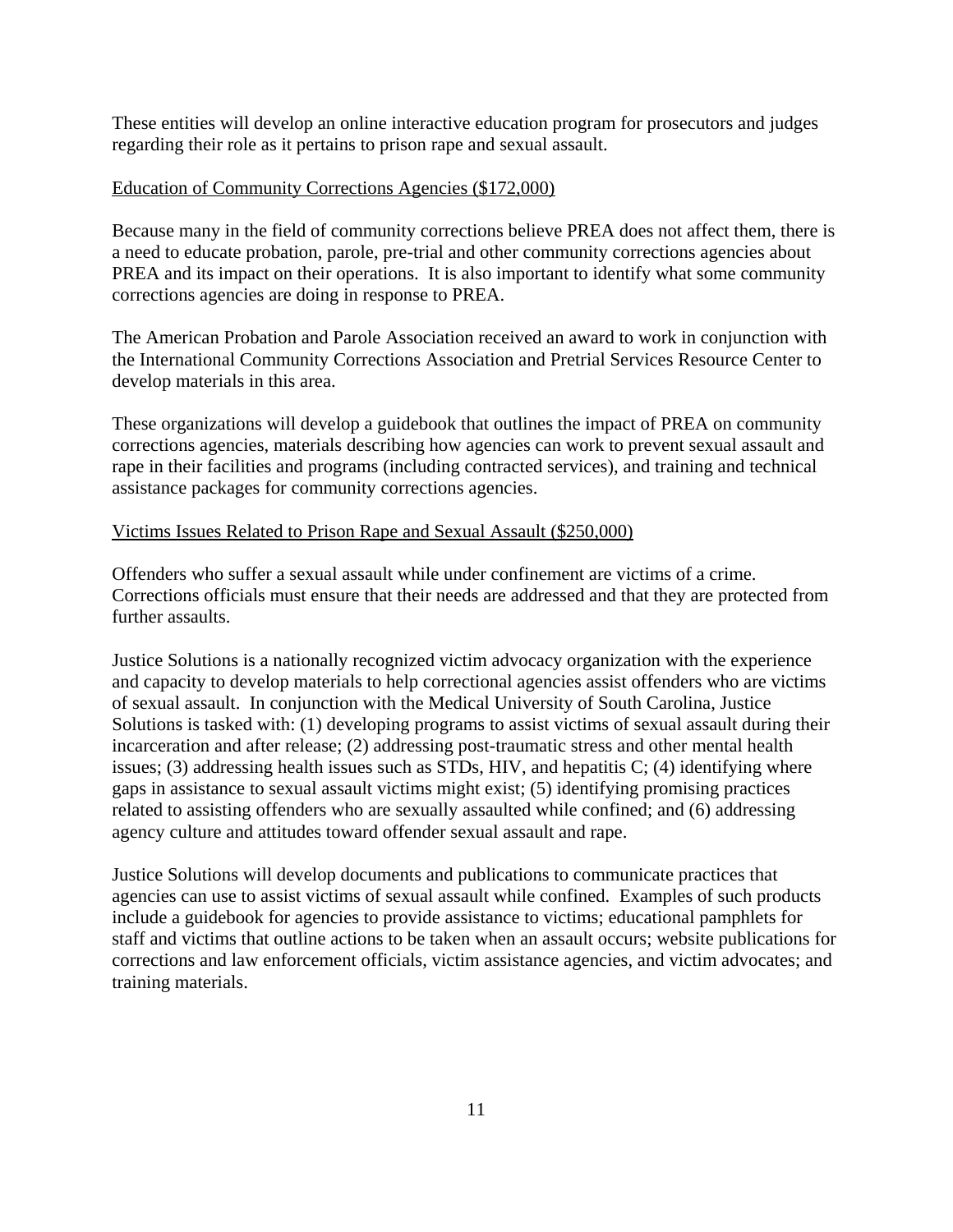These entities will develop an online interactive education program for prosecutors and judges regarding their role as it pertains to prison rape and sexual assault.

<u>Education of Community Corrections Agencies ($172,000)</u>

Because many in the field of community corrections believe PREA does not affect them, there is a need to educate probation, parole, pre-trial and other community corrections agencies about PREA and its impact on their operations. It is also important to identify what some community corrections agencies are doing in response to PREA.

The American Probation and Parole Association received an award to work in conjunction with the International Community Corrections Association and Pretrial Services Resource Center to develop materials in this area.

These organizations will develop a guidebook that outlines the impact of PREA on community corrections agencies, materials describing how agencies can work to prevent sexual assault and rape in their facilities and programs (including contracted services), and training and technical assistance packages for community corrections agencies.

<u>Victims Issues Related to Prison Rape and Sexual Assault ($250,000)</u>

Offenders who suffer a sexual assault while under confinement are victims of a crime. Corrections officials must ensure that their needs are addressed and that they are protected from further assaults.

Justice Solutions is a nationally recognized victim advocacy organization with the experience and capacity to develop materials to help correctional agencies assist offenders who are victims of sexual assault. In conjunction with the Medical University of South Carolina, Justice Solutions is tasked with: (1) developing programs to assist victims of sexual assault during their incarceration and after release; (2) addressing post-traumatic stress and other mental health issues; (3) addressing health issues such as STDs, HIV, and hepatitis C; (4) identifying where gaps in assistance to sexual assault victims might exist; (5) identifying promising practices related to assisting offenders who are sexually assaulted while confined; and (6) addressing agency culture and attitudes toward offender sexual assault and rape.

Justice Solutions will develop documents and publications to communicate practices that agencies can use to assist victims of sexual assault while confined. Examples of such products include a guidebook for agencies to provide assistance to victims; educational pamphlets for staff and victims that outline actions to be taken when an assault occurs; website publications for corrections and law enforcement officials, victim assistance agencies, and victim advocates; and training materials.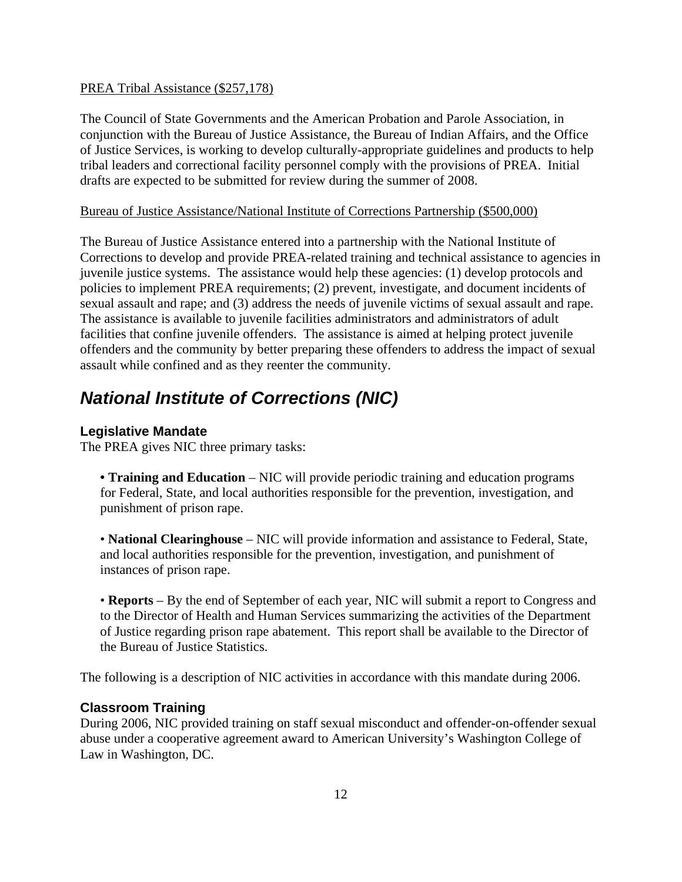PREA Tribal Assistance ($257,178)

The Council of State Governments and the American Probation and Parole Association, in conjunction with the Bureau of Justice Assistance, the Bureau of Indian Affairs, and the Office of Justice Services, is working to develop culturally-appropriate guidelines and products to help tribal leaders and correctional facility personnel comply with the provisions of PREA. Initial drafts are expected to be submitted for review during the summer of 2008.

Bureau of Justice Assistance/National Institute of Corrections Partnership ($500,000)

The Bureau of Justice Assistance entered into a partnership with the National Institute of Corrections to develop and provide PREA-related training and technical assistance to agencies in juvenile justice systems. The assistance would help these agencies: (1) develop protocols and policies to implement PREA requirements; (2) prevent, investigate, and document incidents of sexual assault and rape; and (3) address the needs of juvenile victims of sexual assault and rape. The assistance is available to juvenile facilities administrators and administrators of adult facilities that confine juvenile offenders. The assistance is aimed at helping protect juvenile offenders and the community by better preparing these offenders to address the impact of sexual assault while confined and as they reenter the community.

## *National Institute of Corrections (NIC)*

### Legislative Mandate

The PREA gives NIC three primary tasks:

- **Training and Education** – NIC will provide periodic training and education programs for Federal, State, and local authorities responsible for the prevention, investigation, and punishment of prison rape.

- **National Clearinghouse** – NIC will provide information and assistance to Federal, State, and local authorities responsible for the prevention, investigation, and punishment of instances of prison rape.

- **Reports** – By the end of September of each year, NIC will submit a report to Congress and to the Director of Health and Human Services summarizing the activities of the Department of Justice regarding prison rape abatement. This report shall be available to the Director of the Bureau of Justice Statistics.

The following is a description of NIC activities in accordance with this mandate during 2006.

### Classroom Training

During 2006, NIC provided training on staff sexual misconduct and offender-on-offender sexual abuse under a cooperative agreement award to American University's Washington College of Law in Washington, DC.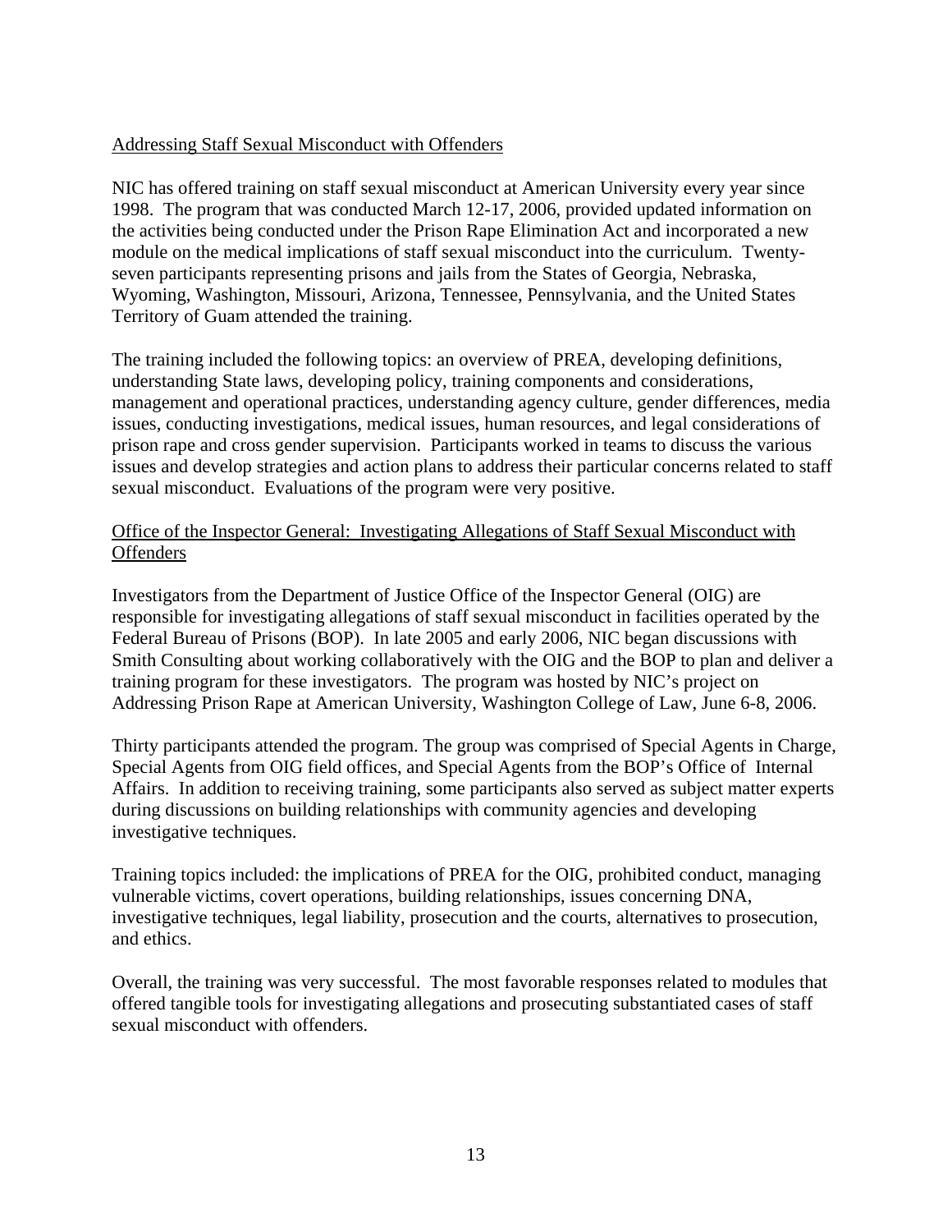## Addressing Staff Sexual Misconduct with Offenders

NIC has offered training on staff sexual misconduct at American University every year since 1998. The program that was conducted March 12-17, 2006, provided updated information on the activities being conducted under the Prison Rape Elimination Act and incorporated a new module on the medical implications of staff sexual misconduct into the curriculum. Twenty-seven participants representing prisons and jails from the States of Georgia, Nebraska, Wyoming, Washington, Missouri, Arizona, Tennessee, Pennsylvania, and the United States Territory of Guam attended the training.

The training included the following topics: an overview of PREA, developing definitions, understanding State laws, developing policy, training components and considerations, management and operational practices, understanding agency culture, gender differences, media issues, conducting investigations, medical issues, human resources, and legal considerations of prison rape and cross gender supervision. Participants worked in teams to discuss the various issues and develop strategies and action plans to address their particular concerns related to staff sexual misconduct. Evaluations of the program were very positive.

## Office of the Inspector General: Investigating Allegations of Staff Sexual Misconduct with Offenders

Investigators from the Department of Justice Office of the Inspector General (OIG) are responsible for investigating allegations of staff sexual misconduct in facilities operated by the Federal Bureau of Prisons (BOP). In late 2005 and early 2006, NIC began discussions with Smith Consulting about working collaboratively with the OIG and the BOP to plan and deliver a training program for these investigators. The program was hosted by NIC's project on Addressing Prison Rape at American University, Washington College of Law, June 6-8, 2006.

Thirty participants attended the program. The group was comprised of Special Agents in Charge, Special Agents from OIG field offices, and Special Agents from the BOP's Office of Internal Affairs. In addition to receiving training, some participants also served as subject matter experts during discussions on building relationships with community agencies and developing investigative techniques.

Training topics included: the implications of PREA for the OIG, prohibited conduct, managing vulnerable victims, covert operations, building relationships, issues concerning DNA, investigative techniques, legal liability, prosecution and the courts, alternatives to prosecution, and ethics.

Overall, the training was very successful. The most favorable responses related to modules that offered tangible tools for investigating allegations and prosecuting substantiated cases of staff sexual misconduct with offenders.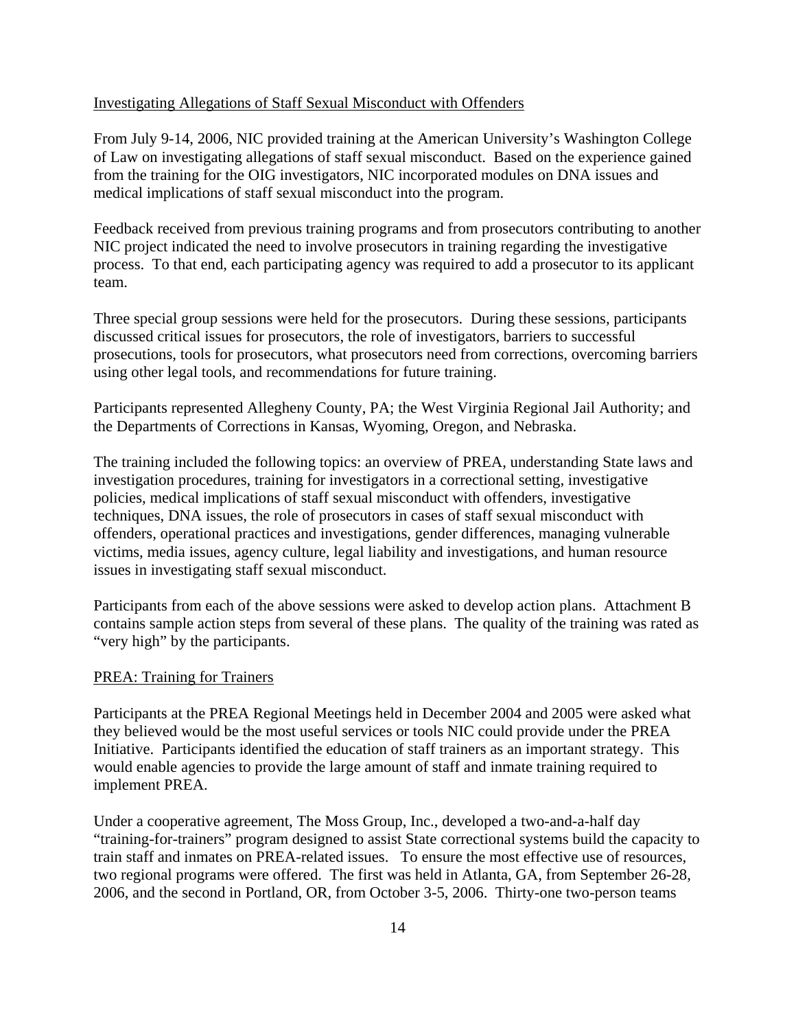## Investigating Allegations of Staff Sexual Misconduct with Offenders

From July 9-14, 2006, NIC provided training at the American University's Washington College of Law on investigating allegations of staff sexual misconduct. Based on the experience gained from the training for the OIG investigators, NIC incorporated modules on DNA issues and medical implications of staff sexual misconduct into the program.

Feedback received from previous training programs and from prosecutors contributing to another NIC project indicated the need to involve prosecutors in training regarding the investigative process. To that end, each participating agency was required to add a prosecutor to its applicant team.

Three special group sessions were held for the prosecutors. During these sessions, participants discussed critical issues for prosecutors, the role of investigators, barriers to successful prosecutions, tools for prosecutors, what prosecutors need from corrections, overcoming barriers using other legal tools, and recommendations for future training.

Participants represented Allegheny County, PA; the West Virginia Regional Jail Authority; and the Departments of Corrections in Kansas, Wyoming, Oregon, and Nebraska.

The training included the following topics: an overview of PREA, understanding State laws and investigation procedures, training for investigators in a correctional setting, investigative policies, medical implications of staff sexual misconduct with offenders, investigative techniques, DNA issues, the role of prosecutors in cases of staff sexual misconduct with offenders, operational practices and investigations, gender differences, managing vulnerable victims, media issues, agency culture, legal liability and investigations, and human resource issues in investigating staff sexual misconduct.

Participants from each of the above sessions were asked to develop action plans. Attachment B contains sample action steps from several of these plans. The quality of the training was rated as "very high" by the participants.

## PREA: Training for Trainers

Participants at the PREA Regional Meetings held in December 2004 and 2005 were asked what they believed would be the most useful services or tools NIC could provide under the PREA Initiative. Participants identified the education of staff trainers as an important strategy. This would enable agencies to provide the large amount of staff and inmate training required to implement PREA.

Under a cooperative agreement, The Moss Group, Inc., developed a two-and-a-half day "training-for-trainers" program designed to assist State correctional systems build the capacity to train staff and inmates on PREA-related issues. To ensure the most effective use of resources, two regional programs were offered. The first was held in Atlanta, GA, from September 26-28, 2006, and the second in Portland, OR, from October 3-5, 2006. Thirty-one two-person teams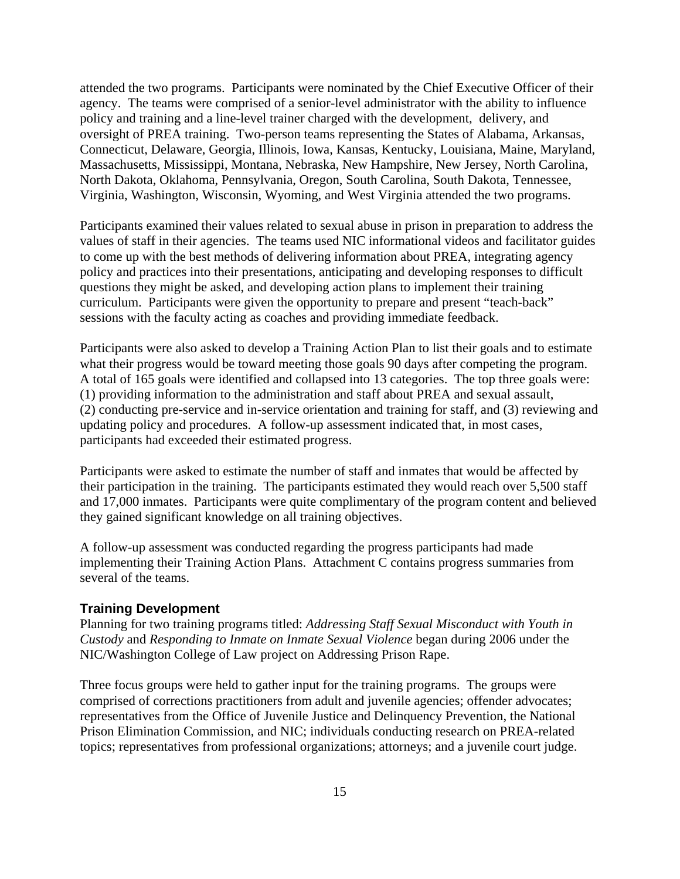attended the two programs. Participants were nominated by the Chief Executive Officer of their agency. The teams were comprised of a senior-level administrator with the ability to influence policy and training and a line-level trainer charged with the development, delivery, and oversight of PREA training. Two-person teams representing the States of Alabama, Arkansas, Connecticut, Delaware, Georgia, Illinois, Iowa, Kansas, Kentucky, Louisiana, Maine, Maryland, Massachusetts, Mississippi, Montana, Nebraska, New Hampshire, New Jersey, North Carolina, North Dakota, Oklahoma, Pennsylvania, Oregon, South Carolina, South Dakota, Tennessee, Virginia, Washington, Wisconsin, Wyoming, and West Virginia attended the two programs.

Participants examined their values related to sexual abuse in prison in preparation to address the values of staff in their agencies. The teams used NIC informational videos and facilitator guides to come up with the best methods of delivering information about PREA, integrating agency policy and practices into their presentations, anticipating and developing responses to difficult questions they might be asked, and developing action plans to implement their training curriculum. Participants were given the opportunity to prepare and present "teach-back" sessions with the faculty acting as coaches and providing immediate feedback.

Participants were also asked to develop a Training Action Plan to list their goals and to estimate what their progress would be toward meeting those goals 90 days after competing the program. A total of 165 goals were identified and collapsed into 13 categories. The top three goals were: (1) providing information to the administration and staff about PREA and sexual assault, (2) conducting pre-service and in-service orientation and training for staff, and (3) reviewing and updating policy and procedures. A follow-up assessment indicated that, in most cases, participants had exceeded their estimated progress.

Participants were asked to estimate the number of staff and inmates that would be affected by their participation in the training. The participants estimated they would reach over 5,500 staff and 17,000 inmates. Participants were quite complimentary of the program content and believed they gained significant knowledge on all training objectives.

A follow-up assessment was conducted regarding the progress participants had made implementing their Training Action Plans. Attachment C contains progress summaries from several of the teams.

### Training Development

Planning for two training programs titled: *Addressing Staff Sexual Misconduct with Youth in Custody* and *Responding to Inmate on Inmate Sexual Violence* began during 2006 under the NIC/Washington College of Law project on Addressing Prison Rape.

Three focus groups were held to gather input for the training programs. The groups were comprised of corrections practitioners from adult and juvenile agencies; offender advocates; representatives from the Office of Juvenile Justice and Delinquency Prevention, the National Prison Elimination Commission, and NIC; individuals conducting research on PREA-related topics; representatives from professional organizations; attorneys; and a juvenile court judge.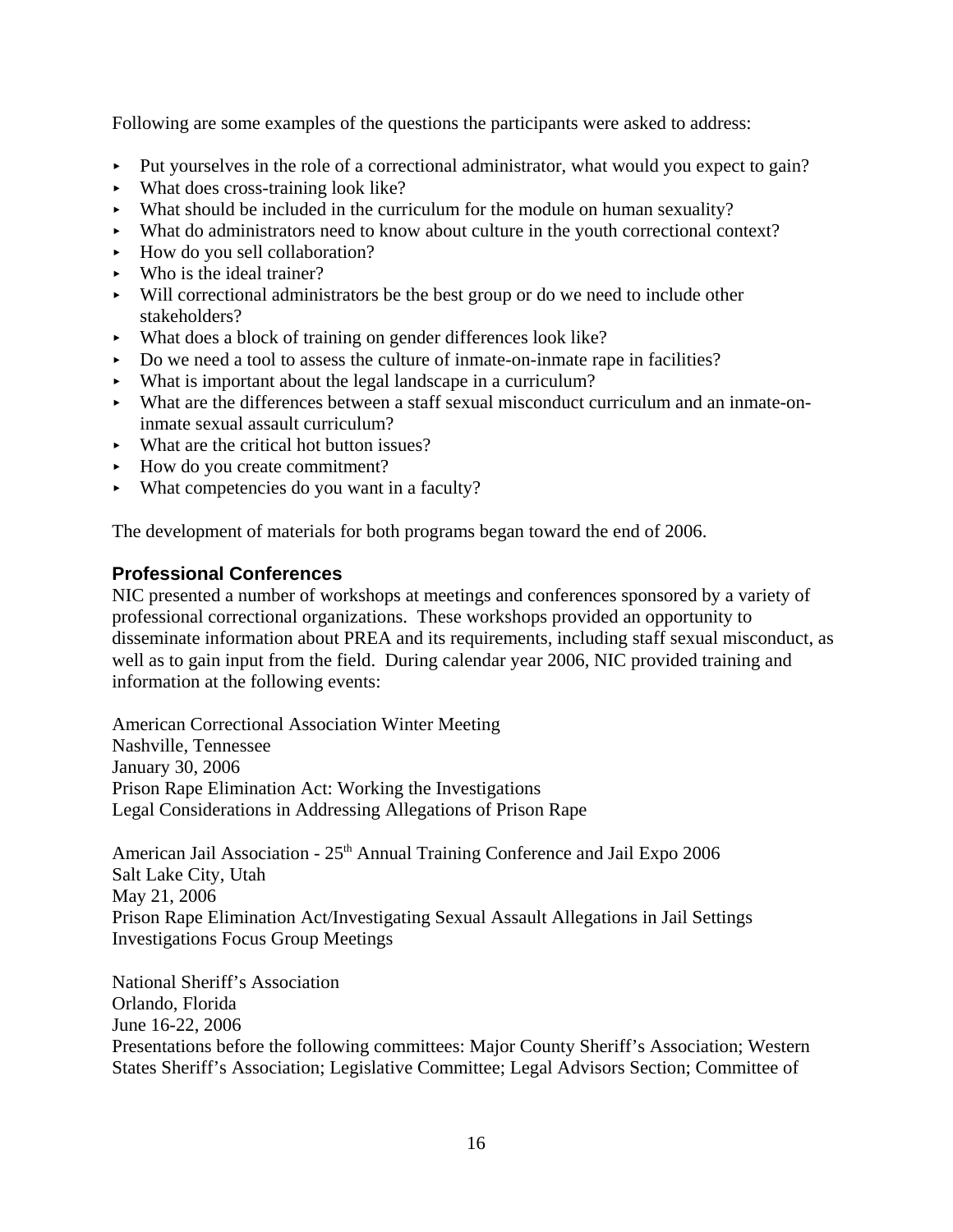Following are some examples of the questions the participants were asked to address:

- Put yourselves in the role of a correctional administrator, what would you expect to gain?
- What does cross-training look like?
- What should be included in the curriculum for the module on human sexuality?
- What do administrators need to know about culture in the youth correctional context?
- How do you sell collaboration?
- Who is the ideal trainer?
- Will correctional administrators be the best group or do we need to include other stakeholders?
- What does a block of training on gender differences look like?
- Do we need a tool to assess the culture of inmate-on-inmate rape in facilities?
- What is important about the legal landscape in a curriculum?
- What are the differences between a staff sexual misconduct curriculum and an inmate-on-inmate sexual assault curriculum?
- What are the critical hot button issues?
- How do you create commitment?
- What competencies do you want in a faculty?

The development of materials for both programs began toward the end of 2006.

### Professional Conferences

NIC presented a number of workshops at meetings and conferences sponsored by a variety of professional correctional organizations. These workshops provided an opportunity to disseminate information about PREA and its requirements, including staff sexual misconduct, as well as to gain input from the field. During calendar year 2006, NIC provided training and information at the following events:

American Correctional Association Winter Meeting
Nashville, Tennessee
January 30, 2006
Prison Rape Elimination Act: Working the Investigations
Legal Considerations in Addressing Allegations of Prison Rape

American Jail Association - 25th Annual Training Conference and Jail Expo 2006
Salt Lake City, Utah
May 21, 2006
Prison Rape Elimination Act/Investigating Sexual Assault Allegations in Jail Settings
Investigations Focus Group Meetings

National Sheriff's Association
Orlando, Florida
June 16-22, 2006
Presentations before the following committees: Major County Sheriff's Association; Western States Sheriff's Association; Legislative Committee; Legal Advisors Section; Committee of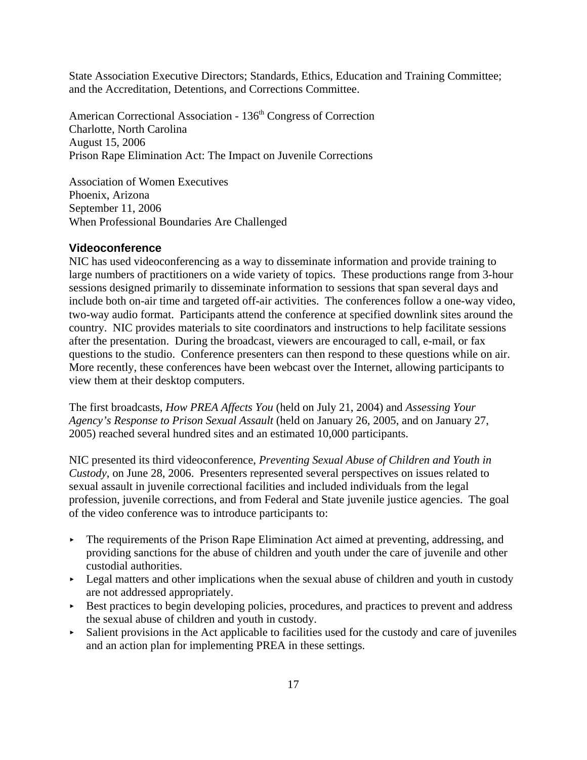State Association Executive Directors; Standards, Ethics, Education and Training Committee; and the Accreditation, Detentions, and Corrections Committee.

American Correctional Association - 136th Congress of Correction
Charlotte, North Carolina
August 15, 2006
Prison Rape Elimination Act: The Impact on Juvenile Corrections

Association of Women Executives
Phoenix, Arizona
September 11, 2006
When Professional Boundaries Are Challenged

### Videoconference

NIC has used videoconferencing as a way to disseminate information and provide training to large numbers of practitioners on a wide variety of topics. These productions range from 3-hour sessions designed primarily to disseminate information to sessions that span several days and include both on-air time and targeted off-air activities. The conferences follow a one-way video, two-way audio format. Participants attend the conference at specified downlink sites around the country. NIC provides materials to site coordinators and instructions to help facilitate sessions after the presentation. During the broadcast, viewers are encouraged to call, e-mail, or fax questions to the studio. Conference presenters can then respond to these questions while on air. More recently, these conferences have been webcast over the Internet, allowing participants to view them at their desktop computers.

The first broadcasts, *How PREA Affects You* (held on July 21, 2004) and *Assessing Your Agency's Response to Prison Sexual Assault* (held on January 26, 2005, and on January 27, 2005) reached several hundred sites and an estimated 10,000 participants.

NIC presented its third videoconference, *Preventing Sexual Abuse of Children and Youth in Custody*, on June 28, 2006. Presenters represented several perspectives on issues related to sexual assault in juvenile correctional facilities and included individuals from the legal profession, juvenile corrections, and from Federal and State juvenile justice agencies. The goal of the video conference was to introduce participants to:

- The requirements of the Prison Rape Elimination Act aimed at preventing, addressing, and providing sanctions for the abuse of children and youth under the care of juvenile and other custodial authorities.
- Legal matters and other implications when the sexual abuse of children and youth in custody are not addressed appropriately.
- Best practices to begin developing policies, procedures, and practices to prevent and address the sexual abuse of children and youth in custody.
- Salient provisions in the Act applicable to facilities used for the custody and care of juveniles and an action plan for implementing PREA in these settings.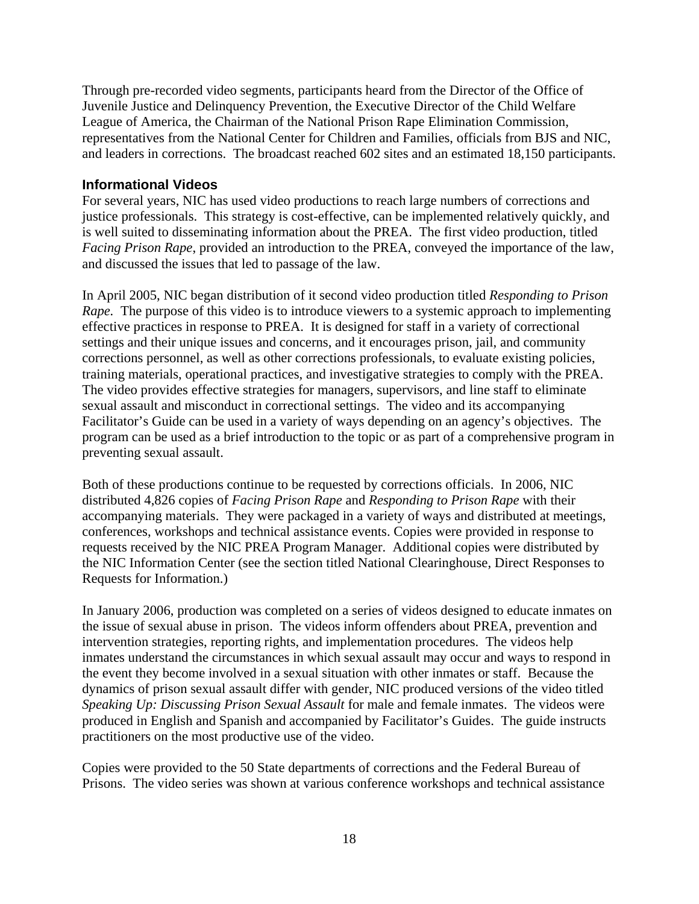Through pre-recorded video segments, participants heard from the Director of the Office of Juvenile Justice and Delinquency Prevention, the Executive Director of the Child Welfare League of America, the Chairman of the National Prison Rape Elimination Commission, representatives from the National Center for Children and Families, officials from BJS and NIC, and leaders in corrections. The broadcast reached 602 sites and an estimated 18,150 participants.

### Informational Videos

For several years, NIC has used video productions to reach large numbers of corrections and justice professionals. This strategy is cost-effective, can be implemented relatively quickly, and is well suited to disseminating information about the PREA. The first video production, titled *Facing Prison Rape*, provided an introduction to the PREA, conveyed the importance of the law, and discussed the issues that led to passage of the law.

In April 2005, NIC began distribution of it second video production titled *Responding to Prison Rape*. The purpose of this video is to introduce viewers to a systemic approach to implementing effective practices in response to PREA. It is designed for staff in a variety of correctional settings and their unique issues and concerns, and it encourages prison, jail, and community corrections personnel, as well as other corrections professionals, to evaluate existing policies, training materials, operational practices, and investigative strategies to comply with the PREA. The video provides effective strategies for managers, supervisors, and line staff to eliminate sexual assault and misconduct in correctional settings. The video and its accompanying Facilitator's Guide can be used in a variety of ways depending on an agency's objectives. The program can be used as a brief introduction to the topic or as part of a comprehensive program in preventing sexual assault.

Both of these productions continue to be requested by corrections officials. In 2006, NIC distributed 4,826 copies of *Facing Prison Rape* and *Responding to Prison Rape* with their accompanying materials. They were packaged in a variety of ways and distributed at meetings, conferences, workshops and technical assistance events. Copies were provided in response to requests received by the NIC PREA Program Manager. Additional copies were distributed by the NIC Information Center (see the section titled National Clearinghouse, Direct Responses to Requests for Information.)

In January 2006, production was completed on a series of videos designed to educate inmates on the issue of sexual abuse in prison. The videos inform offenders about PREA, prevention and intervention strategies, reporting rights, and implementation procedures. The videos help inmates understand the circumstances in which sexual assault may occur and ways to respond in the event they become involved in a sexual situation with other inmates or staff. Because the dynamics of prison sexual assault differ with gender, NIC produced versions of the video titled *Speaking Up: Discussing Prison Sexual Assault* for male and female inmates. The videos were produced in English and Spanish and accompanied by Facilitator's Guides. The guide instructs practitioners on the most productive use of the video.

Copies were provided to the 50 State departments of corrections and the Federal Bureau of Prisons. The video series was shown at various conference workshops and technical assistance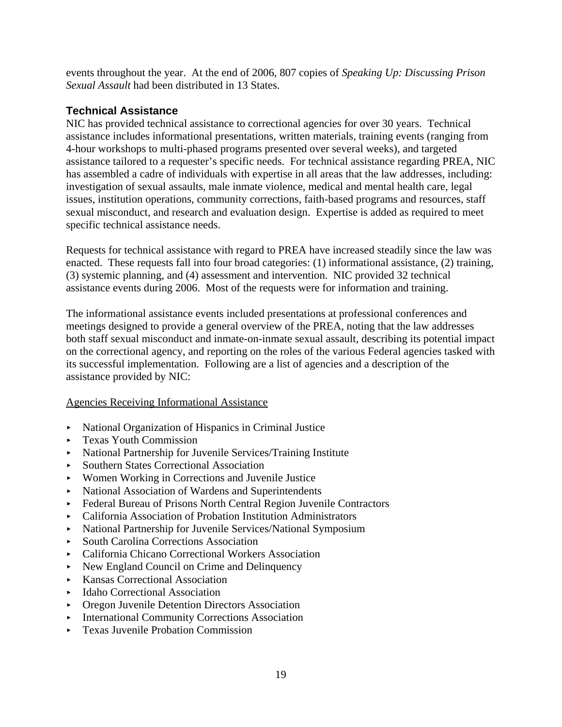events throughout the year. At the end of 2006, 807 copies of *Speaking Up: Discussing Prison Sexual Assault* had been distributed in 13 States.

## Technical Assistance

NIC has provided technical assistance to correctional agencies for over 30 years. Technical assistance includes informational presentations, written materials, training events (ranging from 4-hour workshops to multi-phased programs presented over several weeks), and targeted assistance tailored to a requester's specific needs. For technical assistance regarding PREA, NIC has assembled a cadre of individuals with expertise in all areas that the law addresses, including: investigation of sexual assaults, male inmate violence, medical and mental health care, legal issues, institution operations, community corrections, faith-based programs and resources, staff sexual misconduct, and research and evaluation design. Expertise is added as required to meet specific technical assistance needs.

Requests for technical assistance with regard to PREA have increased steadily since the law was enacted. These requests fall into four broad categories: (1) informational assistance, (2) training, (3) systemic planning, and (4) assessment and intervention. NIC provided 32 technical assistance events during 2006. Most of the requests were for information and training.

The informational assistance events included presentations at professional conferences and meetings designed to provide a general overview of the PREA, noting that the law addresses both staff sexual misconduct and inmate-on-inmate sexual assault, describing its potential impact on the correctional agency, and reporting on the roles of the various Federal agencies tasked with its successful implementation. Following are a list of agencies and a description of the assistance provided by NIC:

<u>Agencies Receiving Informational Assistance</u>

- National Organization of Hispanics in Criminal Justice
- Texas Youth Commission
- National Partnership for Juvenile Services/Training Institute
- Southern States Correctional Association
- Women Working in Corrections and Juvenile Justice
- National Association of Wardens and Superintendents
- Federal Bureau of Prisons North Central Region Juvenile Contractors
- California Association of Probation Institution Administrators
- National Partnership for Juvenile Services/National Symposium
- South Carolina Corrections Association
- California Chicano Correctional Workers Association
- New England Council on Crime and Delinquency
- Kansas Correctional Association
- Idaho Correctional Association
- Oregon Juvenile Detention Directors Association
- International Community Corrections Association
- Texas Juvenile Probation Commission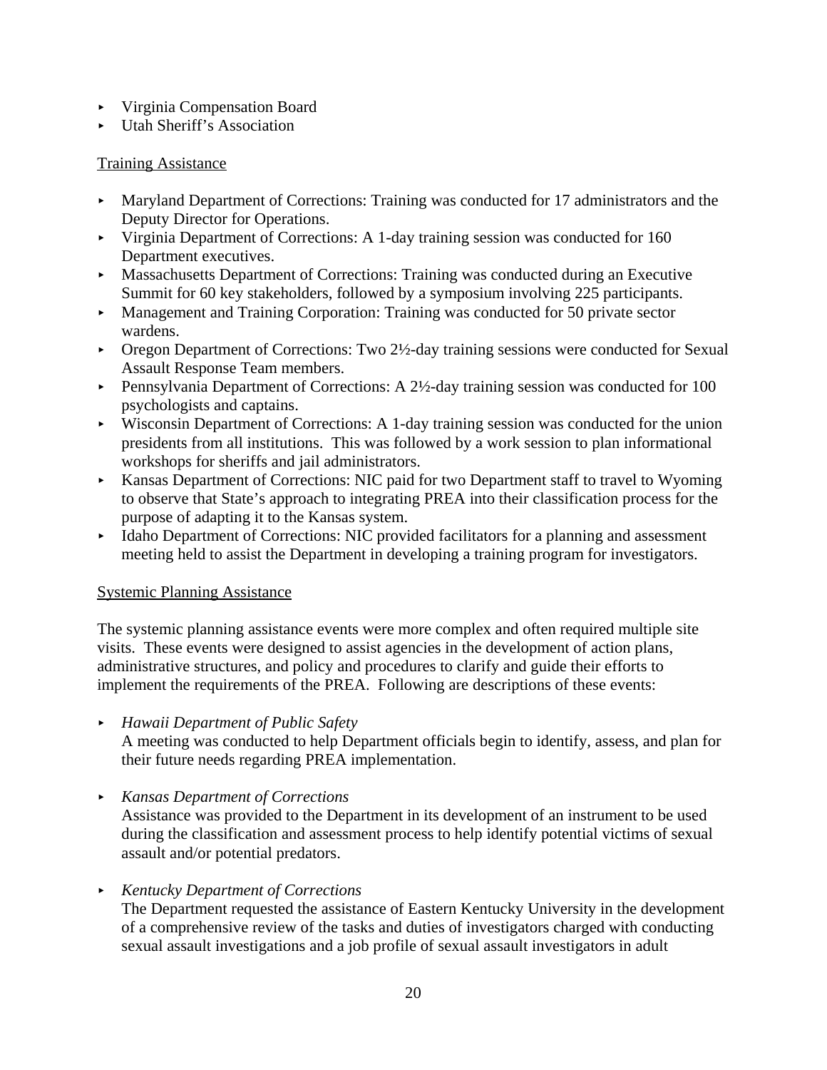- Virginia Compensation Board
- Utah Sheriff's Association

Training Assistance

- Maryland Department of Corrections: Training was conducted for 17 administrators and the Deputy Director for Operations.
- Virginia Department of Corrections: A 1-day training session was conducted for 160 Department executives.
- Massachusetts Department of Corrections: Training was conducted during an Executive Summit for 60 key stakeholders, followed by a symposium involving 225 participants.
- Management and Training Corporation: Training was conducted for 50 private sector wardens.
- Oregon Department of Corrections: Two 2½-day training sessions were conducted for Sexual Assault Response Team members.
- Pennsylvania Department of Corrections: A 2½-day training session was conducted for 100 psychologists and captains.
- Wisconsin Department of Corrections: A 1-day training session was conducted for the union presidents from all institutions. This was followed by a work session to plan informational workshops for sheriffs and jail administrators.
- Kansas Department of Corrections: NIC paid for two Department staff to travel to Wyoming to observe that State's approach to integrating PREA into their classification process for the purpose of adapting it to the Kansas system.
- Idaho Department of Corrections: NIC provided facilitators for a planning and assessment meeting held to assist the Department in developing a training program for investigators.

Systemic Planning Assistance

The systemic planning assistance events were more complex and often required multiple site visits. These events were designed to assist agencies in the development of action plans, administrative structures, and policy and procedures to clarify and guide their efforts to implement the requirements of the PREA. Following are descriptions of these events:

- *Hawaii Department of Public Safety*
  A meeting was conducted to help Department officials begin to identify, assess, and plan for their future needs regarding PREA implementation.

- *Kansas Department of Corrections*
  Assistance was provided to the Department in its development of an instrument to be used during the classification and assessment process to help identify potential victims of sexual assault and/or potential predators.

- *Kentucky Department of Corrections*
  The Department requested the assistance of Eastern Kentucky University in the development of a comprehensive review of the tasks and duties of investigators charged with conducting sexual assault investigations and a job profile of sexual assault investigators in adult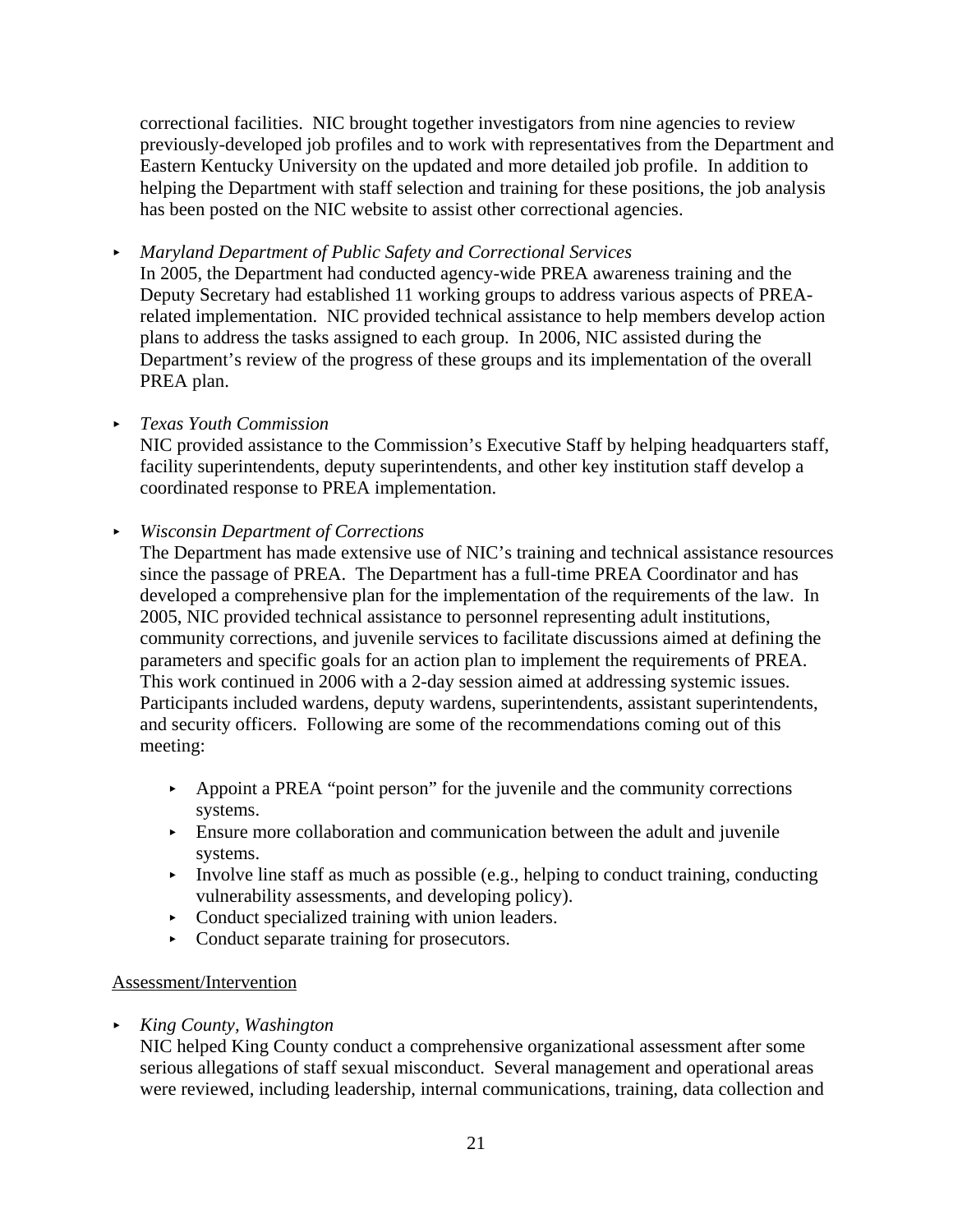correctional facilities. NIC brought together investigators from nine agencies to review previously-developed job profiles and to work with representatives from the Department and Eastern Kentucky University on the updated and more detailed job profile. In addition to helping the Department with staff selection and training for these positions, the job analysis has been posted on the NIC website to assist other correctional agencies.

- *Maryland Department of Public Safety and Correctional Services*
  In 2005, the Department had conducted agency-wide PREA awareness training and the Deputy Secretary had established 11 working groups to address various aspects of PREA-related implementation. NIC provided technical assistance to help members develop action plans to address the tasks assigned to each group. In 2006, NIC assisted during the Department's review of the progress of these groups and its implementation of the overall PREA plan.

- *Texas Youth Commission*
  NIC provided assistance to the Commission's Executive Staff by helping headquarters staff, facility superintendents, deputy superintendents, and other key institution staff develop a coordinated response to PREA implementation.

- *Wisconsin Department of Corrections*
  The Department has made extensive use of NIC's training and technical assistance resources since the passage of PREA. The Department has a full-time PREA Coordinator and has developed a comprehensive plan for the implementation of the requirements of the law. In 2005, NIC provided technical assistance to personnel representing adult institutions, community corrections, and juvenile services to facilitate discussions aimed at defining the parameters and specific goals for an action plan to implement the requirements of PREA. This work continued in 2006 with a 2-day session aimed at addressing systemic issues. Participants included wardens, deputy wardens, superintendents, assistant superintendents, and security officers. Following are some of the recommendations coming out of this meeting:

  - Appoint a PREA "point person" for the juvenile and the community corrections systems.
  - Ensure more collaboration and communication between the adult and juvenile systems.
  - Involve line staff as much as possible (e.g., helping to conduct training, conducting vulnerability assessments, and developing policy).
  - Conduct specialized training with union leaders.
  - Conduct separate training for prosecutors.

<u>Assessment/Intervention</u>

- *King County, Washington*
  NIC helped King County conduct a comprehensive organizational assessment after some serious allegations of staff sexual misconduct. Several management and operational areas were reviewed, including leadership, internal communications, training, data collection and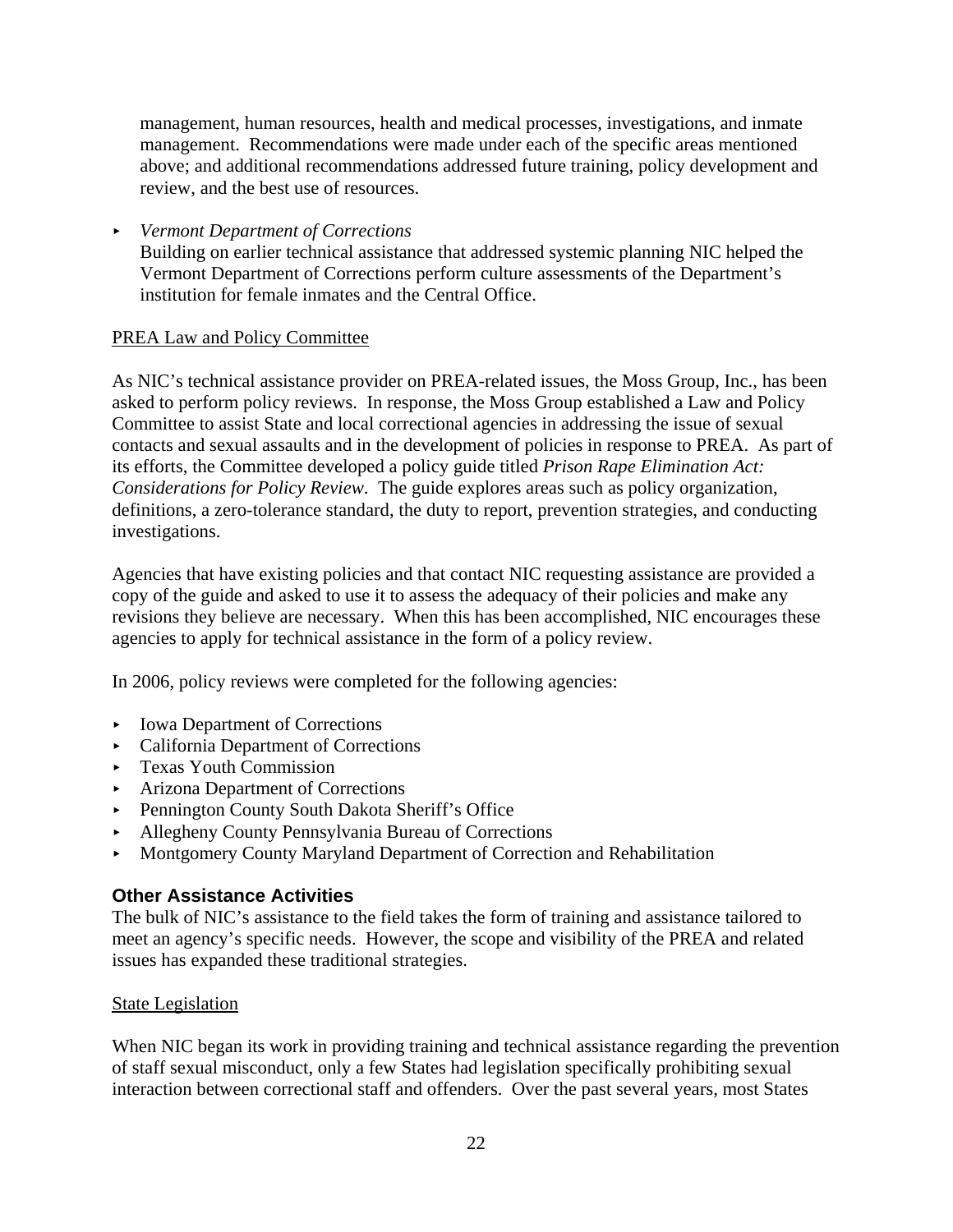management, human resources, health and medical processes, investigations, and inmate management. Recommendations were made under each of the specific areas mentioned above; and additional recommendations addressed future training, policy development and review, and the best use of resources.

- *Vermont Department of Corrections*
  Building on earlier technical assistance that addressed systemic planning NIC helped the Vermont Department of Corrections perform culture assessments of the Department's institution for female inmates and the Central Office.

PREA Law and Policy Committee

As NIC's technical assistance provider on PREA-related issues, the Moss Group, Inc., has been asked to perform policy reviews. In response, the Moss Group established a Law and Policy Committee to assist State and local correctional agencies in addressing the issue of sexual contacts and sexual assaults and in the development of policies in response to PREA. As part of its efforts, the Committee developed a policy guide titled *Prison Rape Elimination Act: Considerations for Policy Review*. The guide explores areas such as policy organization, definitions, a zero-tolerance standard, the duty to report, prevention strategies, and conducting investigations.

Agencies that have existing policies and that contact NIC requesting assistance are provided a copy of the guide and asked to use it to assess the adequacy of their policies and make any revisions they believe are necessary. When this has been accomplished, NIC encourages these agencies to apply for technical assistance in the form of a policy review.

In 2006, policy reviews were completed for the following agencies:

- Iowa Department of Corrections
- California Department of Corrections
- Texas Youth Commission
- Arizona Department of Corrections
- Pennington County South Dakota Sheriff's Office
- Allegheny County Pennsylvania Bureau of Corrections
- Montgomery County Maryland Department of Correction and Rehabilitation

### Other Assistance Activities

The bulk of NIC's assistance to the field takes the form of training and assistance tailored to meet an agency's specific needs. However, the scope and visibility of the PREA and related issues has expanded these traditional strategies.

State Legislation

When NIC began its work in providing training and technical assistance regarding the prevention of staff sexual misconduct, only a few States had legislation specifically prohibiting sexual interaction between correctional staff and offenders. Over the past several years, most States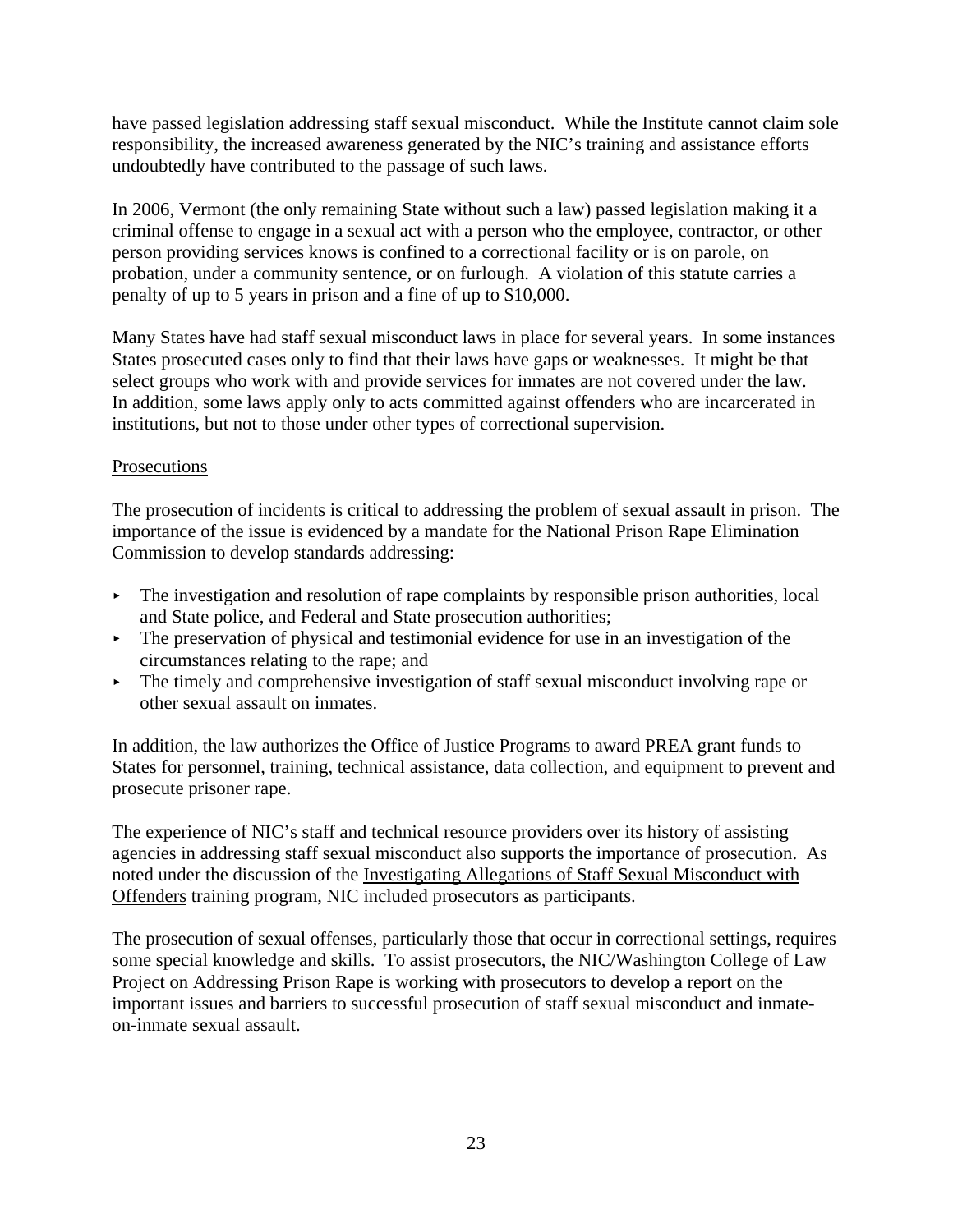have passed legislation addressing staff sexual misconduct. While the Institute cannot claim sole responsibility, the increased awareness generated by the NIC's training and assistance efforts undoubtedly have contributed to the passage of such laws.

In 2006, Vermont (the only remaining State without such a law) passed legislation making it a criminal offense to engage in a sexual act with a person who the employee, contractor, or other person providing services knows is confined to a correctional facility or is on parole, on probation, under a community sentence, or on furlough. A violation of this statute carries a penalty of up to 5 years in prison and a fine of up to $10,000.

Many States have had staff sexual misconduct laws in place for several years. In some instances States prosecuted cases only to find that their laws have gaps or weaknesses. It might be that select groups who work with and provide services for inmates are not covered under the law. In addition, some laws apply only to acts committed against offenders who are incarcerated in institutions, but not to those under other types of correctional supervision.

Prosecutions

The prosecution of incidents is critical to addressing the problem of sexual assault in prison. The importance of the issue is evidenced by a mandate for the National Prison Rape Elimination Commission to develop standards addressing:

- The investigation and resolution of rape complaints by responsible prison authorities, local and State police, and Federal and State prosecution authorities;
- The preservation of physical and testimonial evidence for use in an investigation of the circumstances relating to the rape; and
- The timely and comprehensive investigation of staff sexual misconduct involving rape or other sexual assault on inmates.

In addition, the law authorizes the Office of Justice Programs to award PREA grant funds to States for personnel, training, technical assistance, data collection, and equipment to prevent and prosecute prisoner rape.

The experience of NIC's staff and technical resource providers over its history of assisting agencies in addressing staff sexual misconduct also supports the importance of prosecution. As noted under the discussion of the Investigating Allegations of Staff Sexual Misconduct with Offenders training program, NIC included prosecutors as participants.

The prosecution of sexual offenses, particularly those that occur in correctional settings, requires some special knowledge and skills. To assist prosecutors, the NIC/Washington College of Law Project on Addressing Prison Rape is working with prosecutors to develop a report on the important issues and barriers to successful prosecution of staff sexual misconduct and inmate-on-inmate sexual assault.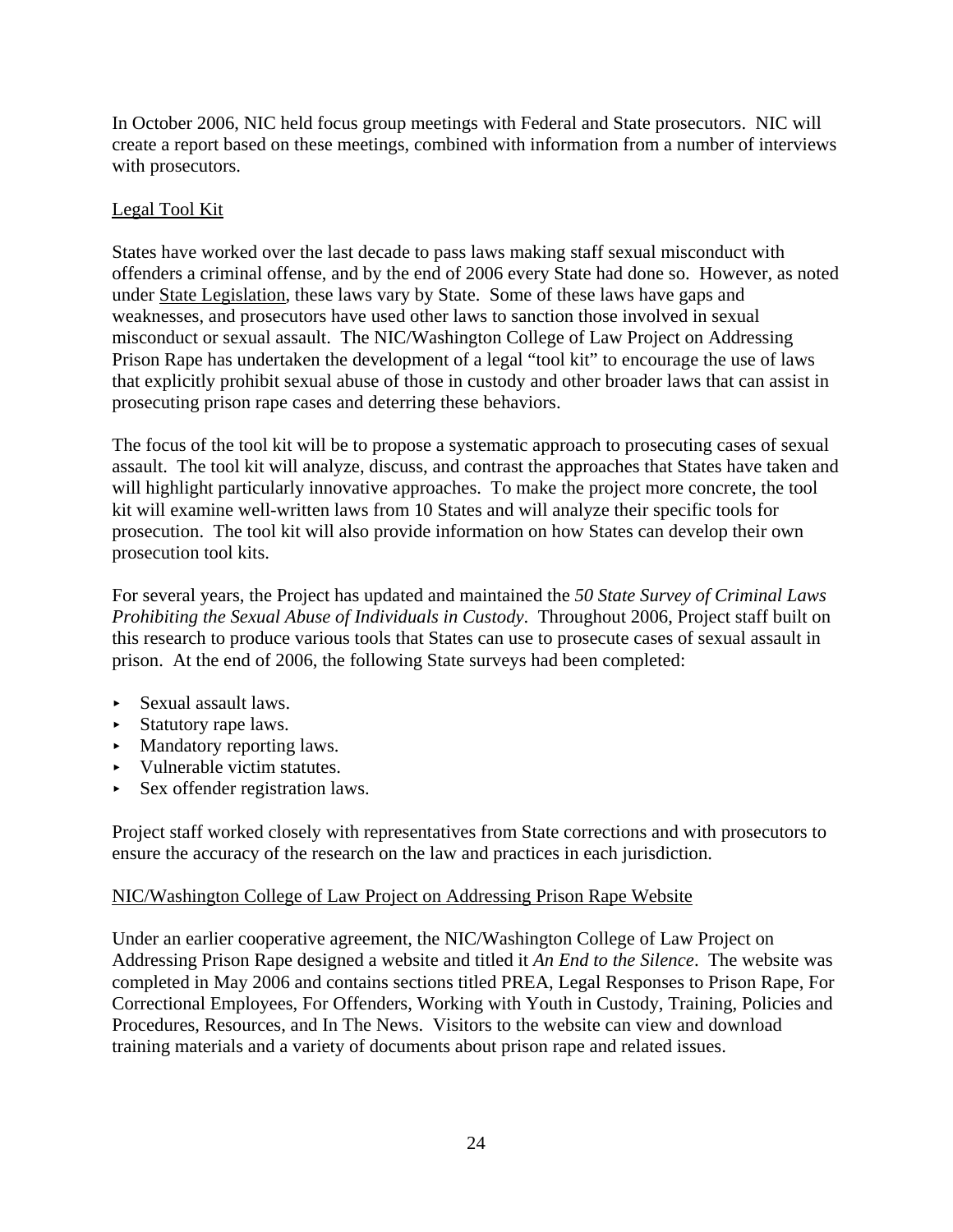In October 2006, NIC held focus group meetings with Federal and State prosecutors. NIC will create a report based on these meetings, combined with information from a number of interviews with prosecutors.

### Legal Tool Kit

States have worked over the last decade to pass laws making staff sexual misconduct with offenders a criminal offense, and by the end of 2006 every State had done so. However, as noted under State Legislation, these laws vary by State. Some of these laws have gaps and weaknesses, and prosecutors have used other laws to sanction those involved in sexual misconduct or sexual assault. The NIC/Washington College of Law Project on Addressing Prison Rape has undertaken the development of a legal "tool kit" to encourage the use of laws that explicitly prohibit sexual abuse of those in custody and other broader laws that can assist in prosecuting prison rape cases and deterring these behaviors.

The focus of the tool kit will be to propose a systematic approach to prosecuting cases of sexual assault. The tool kit will analyze, discuss, and contrast the approaches that States have taken and will highlight particularly innovative approaches. To make the project more concrete, the tool kit will examine well-written laws from 10 States and will analyze their specific tools for prosecution. The tool kit will also provide information on how States can develop their own prosecution tool kits.

For several years, the Project has updated and maintained the *50 State Survey of Criminal Laws Prohibiting the Sexual Abuse of Individuals in Custody*. Throughout 2006, Project staff built on this research to produce various tools that States can use to prosecute cases of sexual assault in prison. At the end of 2006, the following State surveys had been completed:

- Sexual assault laws.
- Statutory rape laws.
- Mandatory reporting laws.
- Vulnerable victim statutes.
- Sex offender registration laws.

Project staff worked closely with representatives from State corrections and with prosecutors to ensure the accuracy of the research on the law and practices in each jurisdiction.

### NIC/Washington College of Law Project on Addressing Prison Rape Website

Under an earlier cooperative agreement, the NIC/Washington College of Law Project on Addressing Prison Rape designed a website and titled it *An End to the Silence*. The website was completed in May 2006 and contains sections titled PREA, Legal Responses to Prison Rape, For Correctional Employees, For Offenders, Working with Youth in Custody, Training, Policies and Procedures, Resources, and In The News. Visitors to the website can view and download training materials and a variety of documents about prison rape and related issues.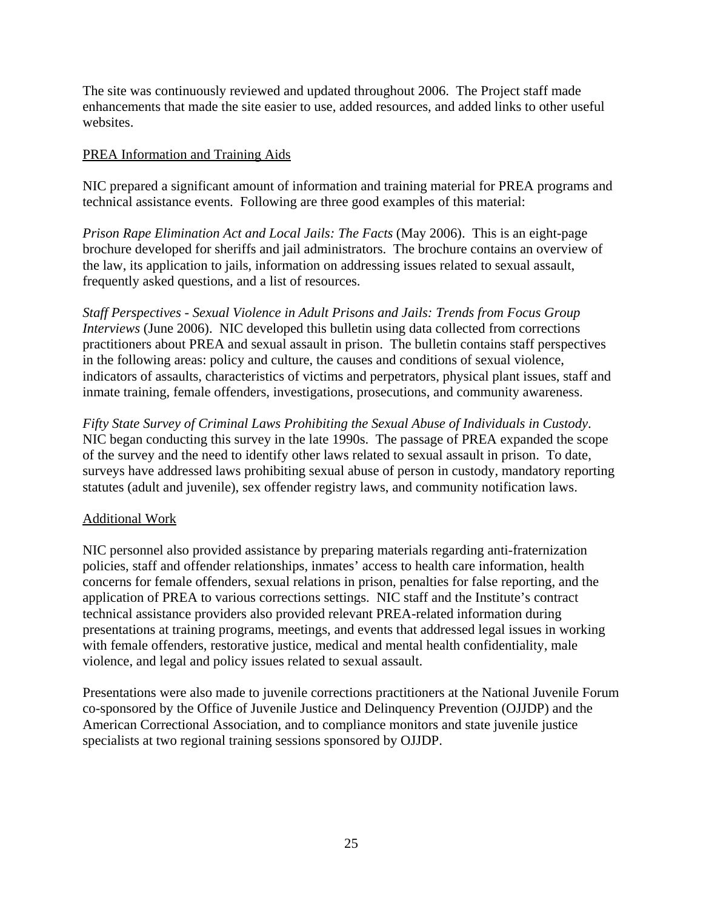The site was continuously reviewed and updated throughout 2006. The Project staff made enhancements that made the site easier to use, added resources, and added links to other useful websites.

### PREA Information and Training Aids

NIC prepared a significant amount of information and training material for PREA programs and technical assistance events. Following are three good examples of this material:

*Prison Rape Elimination Act and Local Jails: The Facts* (May 2006). This is an eight-page brochure developed for sheriffs and jail administrators. The brochure contains an overview of the law, its application to jails, information on addressing issues related to sexual assault, frequently asked questions, and a list of resources.

*Staff Perspectives - Sexual Violence in Adult Prisons and Jails: Trends from Focus Group Interviews* (June 2006). NIC developed this bulletin using data collected from corrections practitioners about PREA and sexual assault in prison. The bulletin contains staff perspectives in the following areas: policy and culture, the causes and conditions of sexual violence, indicators of assaults, characteristics of victims and perpetrators, physical plant issues, staff and inmate training, female offenders, investigations, prosecutions, and community awareness.

*Fifty State Survey of Criminal Laws Prohibiting the Sexual Abuse of Individuals in Custody*. NIC began conducting this survey in the late 1990s. The passage of PREA expanded the scope of the survey and the need to identify other laws related to sexual assault in prison. To date, surveys have addressed laws prohibiting sexual abuse of person in custody, mandatory reporting statutes (adult and juvenile), sex offender registry laws, and community notification laws.

### Additional Work

NIC personnel also provided assistance by preparing materials regarding anti-fraternization policies, staff and offender relationships, inmates' access to health care information, health concerns for female offenders, sexual relations in prison, penalties for false reporting, and the application of PREA to various corrections settings. NIC staff and the Institute's contract technical assistance providers also provided relevant PREA-related information during presentations at training programs, meetings, and events that addressed legal issues in working with female offenders, restorative justice, medical and mental health confidentiality, male violence, and legal and policy issues related to sexual assault.

Presentations were also made to juvenile corrections practitioners at the National Juvenile Forum co-sponsored by the Office of Juvenile Justice and Delinquency Prevention (OJJDP) and the American Correctional Association, and to compliance monitors and state juvenile justice specialists at two regional training sessions sponsored by OJJDP.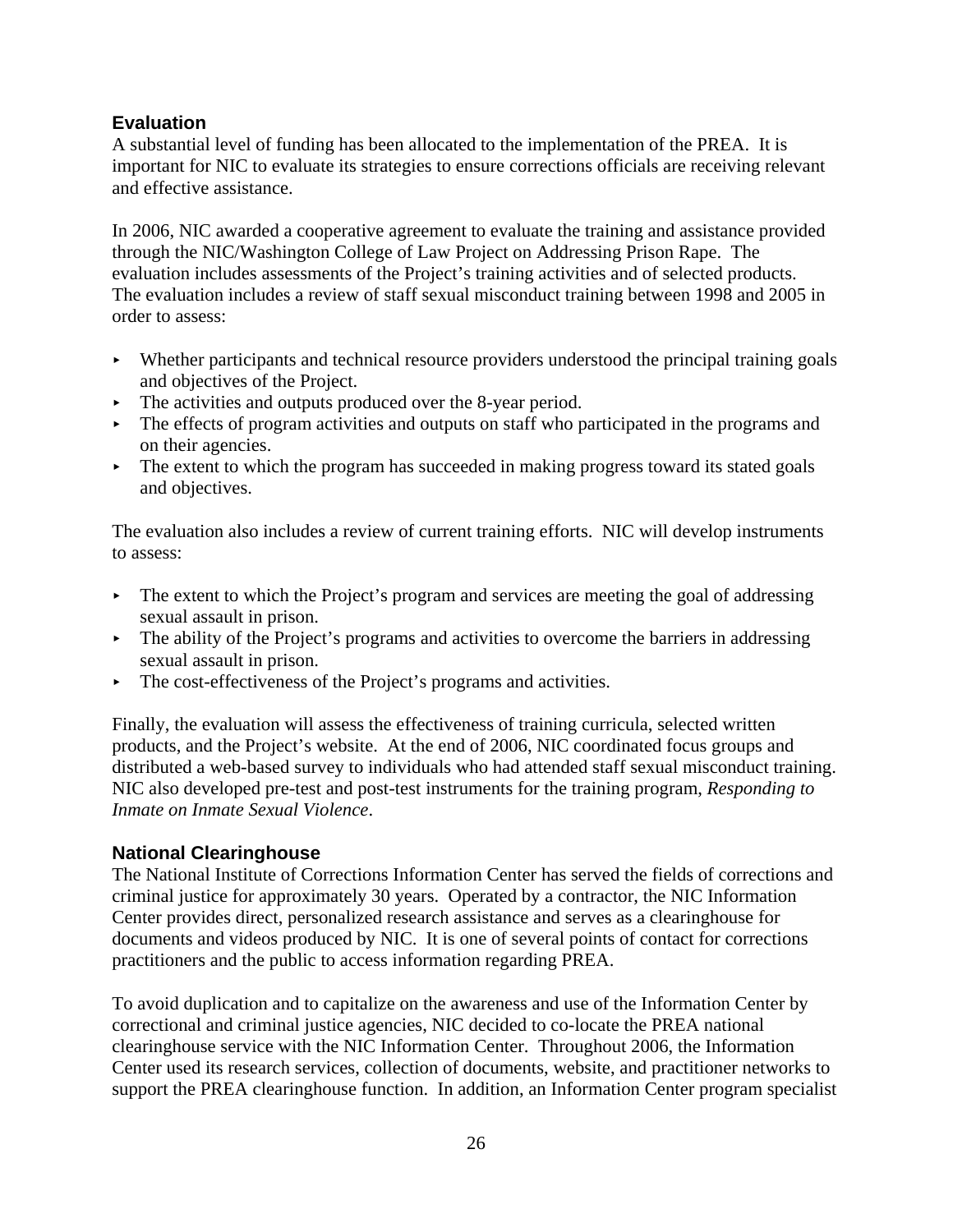## Evaluation

A substantial level of funding has been allocated to the implementation of the PREA. It is important for NIC to evaluate its strategies to ensure corrections officials are receiving relevant and effective assistance.

In 2006, NIC awarded a cooperative agreement to evaluate the training and assistance provided through the NIC/Washington College of Law Project on Addressing Prison Rape. The evaluation includes assessments of the Project's training activities and of selected products. The evaluation includes a review of staff sexual misconduct training between 1998 and 2005 in order to assess:

- Whether participants and technical resource providers understood the principal training goals and objectives of the Project.
- The activities and outputs produced over the 8-year period.
- The effects of program activities and outputs on staff who participated in the programs and on their agencies.
- The extent to which the program has succeeded in making progress toward its stated goals and objectives.

The evaluation also includes a review of current training efforts. NIC will develop instruments to assess:

- The extent to which the Project's program and services are meeting the goal of addressing sexual assault in prison.
- The ability of the Project's programs and activities to overcome the barriers in addressing sexual assault in prison.
- The cost-effectiveness of the Project's programs and activities.

Finally, the evaluation will assess the effectiveness of training curricula, selected written products, and the Project's website. At the end of 2006, NIC coordinated focus groups and distributed a web-based survey to individuals who had attended staff sexual misconduct training. NIC also developed pre-test and post-test instruments for the training program, *Responding to Inmate on Inmate Sexual Violence*.

## National Clearinghouse

The National Institute of Corrections Information Center has served the fields of corrections and criminal justice for approximately 30 years. Operated by a contractor, the NIC Information Center provides direct, personalized research assistance and serves as a clearinghouse for documents and videos produced by NIC. It is one of several points of contact for corrections practitioners and the public to access information regarding PREA.

To avoid duplication and to capitalize on the awareness and use of the Information Center by correctional and criminal justice agencies, NIC decided to co-locate the PREA national clearinghouse service with the NIC Information Center. Throughout 2006, the Information Center used its research services, collection of documents, website, and practitioner networks to support the PREA clearinghouse function. In addition, an Information Center program specialist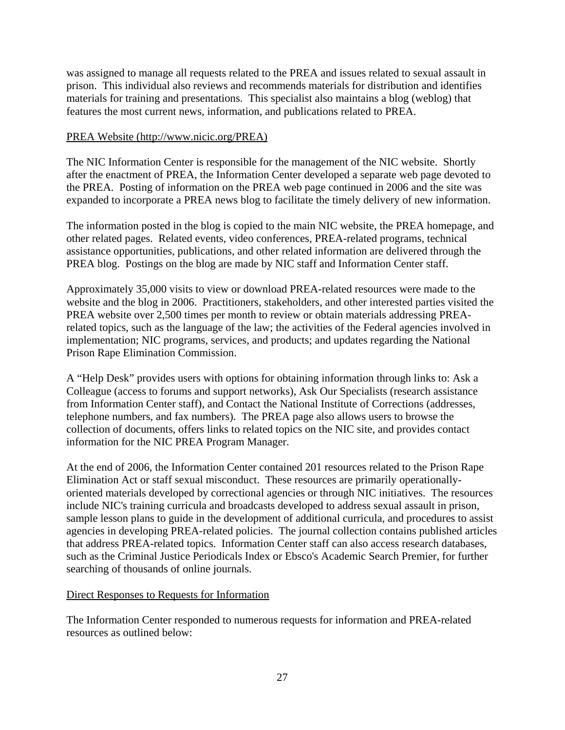was assigned to manage all requests related to the PREA and issues related to sexual assault in prison. This individual also reviews and recommends materials for distribution and identifies materials for training and presentations. This specialist also maintains a blog (weblog) that features the most current news, information, and publications related to PREA.

PREA Website (http://www.nicic.org/PREA)

The NIC Information Center is responsible for the management of the NIC website. Shortly after the enactment of PREA, the Information Center developed a separate web page devoted to the PREA. Posting of information on the PREA web page continued in 2006 and the site was expanded to incorporate a PREA news blog to facilitate the timely delivery of new information.

The information posted in the blog is copied to the main NIC website, the PREA homepage, and other related pages. Related events, video conferences, PREA-related programs, technical assistance opportunities, publications, and other related information are delivered through the PREA blog. Postings on the blog are made by NIC staff and Information Center staff.

Approximately 35,000 visits to view or download PREA-related resources were made to the website and the blog in 2006. Practitioners, stakeholders, and other interested parties visited the PREA website over 2,500 times per month to review or obtain materials addressing PREA-related topics, such as the language of the law; the activities of the Federal agencies involved in implementation; NIC programs, services, and products; and updates regarding the National Prison Rape Elimination Commission.

A "Help Desk" provides users with options for obtaining information through links to: Ask a Colleague (access to forums and support networks), Ask Our Specialists (research assistance from Information Center staff), and Contact the National Institute of Corrections (addresses, telephone numbers, and fax numbers). The PREA page also allows users to browse the collection of documents, offers links to related topics on the NIC site, and provides contact information for the NIC PREA Program Manager.

At the end of 2006, the Information Center contained 201 resources related to the Prison Rape Elimination Act or staff sexual misconduct. These resources are primarily operationally-oriented materials developed by correctional agencies or through NIC initiatives. The resources include NIC's training curricula and broadcasts developed to address sexual assault in prison, sample lesson plans to guide in the development of additional curricula, and procedures to assist agencies in developing PREA-related policies. The journal collection contains published articles that address PREA-related topics. Information Center staff can also access research databases, such as the Criminal Justice Periodicals Index or Ebsco's Academic Search Premier, for further searching of thousands of online journals.

Direct Responses to Requests for Information

The Information Center responded to numerous requests for information and PREA-related resources as outlined below: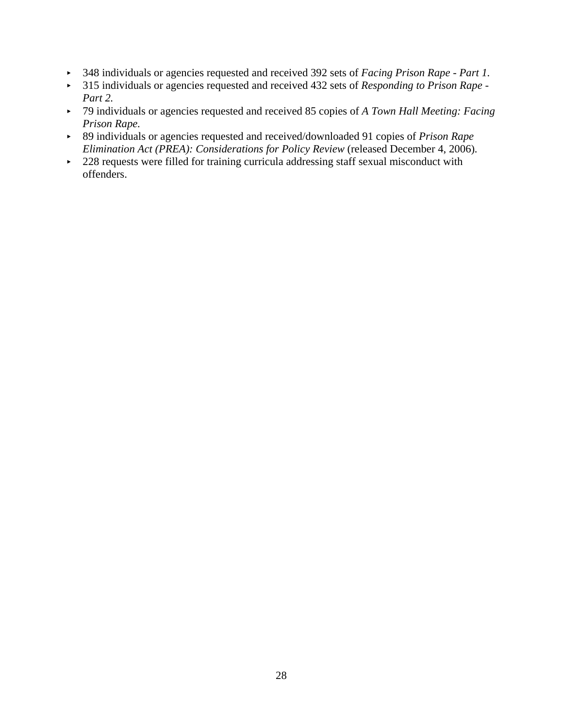- 348 individuals or agencies requested and received 392 sets of *Facing Prison Rape - Part 1*.
- 315 individuals or agencies requested and received 432 sets of *Responding to Prison Rape - Part 2*.
- 79 individuals or agencies requested and received 85 copies of *A Town Hall Meeting: Facing Prison Rape*.
- 89 individuals or agencies requested and received/downloaded 91 copies of *Prison Rape Elimination Act (PREA): Considerations for Policy Review* (released December 4, 2006).
- 228 requests were filled for training curricula addressing staff sexual misconduct with offenders.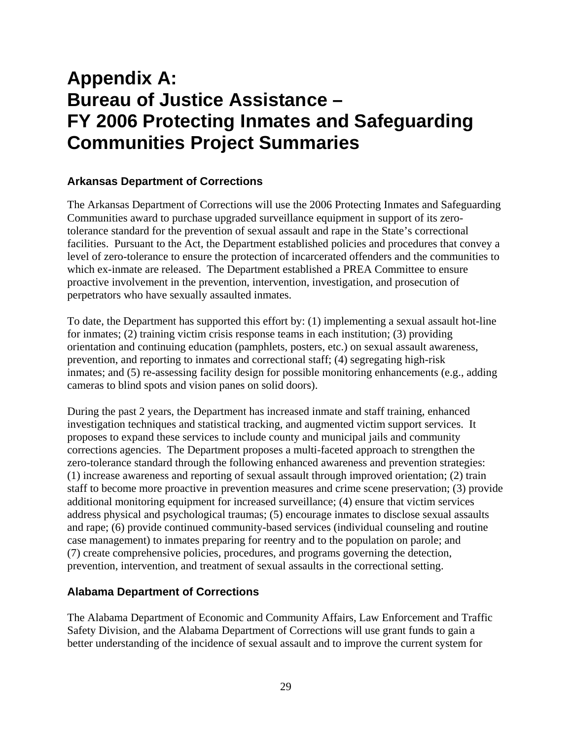# Appendix A: Bureau of Justice Assistance – FY 2006 Protecting Inmates and Safeguarding Communities Project Summaries

### Arkansas Department of Corrections

The Arkansas Department of Corrections will use the 2006 Protecting Inmates and Safeguarding Communities award to purchase upgraded surveillance equipment in support of its zero-tolerance standard for the prevention of sexual assault and rape in the State's correctional facilities. Pursuant to the Act, the Department established policies and procedures that convey a level of zero-tolerance to ensure the protection of incarcerated offenders and the communities to which ex-inmate are released. The Department established a PREA Committee to ensure proactive involvement in the prevention, intervention, investigation, and prosecution of perpetrators who have sexually assaulted inmates.

To date, the Department has supported this effort by: (1) implementing a sexual assault hot-line for inmates; (2) training victim crisis response teams in each institution; (3) providing orientation and continuing education (pamphlets, posters, etc.) on sexual assault awareness, prevention, and reporting to inmates and correctional staff; (4) segregating high-risk inmates; and (5) re-assessing facility design for possible monitoring enhancements (e.g., adding cameras to blind spots and vision panes on solid doors).

During the past 2 years, the Department has increased inmate and staff training, enhanced investigation techniques and statistical tracking, and augmented victim support services. It proposes to expand these services to include county and municipal jails and community corrections agencies. The Department proposes a multi-faceted approach to strengthen the zero-tolerance standard through the following enhanced awareness and prevention strategies: (1) increase awareness and reporting of sexual assault through improved orientation; (2) train staff to become more proactive in prevention measures and crime scene preservation; (3) provide additional monitoring equipment for increased surveillance; (4) ensure that victim services address physical and psychological traumas; (5) encourage inmates to disclose sexual assaults and rape; (6) provide continued community-based services (individual counseling and routine case management) to inmates preparing for reentry and to the population on parole; and (7) create comprehensive policies, procedures, and programs governing the detection, prevention, intervention, and treatment of sexual assaults in the correctional setting.

### Alabama Department of Corrections

The Alabama Department of Economic and Community Affairs, Law Enforcement and Traffic Safety Division, and the Alabama Department of Corrections will use grant funds to gain a better understanding of the incidence of sexual assault and to improve the current system for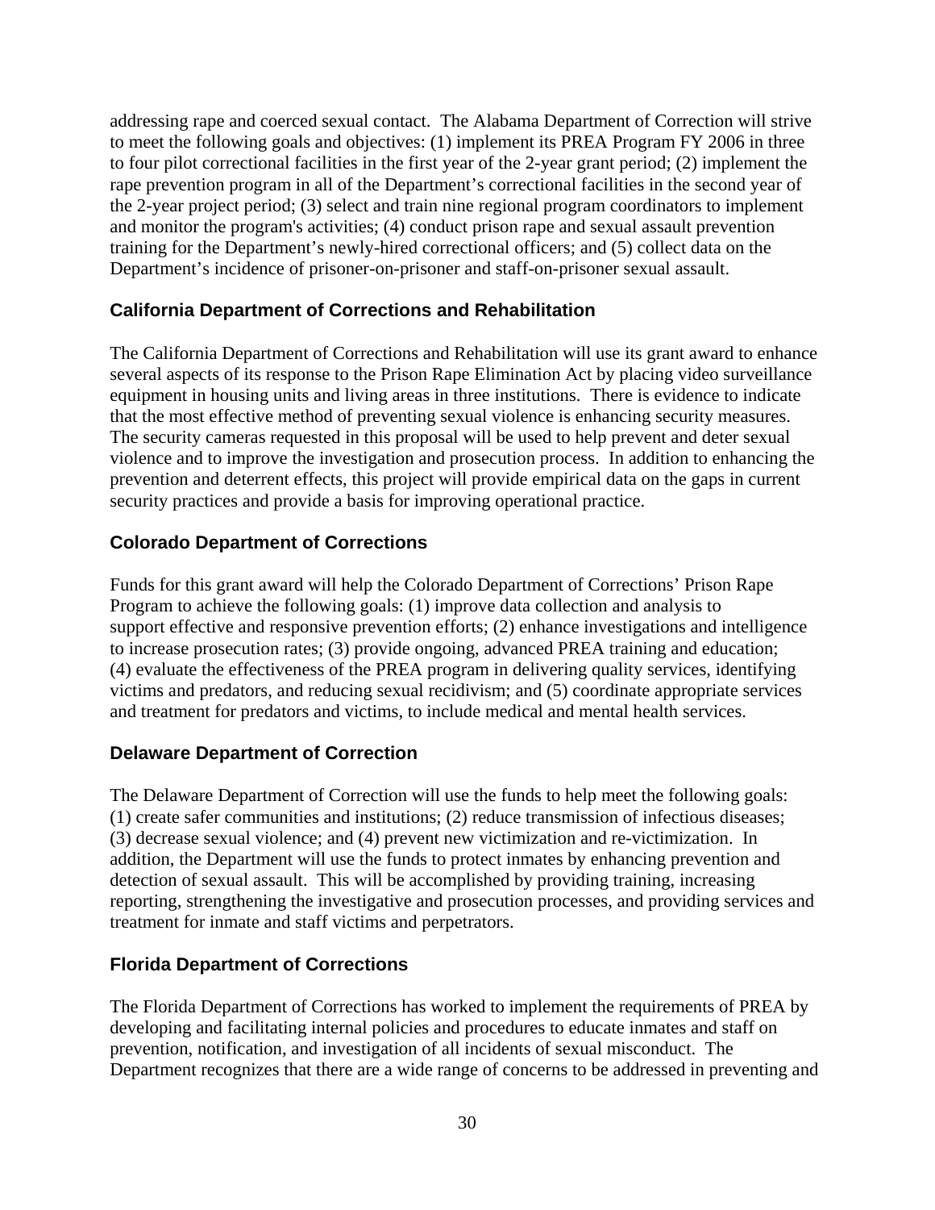addressing rape and coerced sexual contact. The Alabama Department of Correction will strive to meet the following goals and objectives: (1) implement its PREA Program FY 2006 in three to four pilot correctional facilities in the first year of the 2-year grant period; (2) implement the rape prevention program in all of the Department's correctional facilities in the second year of the 2-year project period; (3) select and train nine regional program coordinators to implement and monitor the program's activities; (4) conduct prison rape and sexual assault prevention training for the Department's newly-hired correctional officers; and (5) collect data on the Department's incidence of prisoner-on-prisoner and staff-on-prisoner sexual assault.

### California Department of Corrections and Rehabilitation

The California Department of Corrections and Rehabilitation will use its grant award to enhance several aspects of its response to the Prison Rape Elimination Act by placing video surveillance equipment in housing units and living areas in three institutions. There is evidence to indicate that the most effective method of preventing sexual violence is enhancing security measures. The security cameras requested in this proposal will be used to help prevent and deter sexual violence and to improve the investigation and prosecution process. In addition to enhancing the prevention and deterrent effects, this project will provide empirical data on the gaps in current security practices and provide a basis for improving operational practice.

### Colorado Department of Corrections

Funds for this grant award will help the Colorado Department of Corrections' Prison Rape Program to achieve the following goals: (1) improve data collection and analysis to support effective and responsive prevention efforts; (2) enhance investigations and intelligence to increase prosecution rates; (3) provide ongoing, advanced PREA training and education; (4) evaluate the effectiveness of the PREA program in delivering quality services, identifying victims and predators, and reducing sexual recidivism; and (5) coordinate appropriate services and treatment for predators and victims, to include medical and mental health services.

### Delaware Department of Correction

The Delaware Department of Correction will use the funds to help meet the following goals: (1) create safer communities and institutions; (2) reduce transmission of infectious diseases; (3) decrease sexual violence; and (4) prevent new victimization and re-victimization. In addition, the Department will use the funds to protect inmates by enhancing prevention and detection of sexual assault. This will be accomplished by providing training, increasing reporting, strengthening the investigative and prosecution processes, and providing services and treatment for inmate and staff victims and perpetrators.

### Florida Department of Corrections

The Florida Department of Corrections has worked to implement the requirements of PREA by developing and facilitating internal policies and procedures to educate inmates and staff on prevention, notification, and investigation of all incidents of sexual misconduct. The Department recognizes that there are a wide range of concerns to be addressed in preventing and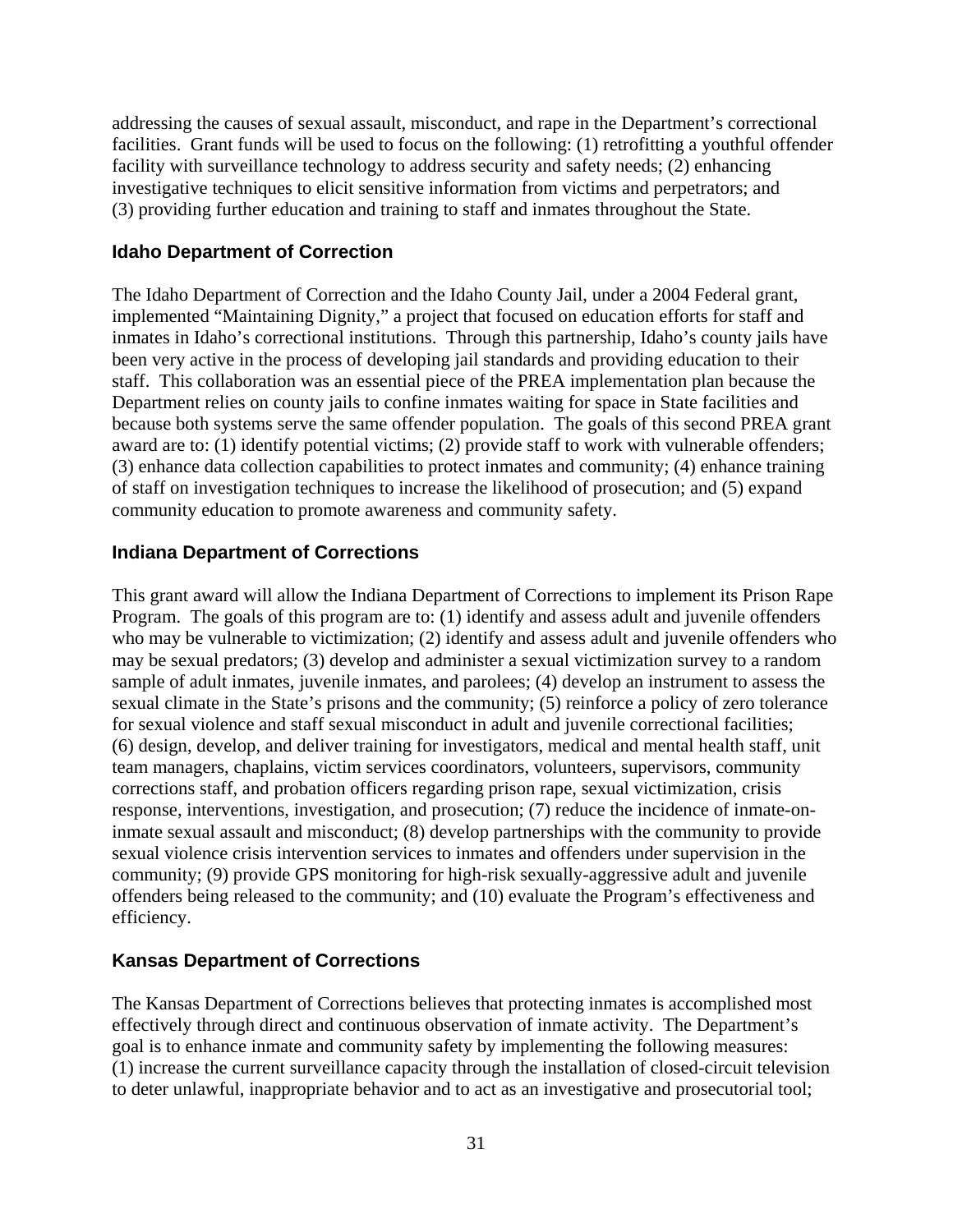addressing the causes of sexual assault, misconduct, and rape in the Department's correctional facilities. Grant funds will be used to focus on the following: (1) retrofitting a youthful offender facility with surveillance technology to address security and safety needs; (2) enhancing investigative techniques to elicit sensitive information from victims and perpetrators; and (3) providing further education and training to staff and inmates throughout the State.

### Idaho Department of Correction

The Idaho Department of Correction and the Idaho County Jail, under a 2004 Federal grant, implemented "Maintaining Dignity," a project that focused on education efforts for staff and inmates in Idaho's correctional institutions. Through this partnership, Idaho's county jails have been very active in the process of developing jail standards and providing education to their staff. This collaboration was an essential piece of the PREA implementation plan because the Department relies on county jails to confine inmates waiting for space in State facilities and because both systems serve the same offender population. The goals of this second PREA grant award are to: (1) identify potential victims; (2) provide staff to work with vulnerable offenders; (3) enhance data collection capabilities to protect inmates and community; (4) enhance training of staff on investigation techniques to increase the likelihood of prosecution; and (5) expand community education to promote awareness and community safety.

### Indiana Department of Corrections

This grant award will allow the Indiana Department of Corrections to implement its Prison Rape Program. The goals of this program are to: (1) identify and assess adult and juvenile offenders who may be vulnerable to victimization; (2) identify and assess adult and juvenile offenders who may be sexual predators; (3) develop and administer a sexual victimization survey to a random sample of adult inmates, juvenile inmates, and parolees; (4) develop an instrument to assess the sexual climate in the State's prisons and the community; (5) reinforce a policy of zero tolerance for sexual violence and staff sexual misconduct in adult and juvenile correctional facilities; (6) design, develop, and deliver training for investigators, medical and mental health staff, unit team managers, chaplains, victim services coordinators, volunteers, supervisors, community corrections staff, and probation officers regarding prison rape, sexual victimization, crisis response, interventions, investigation, and prosecution; (7) reduce the incidence of inmate-on-inmate sexual assault and misconduct; (8) develop partnerships with the community to provide sexual violence crisis intervention services to inmates and offenders under supervision in the community; (9) provide GPS monitoring for high-risk sexually-aggressive adult and juvenile offenders being released to the community; and (10) evaluate the Program's effectiveness and efficiency.

### Kansas Department of Corrections

The Kansas Department of Corrections believes that protecting inmates is accomplished most effectively through direct and continuous observation of inmate activity. The Department's goal is to enhance inmate and community safety by implementing the following measures: (1) increase the current surveillance capacity through the installation of closed-circuit television to deter unlawful, inappropriate behavior and to act as an investigative and prosecutorial tool;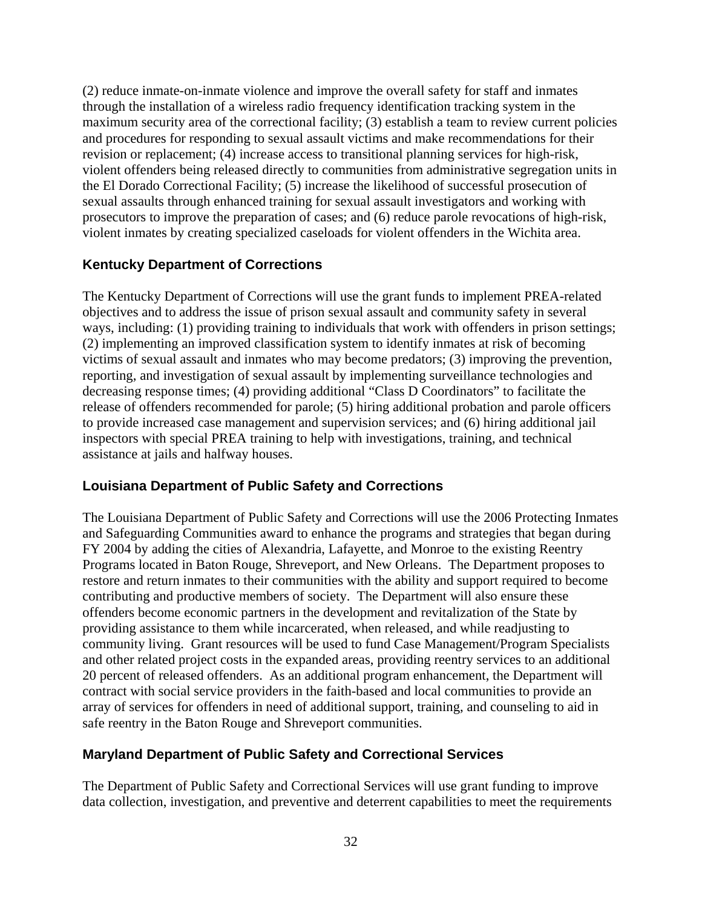(2) reduce inmate-on-inmate violence and improve the overall safety for staff and inmates through the installation of a wireless radio frequency identification tracking system in the maximum security area of the correctional facility; (3) establish a team to review current policies and procedures for responding to sexual assault victims and make recommendations for their revision or replacement; (4) increase access to transitional planning services for high-risk, violent offenders being released directly to communities from administrative segregation units in the El Dorado Correctional Facility; (5) increase the likelihood of successful prosecution of sexual assaults through enhanced training for sexual assault investigators and working with prosecutors to improve the preparation of cases; and (6) reduce parole revocations of high-risk, violent inmates by creating specialized caseloads for violent offenders in the Wichita area.

### Kentucky Department of Corrections

The Kentucky Department of Corrections will use the grant funds to implement PREA-related objectives and to address the issue of prison sexual assault and community safety in several ways, including: (1) providing training to individuals that work with offenders in prison settings; (2) implementing an improved classification system to identify inmates at risk of becoming victims of sexual assault and inmates who may become predators; (3) improving the prevention, reporting, and investigation of sexual assault by implementing surveillance technologies and decreasing response times; (4) providing additional "Class D Coordinators" to facilitate the release of offenders recommended for parole; (5) hiring additional probation and parole officers to provide increased case management and supervision services; and (6) hiring additional jail inspectors with special PREA training to help with investigations, training, and technical assistance at jails and halfway houses.

### Louisiana Department of Public Safety and Corrections

The Louisiana Department of Public Safety and Corrections will use the 2006 Protecting Inmates and Safeguarding Communities award to enhance the programs and strategies that began during FY 2004 by adding the cities of Alexandria, Lafayette, and Monroe to the existing Reentry Programs located in Baton Rouge, Shreveport, and New Orleans. The Department proposes to restore and return inmates to their communities with the ability and support required to become contributing and productive members of society. The Department will also ensure these offenders become economic partners in the development and revitalization of the State by providing assistance to them while incarcerated, when released, and while readjusting to community living. Grant resources will be used to fund Case Management/Program Specialists and other related project costs in the expanded areas, providing reentry services to an additional 20 percent of released offenders. As an additional program enhancement, the Department will contract with social service providers in the faith-based and local communities to provide an array of services for offenders in need of additional support, training, and counseling to aid in safe reentry in the Baton Rouge and Shreveport communities.

### Maryland Department of Public Safety and Correctional Services

The Department of Public Safety and Correctional Services will use grant funding to improve data collection, investigation, and preventive and deterrent capabilities to meet the requirements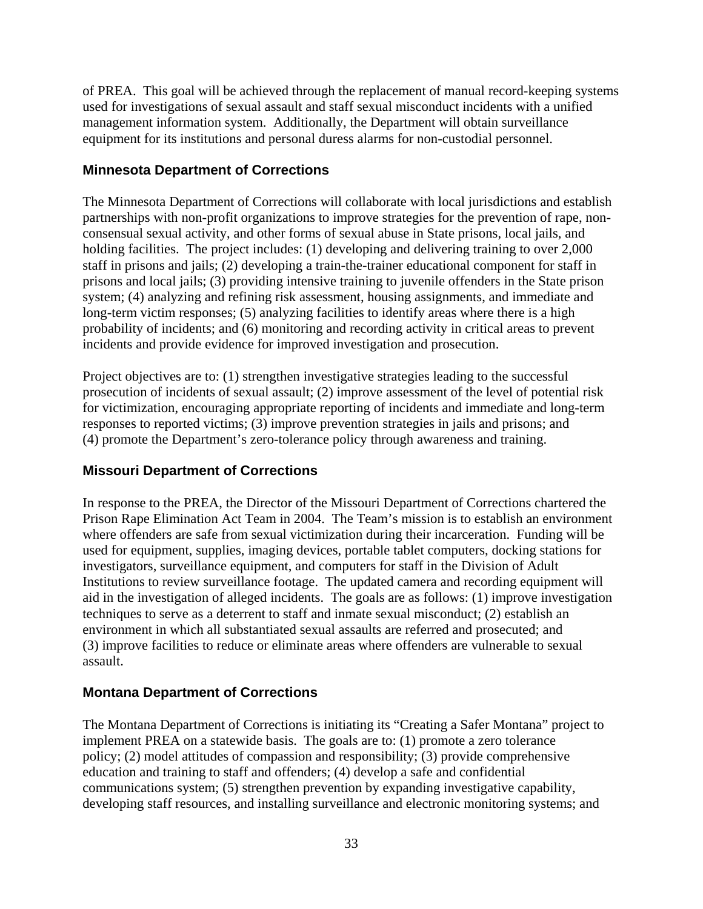of PREA. This goal will be achieved through the replacement of manual record-keeping systems used for investigations of sexual assault and staff sexual misconduct incidents with a unified management information system. Additionally, the Department will obtain surveillance equipment for its institutions and personal duress alarms for non-custodial personnel.

### Minnesota Department of Corrections

The Minnesota Department of Corrections will collaborate with local jurisdictions and establish partnerships with non-profit organizations to improve strategies for the prevention of rape, non-consensual sexual activity, and other forms of sexual abuse in State prisons, local jails, and holding facilities. The project includes: (1) developing and delivering training to over 2,000 staff in prisons and jails; (2) developing a train-the-trainer educational component for staff in prisons and local jails; (3) providing intensive training to juvenile offenders in the State prison system; (4) analyzing and refining risk assessment, housing assignments, and immediate and long-term victim responses; (5) analyzing facilities to identify areas where there is a high probability of incidents; and (6) monitoring and recording activity in critical areas to prevent incidents and provide evidence for improved investigation and prosecution.

Project objectives are to: (1) strengthen investigative strategies leading to the successful prosecution of incidents of sexual assault; (2) improve assessment of the level of potential risk for victimization, encouraging appropriate reporting of incidents and immediate and long-term responses to reported victims; (3) improve prevention strategies in jails and prisons; and (4) promote the Department's zero-tolerance policy through awareness and training.

### Missouri Department of Corrections

In response to the PREA, the Director of the Missouri Department of Corrections chartered the Prison Rape Elimination Act Team in 2004. The Team's mission is to establish an environment where offenders are safe from sexual victimization during their incarceration. Funding will be used for equipment, supplies, imaging devices, portable tablet computers, docking stations for investigators, surveillance equipment, and computers for staff in the Division of Adult Institutions to review surveillance footage. The updated camera and recording equipment will aid in the investigation of alleged incidents. The goals are as follows: (1) improve investigation techniques to serve as a deterrent to staff and inmate sexual misconduct; (2) establish an environment in which all substantiated sexual assaults are referred and prosecuted; and (3) improve facilities to reduce or eliminate areas where offenders are vulnerable to sexual assault.

### Montana Department of Corrections

The Montana Department of Corrections is initiating its "Creating a Safer Montana" project to implement PREA on a statewide basis. The goals are to: (1) promote a zero tolerance policy; (2) model attitudes of compassion and responsibility; (3) provide comprehensive education and training to staff and offenders; (4) develop a safe and confidential communications system; (5) strengthen prevention by expanding investigative capability, developing staff resources, and installing surveillance and electronic monitoring systems; and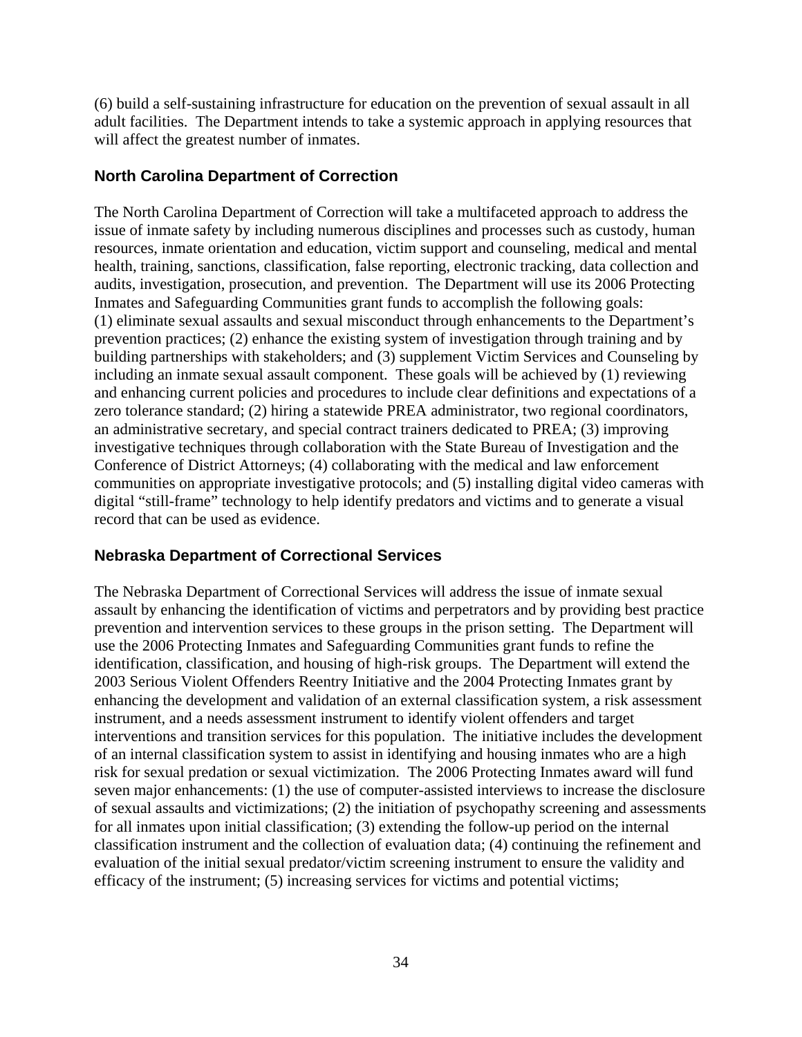(6) build a self-sustaining infrastructure for education on the prevention of sexual assault in all adult facilities. The Department intends to take a systemic approach in applying resources that will affect the greatest number of inmates.

### North Carolina Department of Correction

The North Carolina Department of Correction will take a multifaceted approach to address the issue of inmate safety by including numerous disciplines and processes such as custody, human resources, inmate orientation and education, victim support and counseling, medical and mental health, training, sanctions, classification, false reporting, electronic tracking, data collection and audits, investigation, prosecution, and prevention. The Department will use its 2006 Protecting Inmates and Safeguarding Communities grant funds to accomplish the following goals: (1) eliminate sexual assaults and sexual misconduct through enhancements to the Department's prevention practices; (2) enhance the existing system of investigation through training and by building partnerships with stakeholders; and (3) supplement Victim Services and Counseling by including an inmate sexual assault component. These goals will be achieved by (1) reviewing and enhancing current policies and procedures to include clear definitions and expectations of a zero tolerance standard; (2) hiring a statewide PREA administrator, two regional coordinators, an administrative secretary, and special contract trainers dedicated to PREA; (3) improving investigative techniques through collaboration with the State Bureau of Investigation and the Conference of District Attorneys; (4) collaborating with the medical and law enforcement communities on appropriate investigative protocols; and (5) installing digital video cameras with digital "still-frame" technology to help identify predators and victims and to generate a visual record that can be used as evidence.

### Nebraska Department of Correctional Services

The Nebraska Department of Correctional Services will address the issue of inmate sexual assault by enhancing the identification of victims and perpetrators and by providing best practice prevention and intervention services to these groups in the prison setting. The Department will use the 2006 Protecting Inmates and Safeguarding Communities grant funds to refine the identification, classification, and housing of high-risk groups. The Department will extend the 2003 Serious Violent Offenders Reentry Initiative and the 2004 Protecting Inmates grant by enhancing the development and validation of an external classification system, a risk assessment instrument, and a needs assessment instrument to identify violent offenders and target interventions and transition services for this population. The initiative includes the development of an internal classification system to assist in identifying and housing inmates who are a high risk for sexual predation or sexual victimization. The 2006 Protecting Inmates award will fund seven major enhancements: (1) the use of computer-assisted interviews to increase the disclosure of sexual assaults and victimizations; (2) the initiation of psychopathy screening and assessments for all inmates upon initial classification; (3) extending the follow-up period on the internal classification instrument and the collection of evaluation data; (4) continuing the refinement and evaluation of the initial sexual predator/victim screening instrument to ensure the validity and efficacy of the instrument; (5) increasing services for victims and potential victims;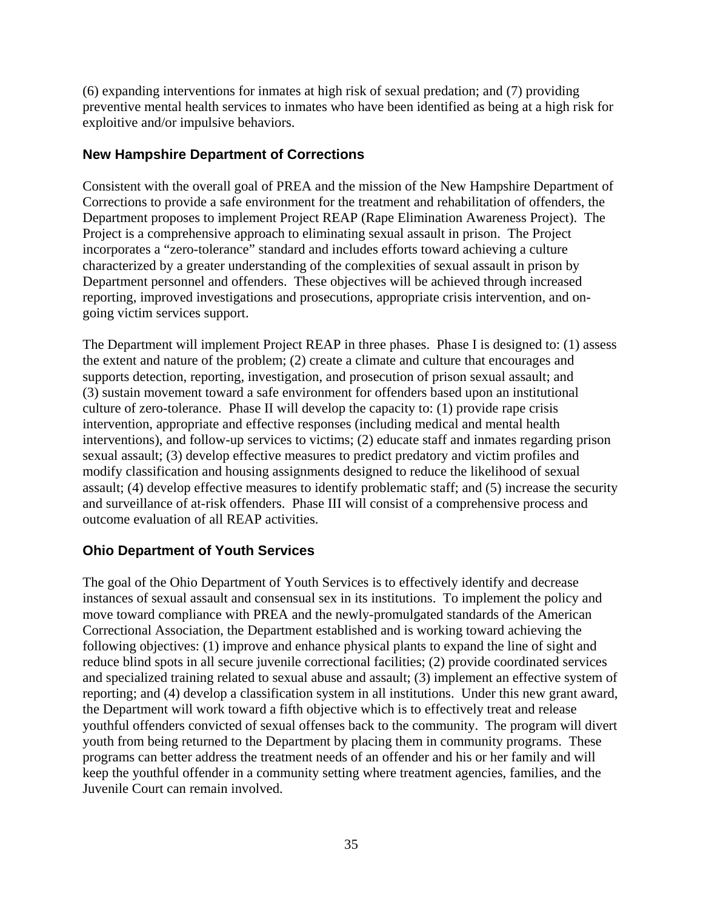(6) expanding interventions for inmates at high risk of sexual predation; and (7) providing preventive mental health services to inmates who have been identified as being at a high risk for exploitive and/or impulsive behaviors.

### New Hampshire Department of Corrections

Consistent with the overall goal of PREA and the mission of the New Hampshire Department of Corrections to provide a safe environment for the treatment and rehabilitation of offenders, the Department proposes to implement Project REAP (Rape Elimination Awareness Project). The Project is a comprehensive approach to eliminating sexual assault in prison. The Project incorporates a "zero-tolerance" standard and includes efforts toward achieving a culture characterized by a greater understanding of the complexities of sexual assault in prison by Department personnel and offenders. These objectives will be achieved through increased reporting, improved investigations and prosecutions, appropriate crisis intervention, and on-going victim services support.

The Department will implement Project REAP in three phases. Phase I is designed to: (1) assess the extent and nature of the problem; (2) create a climate and culture that encourages and supports detection, reporting, investigation, and prosecution of prison sexual assault; and (3) sustain movement toward a safe environment for offenders based upon an institutional culture of zero-tolerance. Phase II will develop the capacity to: (1) provide rape crisis intervention, appropriate and effective responses (including medical and mental health interventions), and follow-up services to victims; (2) educate staff and inmates regarding prison sexual assault; (3) develop effective measures to predict predatory and victim profiles and modify classification and housing assignments designed to reduce the likelihood of sexual assault; (4) develop effective measures to identify problematic staff; and (5) increase the security and surveillance of at-risk offenders. Phase III will consist of a comprehensive process and outcome evaluation of all REAP activities.

### Ohio Department of Youth Services

The goal of the Ohio Department of Youth Services is to effectively identify and decrease instances of sexual assault and consensual sex in its institutions. To implement the policy and move toward compliance with PREA and the newly-promulgated standards of the American Correctional Association, the Department established and is working toward achieving the following objectives: (1) improve and enhance physical plants to expand the line of sight and reduce blind spots in all secure juvenile correctional facilities; (2) provide coordinated services and specialized training related to sexual abuse and assault; (3) implement an effective system of reporting; and (4) develop a classification system in all institutions. Under this new grant award, the Department will work toward a fifth objective which is to effectively treat and release youthful offenders convicted of sexual offenses back to the community. The program will divert youth from being returned to the Department by placing them in community programs. These programs can better address the treatment needs of an offender and his or her family and will keep the youthful offender in a community setting where treatment agencies, families, and the Juvenile Court can remain involved.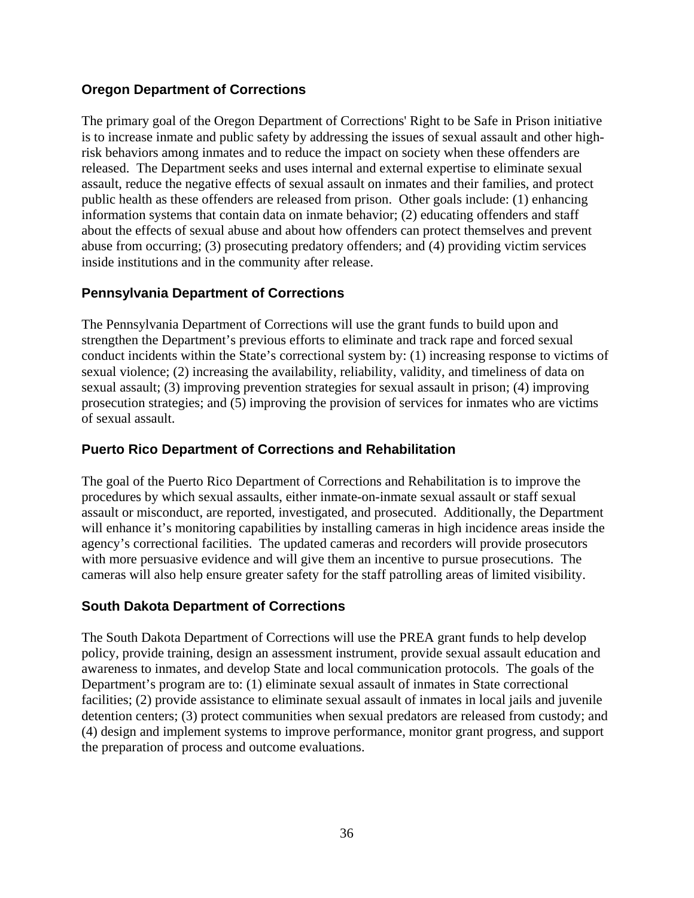### Oregon Department of Corrections

The primary goal of the Oregon Department of Corrections' Right to be Safe in Prison initiative is to increase inmate and public safety by addressing the issues of sexual assault and other high-risk behaviors among inmates and to reduce the impact on society when these offenders are released. The Department seeks and uses internal and external expertise to eliminate sexual assault, reduce the negative effects of sexual assault on inmates and their families, and protect public health as these offenders are released from prison. Other goals include: (1) enhancing information systems that contain data on inmate behavior; (2) educating offenders and staff about the effects of sexual abuse and about how offenders can protect themselves and prevent abuse from occurring; (3) prosecuting predatory offenders; and (4) providing victim services inside institutions and in the community after release.

### Pennsylvania Department of Corrections

The Pennsylvania Department of Corrections will use the grant funds to build upon and strengthen the Department's previous efforts to eliminate and track rape and forced sexual conduct incidents within the State's correctional system by: (1) increasing response to victims of sexual violence; (2) increasing the availability, reliability, validity, and timeliness of data on sexual assault; (3) improving prevention strategies for sexual assault in prison; (4) improving prosecution strategies; and (5) improving the provision of services for inmates who are victims of sexual assault.

### Puerto Rico Department of Corrections and Rehabilitation

The goal of the Puerto Rico Department of Corrections and Rehabilitation is to improve the procedures by which sexual assaults, either inmate-on-inmate sexual assault or staff sexual assault or misconduct, are reported, investigated, and prosecuted. Additionally, the Department will enhance it's monitoring capabilities by installing cameras in high incidence areas inside the agency's correctional facilities. The updated cameras and recorders will provide prosecutors with more persuasive evidence and will give them an incentive to pursue prosecutions. The cameras will also help ensure greater safety for the staff patrolling areas of limited visibility.

### South Dakota Department of Corrections

The South Dakota Department of Corrections will use the PREA grant funds to help develop policy, provide training, design an assessment instrument, provide sexual assault education and awareness to inmates, and develop State and local communication protocols. The goals of the Department's program are to: (1) eliminate sexual assault of inmates in State correctional facilities; (2) provide assistance to eliminate sexual assault of inmates in local jails and juvenile detention centers; (3) protect communities when sexual predators are released from custody; and (4) design and implement systems to improve performance, monitor grant progress, and support the preparation of process and outcome evaluations.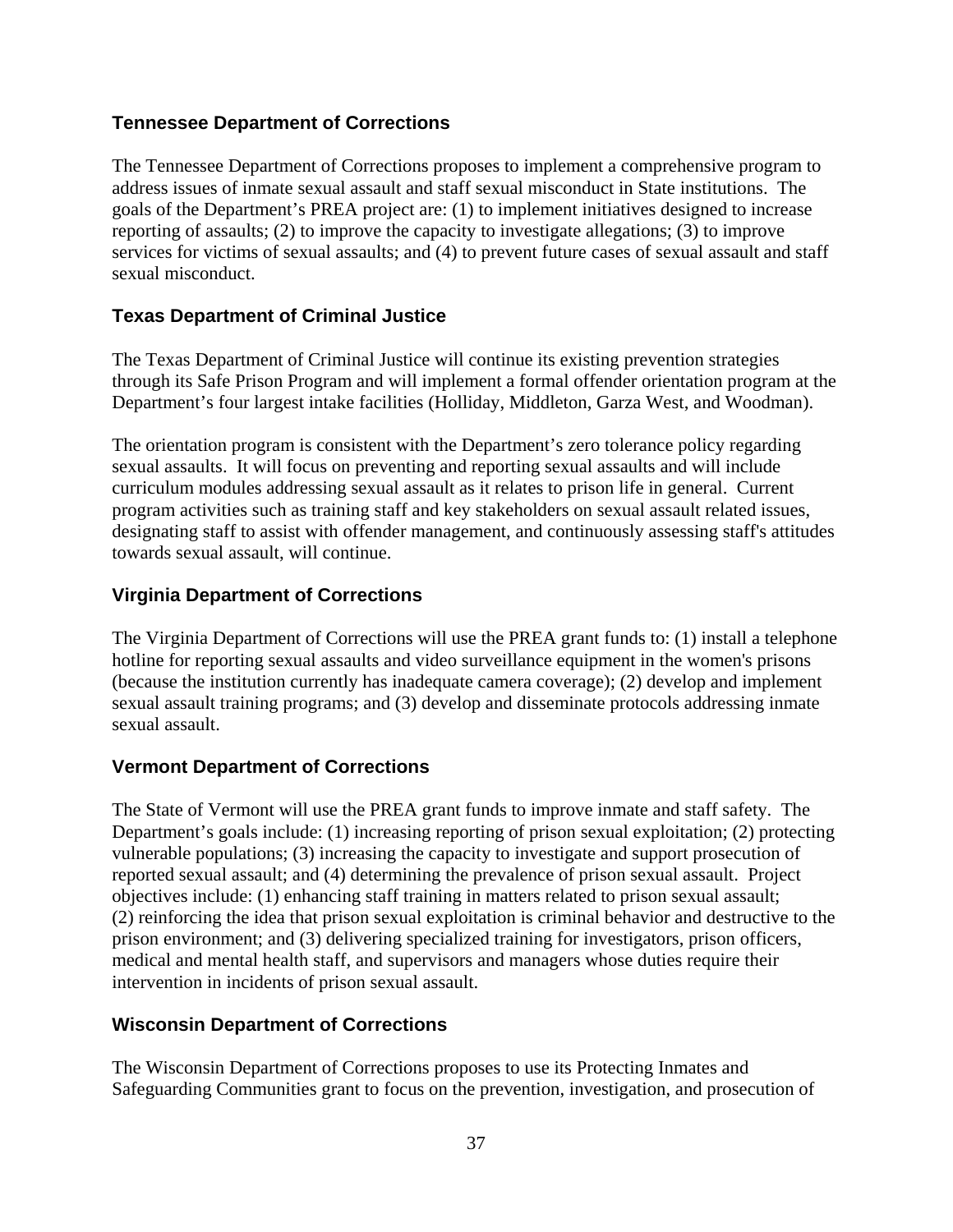### Tennessee Department of Corrections

The Tennessee Department of Corrections proposes to implement a comprehensive program to address issues of inmate sexual assault and staff sexual misconduct in State institutions. The goals of the Department's PREA project are: (1) to implement initiatives designed to increase reporting of assaults; (2) to improve the capacity to investigate allegations; (3) to improve services for victims of sexual assaults; and (4) to prevent future cases of sexual assault and staff sexual misconduct.

### Texas Department of Criminal Justice

The Texas Department of Criminal Justice will continue its existing prevention strategies through its Safe Prison Program and will implement a formal offender orientation program at the Department's four largest intake facilities (Holliday, Middleton, Garza West, and Woodman).

The orientation program is consistent with the Department's zero tolerance policy regarding sexual assaults. It will focus on preventing and reporting sexual assaults and will include curriculum modules addressing sexual assault as it relates to prison life in general. Current program activities such as training staff and key stakeholders on sexual assault related issues, designating staff to assist with offender management, and continuously assessing staff's attitudes towards sexual assault, will continue.

### Virginia Department of Corrections

The Virginia Department of Corrections will use the PREA grant funds to: (1) install a telephone hotline for reporting sexual assaults and video surveillance equipment in the women's prisons (because the institution currently has inadequate camera coverage); (2) develop and implement sexual assault training programs; and (3) develop and disseminate protocols addressing inmate sexual assault.

### Vermont Department of Corrections

The State of Vermont will use the PREA grant funds to improve inmate and staff safety. The Department's goals include: (1) increasing reporting of prison sexual exploitation; (2) protecting vulnerable populations; (3) increasing the capacity to investigate and support prosecution of reported sexual assault; and (4) determining the prevalence of prison sexual assault. Project objectives include: (1) enhancing staff training in matters related to prison sexual assault; (2) reinforcing the idea that prison sexual exploitation is criminal behavior and destructive to the prison environment; and (3) delivering specialized training for investigators, prison officers, medical and mental health staff, and supervisors and managers whose duties require their intervention in incidents of prison sexual assault.

### Wisconsin Department of Corrections

The Wisconsin Department of Corrections proposes to use its Protecting Inmates and Safeguarding Communities grant to focus on the prevention, investigation, and prosecution of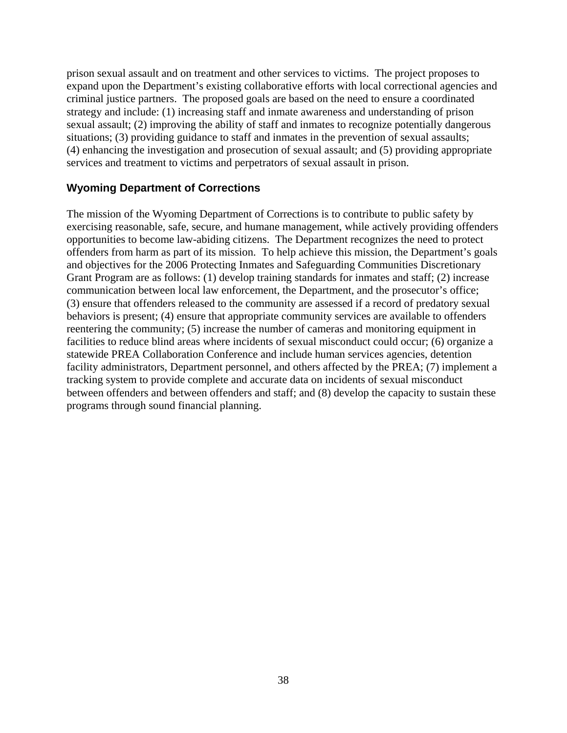prison sexual assault and on treatment and other services to victims. The project proposes to expand upon the Department's existing collaborative efforts with local correctional agencies and criminal justice partners. The proposed goals are based on the need to ensure a coordinated strategy and include: (1) increasing staff and inmate awareness and understanding of prison sexual assault; (2) improving the ability of staff and inmates to recognize potentially dangerous situations; (3) providing guidance to staff and inmates in the prevention of sexual assaults; (4) enhancing the investigation and prosecution of sexual assault; and (5) providing appropriate services and treatment to victims and perpetrators of sexual assault in prison.

### Wyoming Department of Corrections

The mission of the Wyoming Department of Corrections is to contribute to public safety by exercising reasonable, safe, secure, and humane management, while actively providing offenders opportunities to become law-abiding citizens. The Department recognizes the need to protect offenders from harm as part of its mission. To help achieve this mission, the Department's goals and objectives for the 2006 Protecting Inmates and Safeguarding Communities Discretionary Grant Program are as follows: (1) develop training standards for inmates and staff; (2) increase communication between local law enforcement, the Department, and the prosecutor's office; (3) ensure that offenders released to the community are assessed if a record of predatory sexual behaviors is present; (4) ensure that appropriate community services are available to offenders reentering the community; (5) increase the number of cameras and monitoring equipment in facilities to reduce blind areas where incidents of sexual misconduct could occur; (6) organize a statewide PREA Collaboration Conference and include human services agencies, detention facility administrators, Department personnel, and others affected by the PREA; (7) implement a tracking system to provide complete and accurate data on incidents of sexual misconduct between offenders and between offenders and staff; and (8) develop the capacity to sustain these programs through sound financial planning.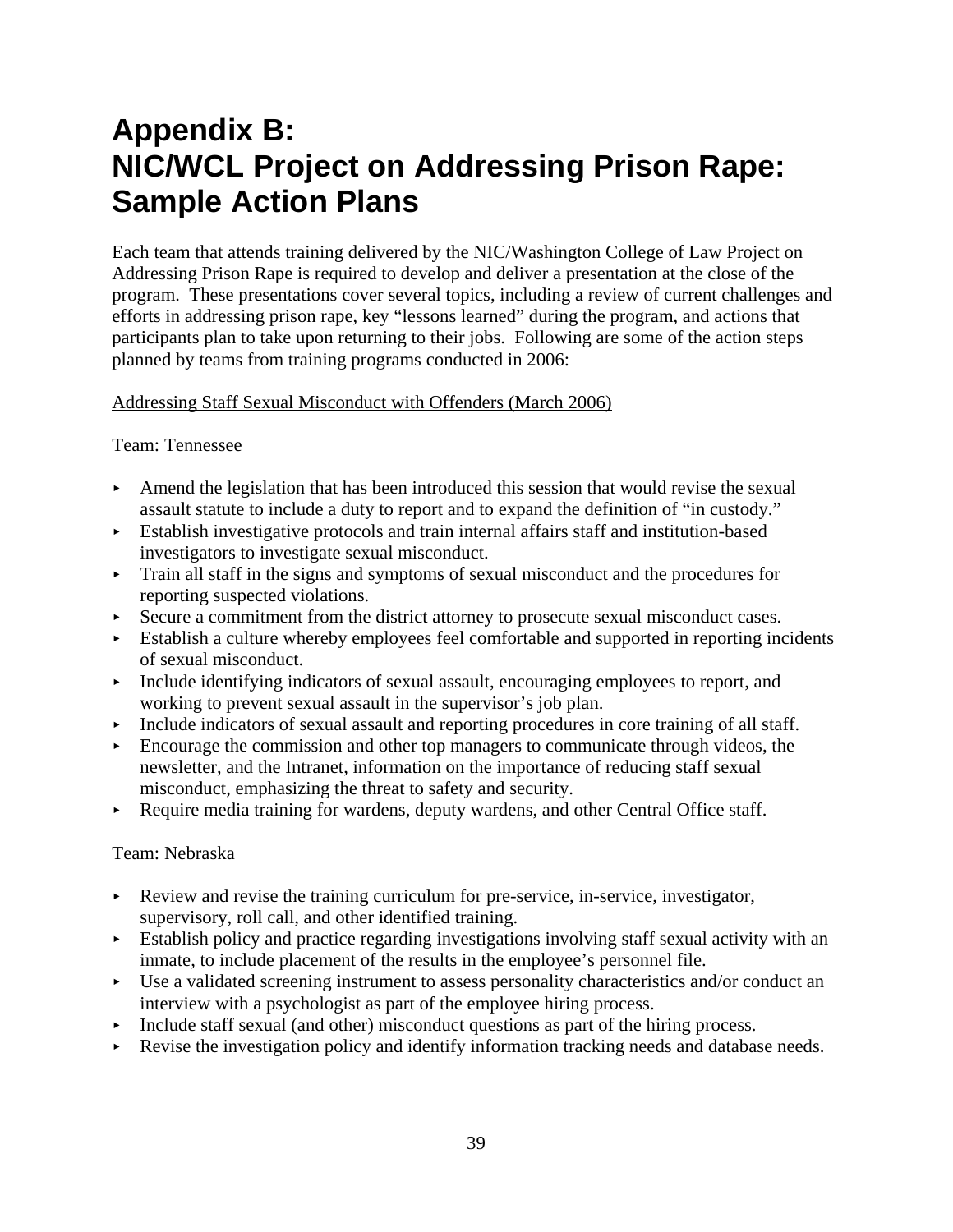# Appendix B: NIC/WCL Project on Addressing Prison Rape: Sample Action Plans

Each team that attends training delivered by the NIC/Washington College of Law Project on Addressing Prison Rape is required to develop and deliver a presentation at the close of the program. These presentations cover several topics, including a review of current challenges and efforts in addressing prison rape, key "lessons learned" during the program, and actions that participants plan to take upon returning to their jobs. Following are some of the action steps planned by teams from training programs conducted in 2006:

<u>Addressing Staff Sexual Misconduct with Offenders (March 2006)</u>

Team: Tennessee

- Amend the legislation that has been introduced this session that would revise the sexual assault statute to include a duty to report and to expand the definition of "in custody."
- Establish investigative protocols and train internal affairs staff and institution-based investigators to investigate sexual misconduct.
- Train all staff in the signs and symptoms of sexual misconduct and the procedures for reporting suspected violations.
- Secure a commitment from the district attorney to prosecute sexual misconduct cases.
- Establish a culture whereby employees feel comfortable and supported in reporting incidents of sexual misconduct.
- Include identifying indicators of sexual assault, encouraging employees to report, and working to prevent sexual assault in the supervisor's job plan.
- Include indicators of sexual assault and reporting procedures in core training of all staff.
- Encourage the commission and other top managers to communicate through videos, the newsletter, and the Intranet, information on the importance of reducing staff sexual misconduct, emphasizing the threat to safety and security.
- Require media training for wardens, deputy wardens, and other Central Office staff.

Team: Nebraska

- Review and revise the training curriculum for pre-service, in-service, investigator, supervisory, roll call, and other identified training.
- Establish policy and practice regarding investigations involving staff sexual activity with an inmate, to include placement of the results in the employee's personnel file.
- Use a validated screening instrument to assess personality characteristics and/or conduct an interview with a psychologist as part of the employee hiring process.
- Include staff sexual (and other) misconduct questions as part of the hiring process.
- Revise the investigation policy and identify information tracking needs and database needs.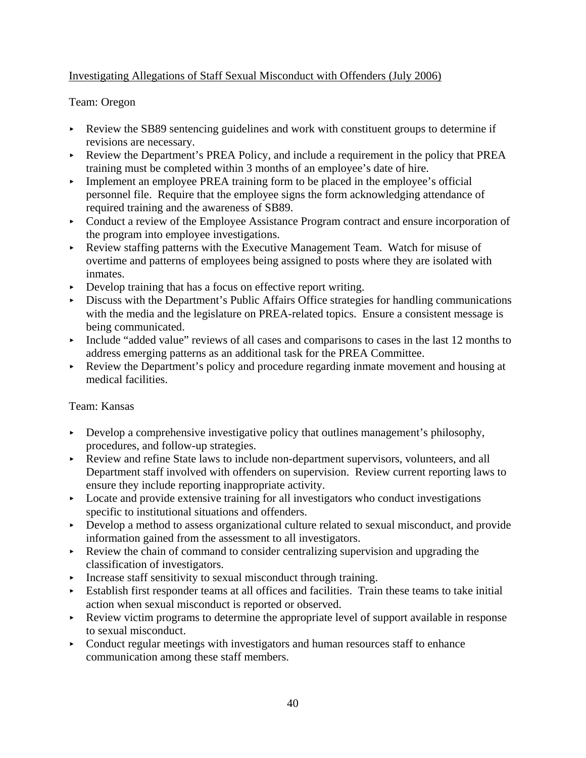<u>Investigating Allegations of Staff Sexual Misconduct with Offenders (July 2006)</u>

Team: Oregon

- Review the SB89 sentencing guidelines and work with constituent groups to determine if revisions are necessary.
- Review the Department's PREA Policy, and include a requirement in the policy that PREA training must be completed within 3 months of an employee's date of hire.
- Implement an employee PREA training form to be placed in the employee's official personnel file. Require that the employee signs the form acknowledging attendance of required training and the awareness of SB89.
- Conduct a review of the Employee Assistance Program contract and ensure incorporation of the program into employee investigations.
- Review staffing patterns with the Executive Management Team. Watch for misuse of overtime and patterns of employees being assigned to posts where they are isolated with inmates.
- Develop training that has a focus on effective report writing.
- Discuss with the Department's Public Affairs Office strategies for handling communications with the media and the legislature on PREA-related topics. Ensure a consistent message is being communicated.
- Include "added value" reviews of all cases and comparisons to cases in the last 12 months to address emerging patterns as an additional task for the PREA Committee.
- Review the Department's policy and procedure regarding inmate movement and housing at medical facilities.

Team: Kansas

- Develop a comprehensive investigative policy that outlines management's philosophy, procedures, and follow-up strategies.
- Review and refine State laws to include non-department supervisors, volunteers, and all Department staff involved with offenders on supervision. Review current reporting laws to ensure they include reporting inappropriate activity.
- Locate and provide extensive training for all investigators who conduct investigations specific to institutional situations and offenders.
- Develop a method to assess organizational culture related to sexual misconduct, and provide information gained from the assessment to all investigators.
- Review the chain of command to consider centralizing supervision and upgrading the classification of investigators.
- Increase staff sensitivity to sexual misconduct through training.
- Establish first responder teams at all offices and facilities. Train these teams to take initial action when sexual misconduct is reported or observed.
- Review victim programs to determine the appropriate level of support available in response to sexual misconduct.
- Conduct regular meetings with investigators and human resources staff to enhance communication among these staff members.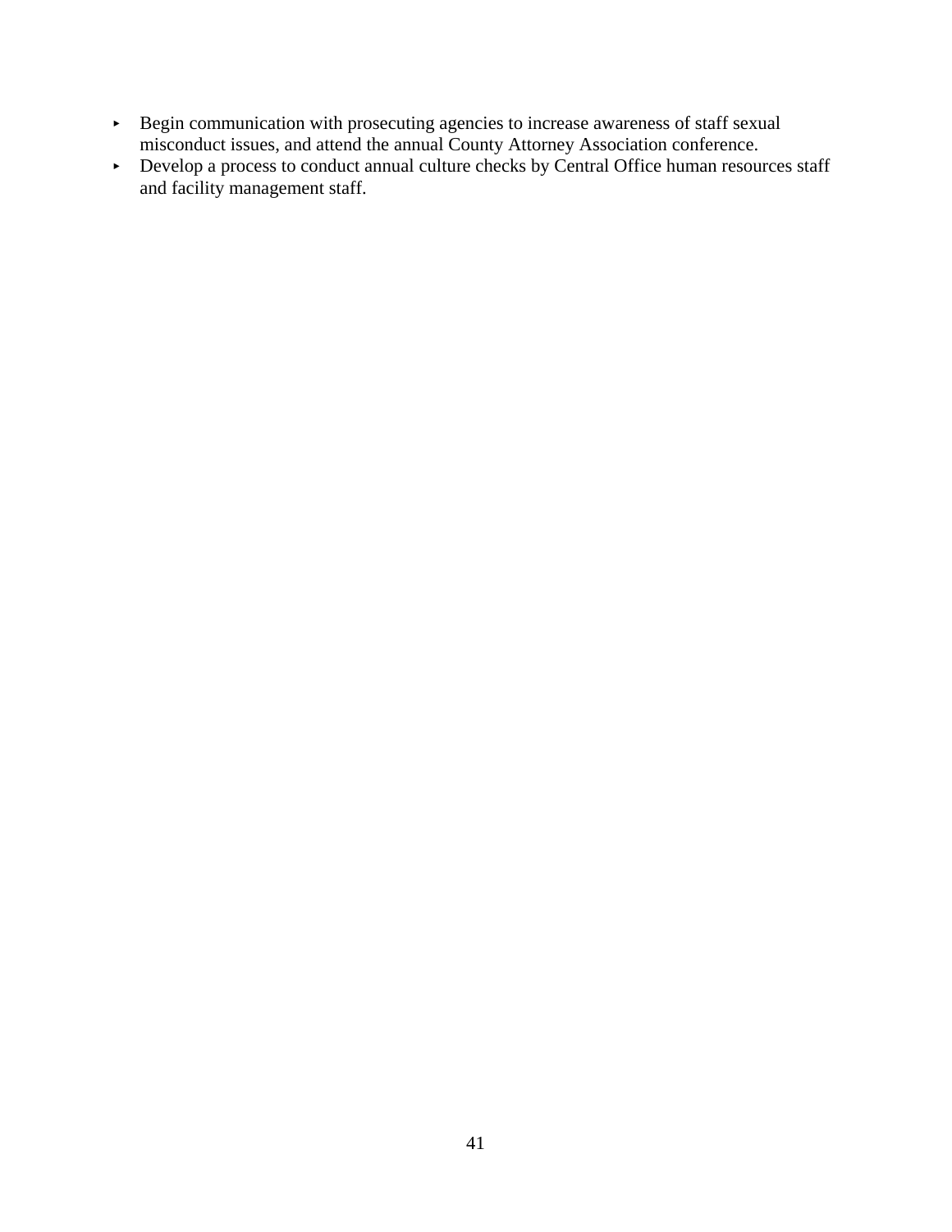- Begin communication with prosecuting agencies to increase awareness of staff sexual misconduct issues, and attend the annual County Attorney Association conference.
- Develop a process to conduct annual culture checks by Central Office human resources staff and facility management staff.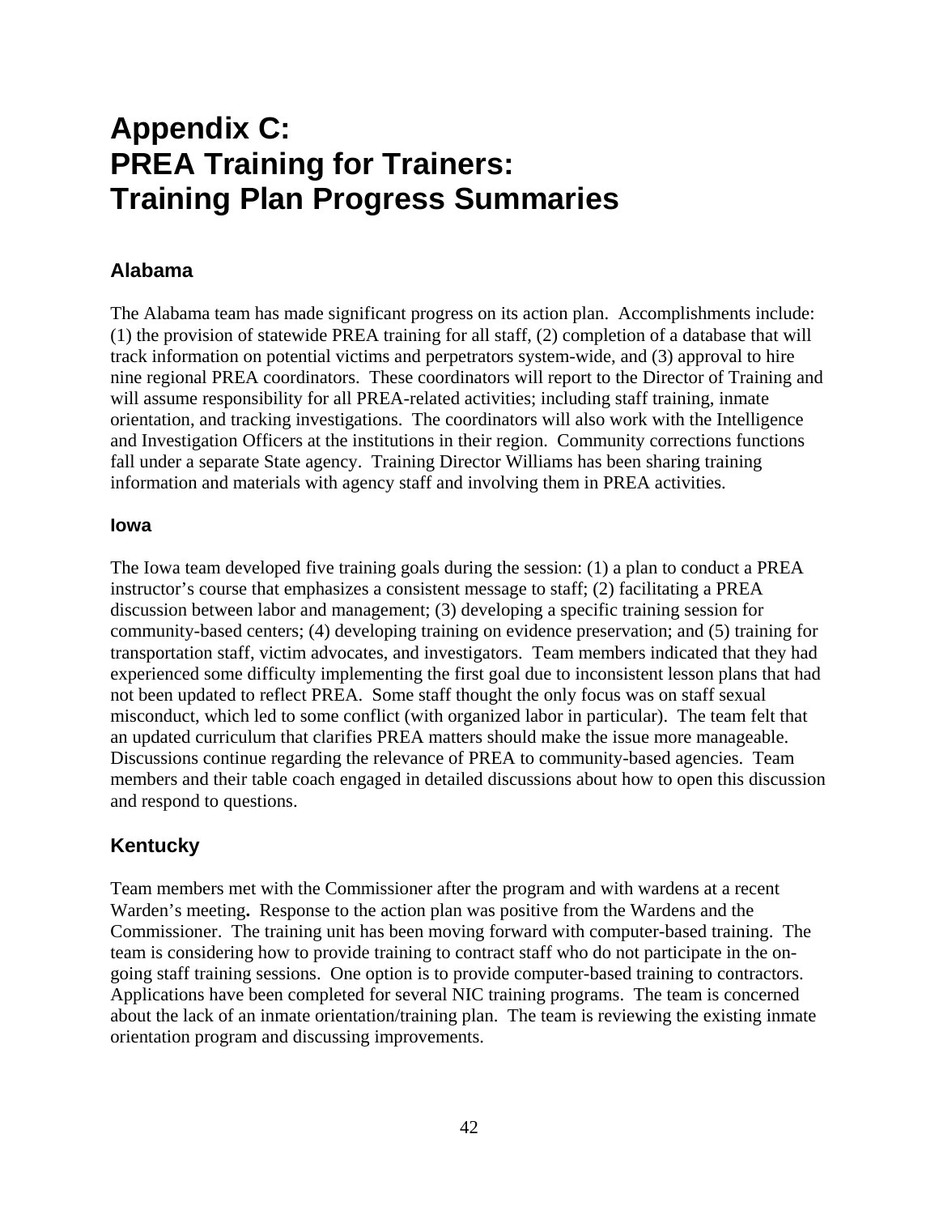# Appendix C: PREA Training for Trainers: Training Plan Progress Summaries

## Alabama

The Alabama team has made significant progress on its action plan. Accomplishments include: (1) the provision of statewide PREA training for all staff, (2) completion of a database that will track information on potential victims and perpetrators system-wide, and (3) approval to hire nine regional PREA coordinators. These coordinators will report to the Director of Training and will assume responsibility for all PREA-related activities; including staff training, inmate orientation, and tracking investigations. The coordinators will also work with the Intelligence and Investigation Officers at the institutions in their region. Community corrections functions fall under a separate State agency. Training Director Williams has been sharing training information and materials with agency staff and involving them in PREA activities.

### Iowa

The Iowa team developed five training goals during the session: (1) a plan to conduct a PREA instructor's course that emphasizes a consistent message to staff; (2) facilitating a PREA discussion between labor and management; (3) developing a specific training session for community-based centers; (4) developing training on evidence preservation; and (5) training for transportation staff, victim advocates, and investigators. Team members indicated that they had experienced some difficulty implementing the first goal due to inconsistent lesson plans that had not been updated to reflect PREA. Some staff thought the only focus was on staff sexual misconduct, which led to some conflict (with organized labor in particular). The team felt that an updated curriculum that clarifies PREA matters should make the issue more manageable. Discussions continue regarding the relevance of PREA to community-based agencies. Team members and their table coach engaged in detailed discussions about how to open this discussion and respond to questions.

## Kentucky

Team members met with the Commissioner after the program and with wardens at a recent Warden's meeting**.** Response to the action plan was positive from the Wardens and the Commissioner. The training unit has been moving forward with computer-based training. The team is considering how to provide training to contract staff who do not participate in the on-going staff training sessions. One option is to provide computer-based training to contractors. Applications have been completed for several NIC training programs. The team is concerned about the lack of an inmate orientation/training plan. The team is reviewing the existing inmate orientation program and discussing improvements.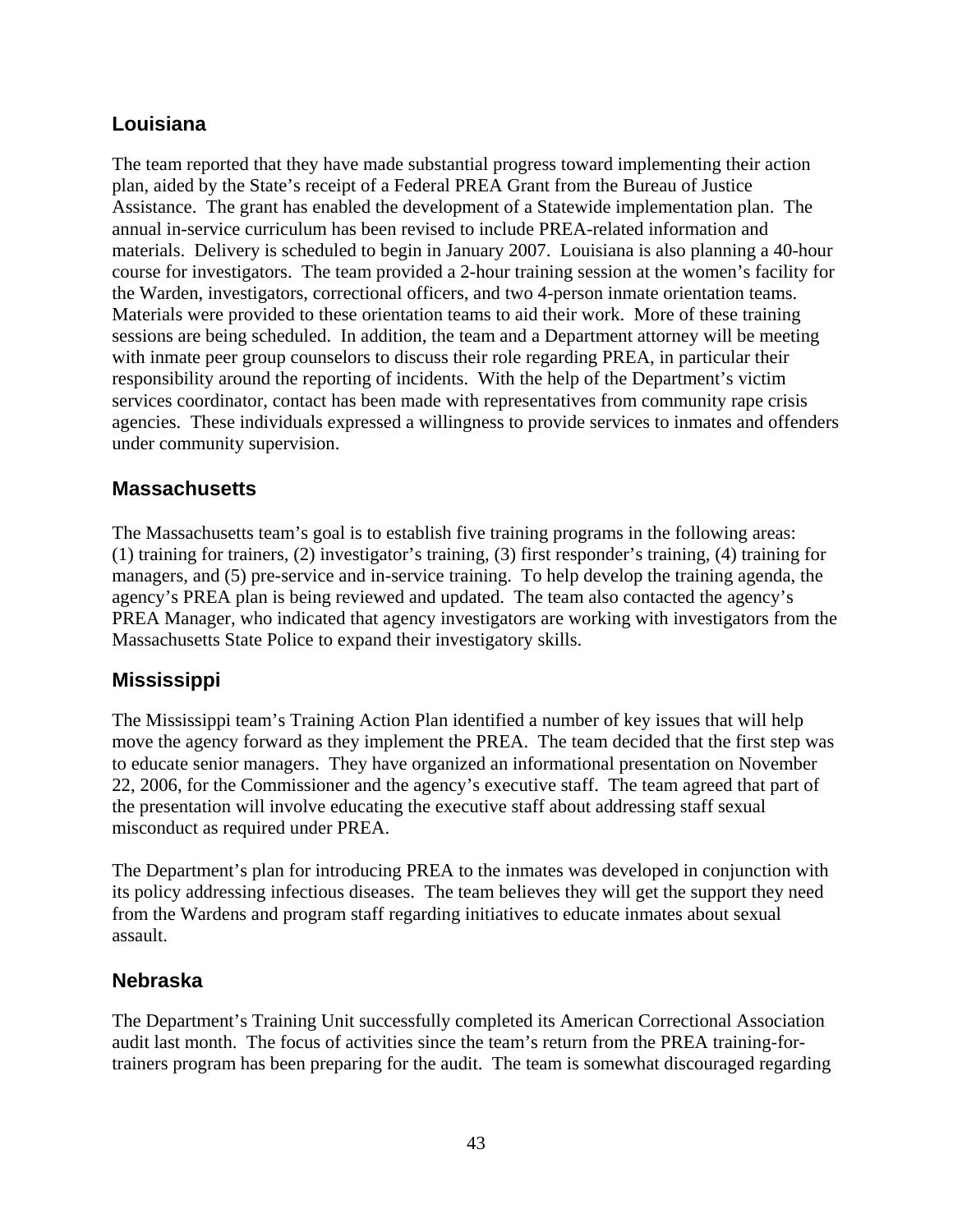## Louisiana

The team reported that they have made substantial progress toward implementing their action plan, aided by the State's receipt of a Federal PREA Grant from the Bureau of Justice Assistance. The grant has enabled the development of a Statewide implementation plan. The annual in-service curriculum has been revised to include PREA-related information and materials. Delivery is scheduled to begin in January 2007. Louisiana is also planning a 40-hour course for investigators. The team provided a 2-hour training session at the women's facility for the Warden, investigators, correctional officers, and two 4-person inmate orientation teams. Materials were provided to these orientation teams to aid their work. More of these training sessions are being scheduled. In addition, the team and a Department attorney will be meeting with inmate peer group counselors to discuss their role regarding PREA, in particular their responsibility around the reporting of incidents. With the help of the Department's victim services coordinator, contact has been made with representatives from community rape crisis agencies. These individuals expressed a willingness to provide services to inmates and offenders under community supervision.

## Massachusetts

The Massachusetts team's goal is to establish five training programs in the following areas: (1) training for trainers, (2) investigator's training, (3) first responder's training, (4) training for managers, and (5) pre-service and in-service training. To help develop the training agenda, the agency's PREA plan is being reviewed and updated. The team also contacted the agency's PREA Manager, who indicated that agency investigators are working with investigators from the Massachusetts State Police to expand their investigatory skills.

## Mississippi

The Mississippi team's Training Action Plan identified a number of key issues that will help move the agency forward as they implement the PREA. The team decided that the first step was to educate senior managers. They have organized an informational presentation on November 22, 2006, for the Commissioner and the agency's executive staff. The team agreed that part of the presentation will involve educating the executive staff about addressing staff sexual misconduct as required under PREA.

The Department's plan for introducing PREA to the inmates was developed in conjunction with its policy addressing infectious diseases. The team believes they will get the support they need from the Wardens and program staff regarding initiatives to educate inmates about sexual assault.

## Nebraska

The Department's Training Unit successfully completed its American Correctional Association audit last month. The focus of activities since the team's return from the PREA training-for-trainers program has been preparing for the audit. The team is somewhat discouraged regarding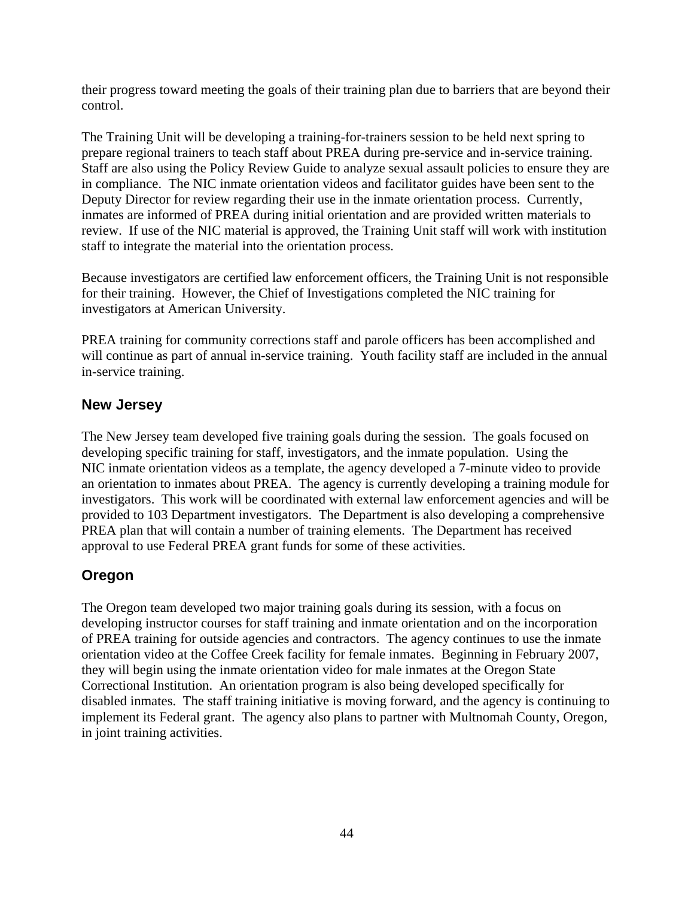their progress toward meeting the goals of their training plan due to barriers that are beyond their control.

The Training Unit will be developing a training-for-trainers session to be held next spring to prepare regional trainers to teach staff about PREA during pre-service and in-service training. Staff are also using the Policy Review Guide to analyze sexual assault policies to ensure they are in compliance. The NIC inmate orientation videos and facilitator guides have been sent to the Deputy Director for review regarding their use in the inmate orientation process. Currently, inmates are informed of PREA during initial orientation and are provided written materials to review. If use of the NIC material is approved, the Training Unit staff will work with institution staff to integrate the material into the orientation process.

Because investigators are certified law enforcement officers, the Training Unit is not responsible for their training. However, the Chief of Investigations completed the NIC training for investigators at American University.

PREA training for community corrections staff and parole officers has been accomplished and will continue as part of annual in-service training. Youth facility staff are included in the annual in-service training.

## New Jersey

The New Jersey team developed five training goals during the session. The goals focused on developing specific training for staff, investigators, and the inmate population. Using the NIC inmate orientation videos as a template, the agency developed a 7-minute video to provide an orientation to inmates about PREA. The agency is currently developing a training module for investigators. This work will be coordinated with external law enforcement agencies and will be provided to 103 Department investigators. The Department is also developing a comprehensive PREA plan that will contain a number of training elements. The Department has received approval to use Federal PREA grant funds for some of these activities.

## Oregon

The Oregon team developed two major training goals during its session, with a focus on developing instructor courses for staff training and inmate orientation and on the incorporation of PREA training for outside agencies and contractors. The agency continues to use the inmate orientation video at the Coffee Creek facility for female inmates. Beginning in February 2007, they will begin using the inmate orientation video for male inmates at the Oregon State Correctional Institution. An orientation program is also being developed specifically for disabled inmates. The staff training initiative is moving forward, and the agency is continuing to implement its Federal grant. The agency also plans to partner with Multnomah County, Oregon, in joint training activities.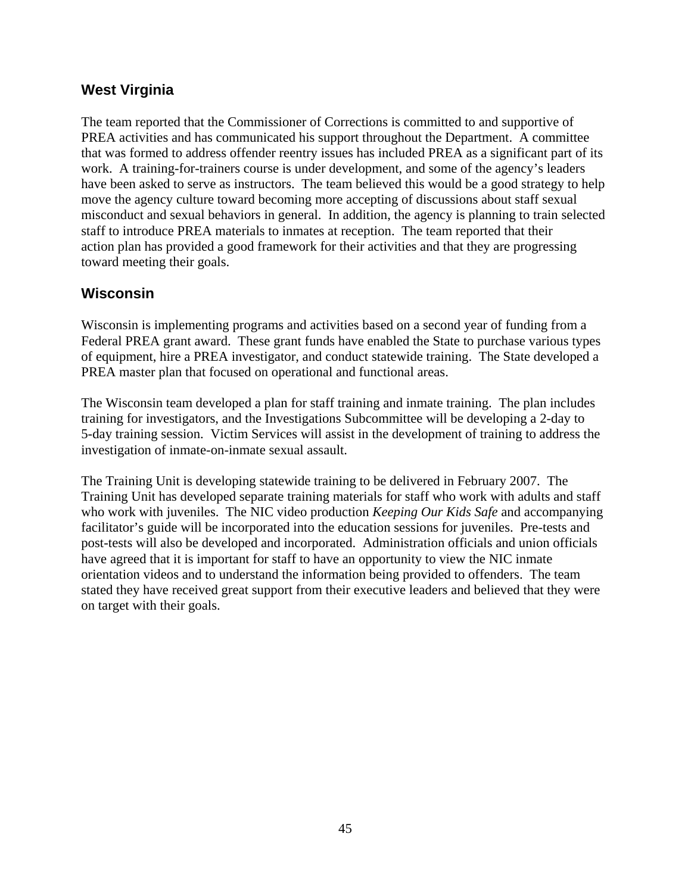## West Virginia

The team reported that the Commissioner of Corrections is committed to and supportive of PREA activities and has communicated his support throughout the Department. A committee that was formed to address offender reentry issues has included PREA as a significant part of its work. A training-for-trainers course is under development, and some of the agency's leaders have been asked to serve as instructors. The team believed this would be a good strategy to help move the agency culture toward becoming more accepting of discussions about staff sexual misconduct and sexual behaviors in general. In addition, the agency is planning to train selected staff to introduce PREA materials to inmates at reception. The team reported that their action plan has provided a good framework for their activities and that they are progressing toward meeting their goals.

## Wisconsin

Wisconsin is implementing programs and activities based on a second year of funding from a Federal PREA grant award. These grant funds have enabled the State to purchase various types of equipment, hire a PREA investigator, and conduct statewide training. The State developed a PREA master plan that focused on operational and functional areas.

The Wisconsin team developed a plan for staff training and inmate training. The plan includes training for investigators, and the Investigations Subcommittee will be developing a 2-day to 5-day training session. Victim Services will assist in the development of training to address the investigation of inmate-on-inmate sexual assault.

The Training Unit is developing statewide training to be delivered in February 2007. The Training Unit has developed separate training materials for staff who work with adults and staff who work with juveniles. The NIC video production *Keeping Our Kids Safe* and accompanying facilitator's guide will be incorporated into the education sessions for juveniles. Pre-tests and post-tests will also be developed and incorporated. Administration officials and union officials have agreed that it is important for staff to have an opportunity to view the NIC inmate orientation videos and to understand the information being provided to offenders. The team stated they have received great support from their executive leaders and believed that they were on target with their goals.